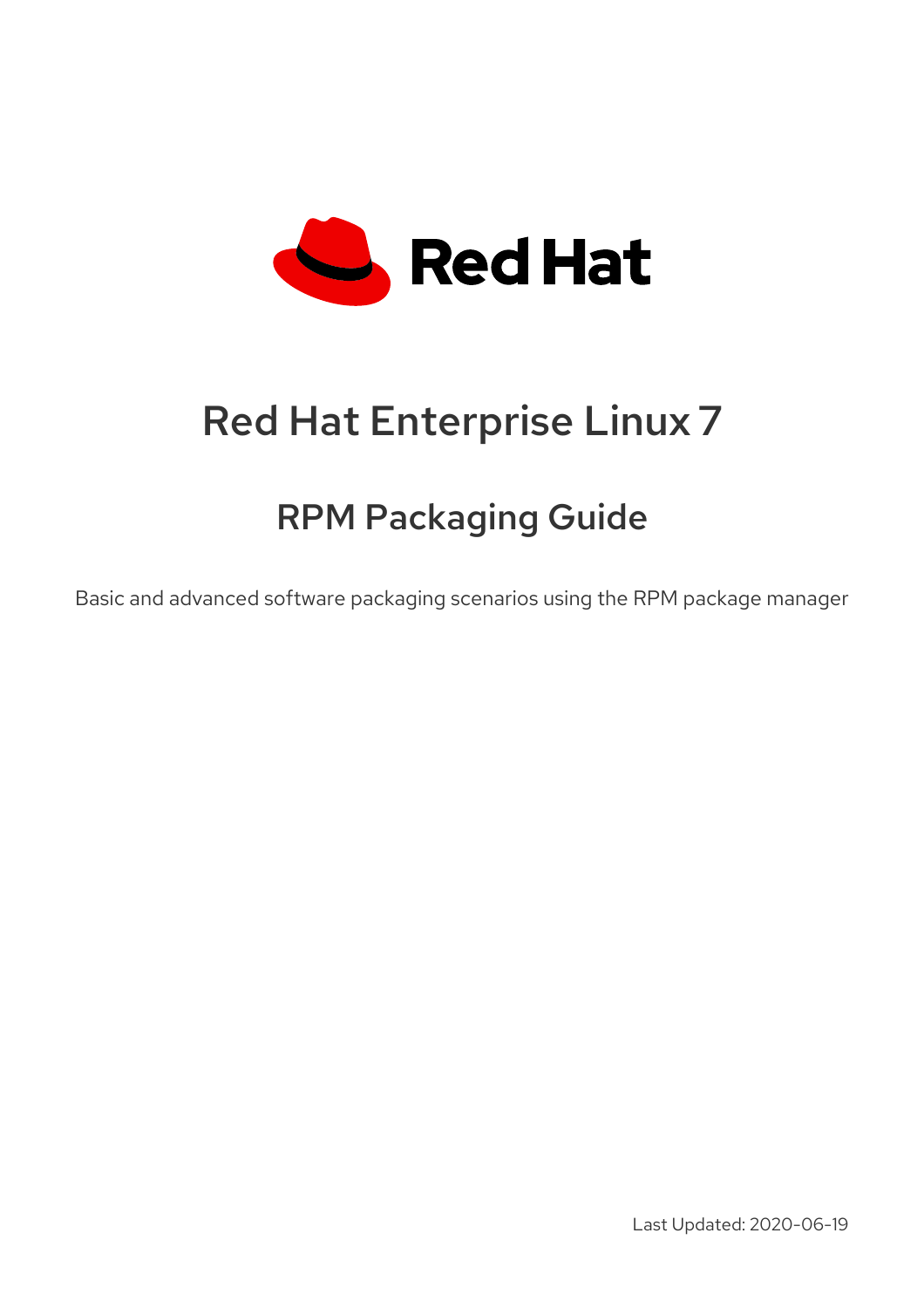Red Hat

# Red Hat Enterprise Linux 7

## RPM Packaging Guide

Basic and advanced software packaging scenarios using the RPM package manager

Last Updated: 2020-06-19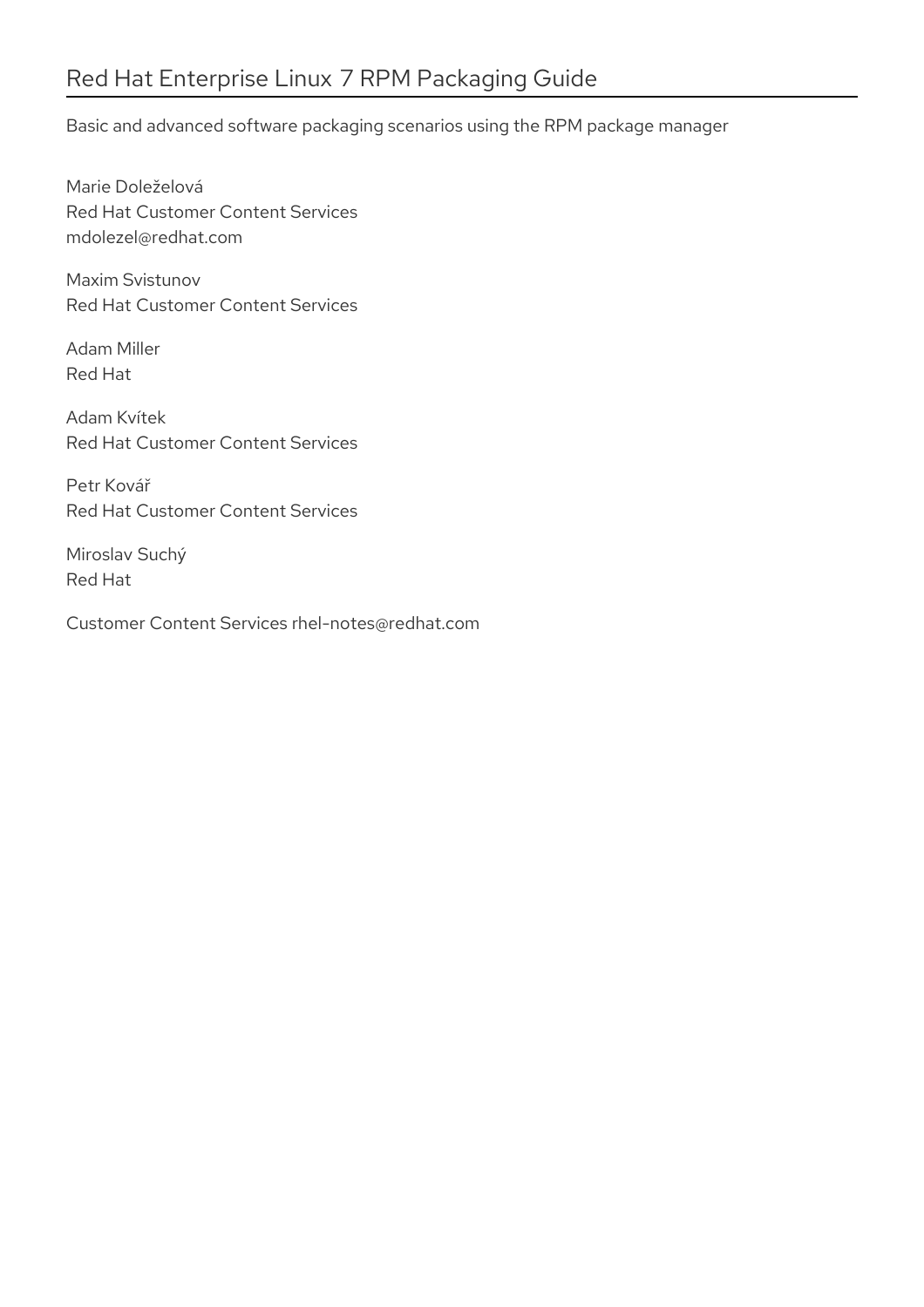# Red Hat Enterprise Linux 7 RPM Packaging Guide

Basic and advanced software packaging scenarios using the RPM package manager

Marie Doleželová
Red Hat Customer Content Services
mdolezel@redhat.com

Maxim Svistunov
Red Hat Customer Content Services

Adam Miller
Red Hat

Adam Kvítek
Red Hat Customer Content Services

Petr Kovář
Red Hat Customer Content Services

Miroslav Suchý
Red Hat

Customer Content Services rhel-notes@redhat.com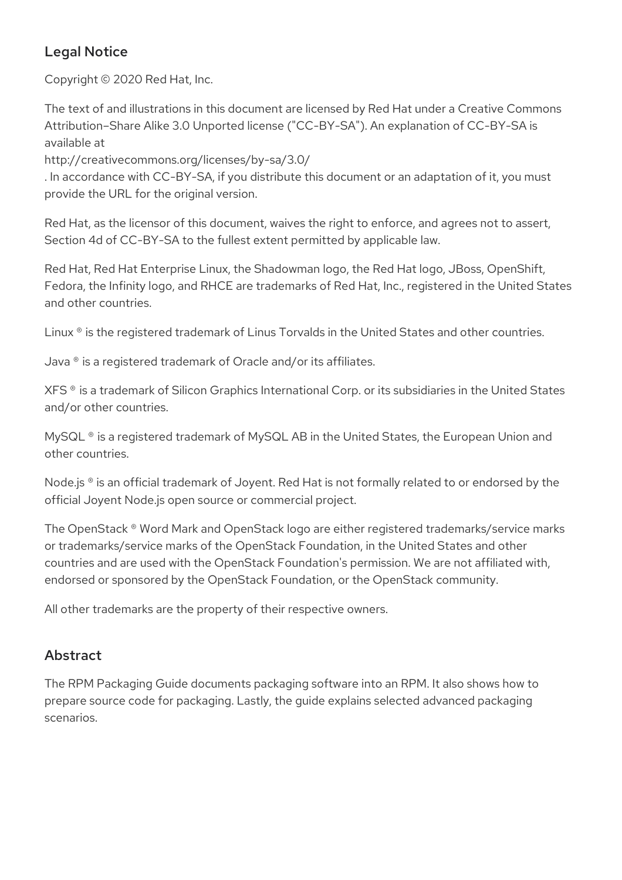## Legal Notice

Copyright © 2020 Red Hat, Inc.

The text of and illustrations in this document are licensed by Red Hat under a Creative Commons Attribution–Share Alike 3.0 Unported license ("CC-BY-SA"). An explanation of CC-BY-SA is available at
http://creativecommons.org/licenses/by-sa/3.0/
. In accordance with CC-BY-SA, if you distribute this document or an adaptation of it, you must provide the URL for the original version.

Red Hat, as the licensor of this document, waives the right to enforce, and agrees not to assert, Section 4d of CC-BY-SA to the fullest extent permitted by applicable law.

Red Hat, Red Hat Enterprise Linux, the Shadowman logo, the Red Hat logo, JBoss, OpenShift, Fedora, the Infinity logo, and RHCE are trademarks of Red Hat, Inc., registered in the United States and other countries.

Linux ® is the registered trademark of Linus Torvalds in the United States and other countries.

Java ® is a registered trademark of Oracle and/or its affiliates.

XFS ® is a trademark of Silicon Graphics International Corp. or its subsidiaries in the United States and/or other countries.

MySQL ® is a registered trademark of MySQL AB in the United States, the European Union and other countries.

Node.js ® is an official trademark of Joyent. Red Hat is not formally related to or endorsed by the official Joyent Node.js open source or commercial project.

The OpenStack ® Word Mark and OpenStack logo are either registered trademarks/service marks or trademarks/service marks of the OpenStack Foundation, in the United States and other countries and are used with the OpenStack Foundation's permission. We are not affiliated with, endorsed or sponsored by the OpenStack Foundation, or the OpenStack community.

All other trademarks are the property of their respective owners.

## Abstract

The RPM Packaging Guide documents packaging software into an RPM. It also shows how to prepare source code for packaging. Lastly, the guide explains selected advanced packaging scenarios.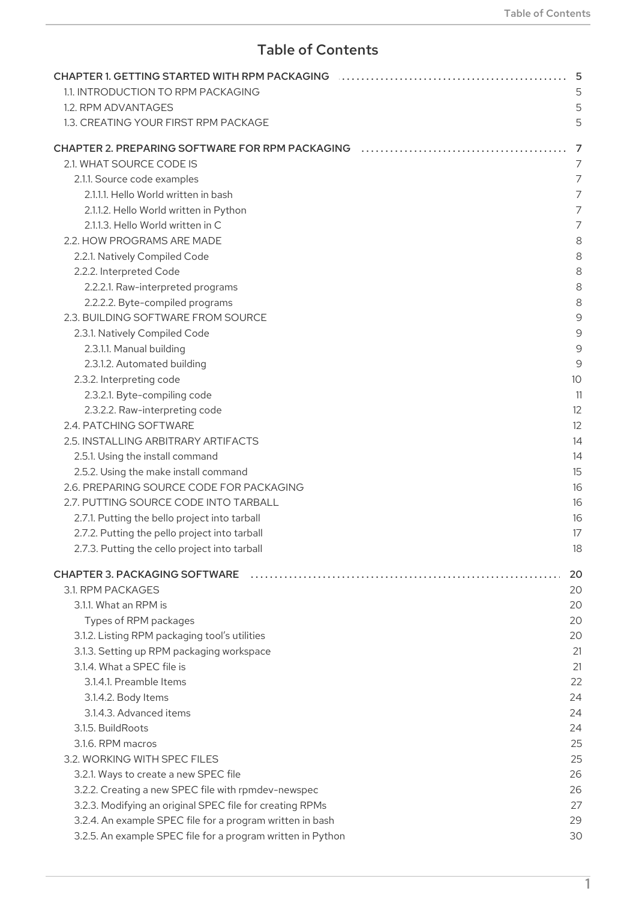# Table of Contents

| | |
|---|---|
| CHAPTER 1. GETTING STARTED WITH RPM PACKAGING | 5 |
| 1.1. INTRODUCTION TO RPM PACKAGING | 5 |
| 1.2. RPM ADVANTAGES | 5 |
| 1.3. CREATING YOUR FIRST RPM PACKAGE | 5 |
| CHAPTER 2. PREPARING SOFTWARE FOR RPM PACKAGING | 7 |
| 2.1. WHAT SOURCE CODE IS | 7 |
| 2.1.1. Source code examples | 7 |
| 2.1.1.1. Hello World written in bash | 7 |
| 2.1.1.2. Hello World written in Python | 7 |
| 2.1.1.3. Hello World written in C | 7 |
| 2.2. HOW PROGRAMS ARE MADE | 8 |
| 2.2.1. Natively Compiled Code | 8 |
| 2.2.2. Interpreted Code | 8 |
| 2.2.2.1. Raw-interpreted programs | 8 |
| 2.2.2.2. Byte-compiled programs | 8 |
| 2.3. BUILDING SOFTWARE FROM SOURCE | 9 |
| 2.3.1. Natively Compiled Code | 9 |
| 2.3.1.1. Manual building | 9 |
| 2.3.1.2. Automated building | 9 |
| 2.3.2. Interpreting code | 10 |
| 2.3.2.1. Byte-compiling code | 11 |
| 2.3.2.2. Raw-interpreting code | 12 |
| 2.4. PATCHING SOFTWARE | 12 |
| 2.5. INSTALLING ARBITRARY ARTIFACTS | 14 |
| 2.5.1. Using the install command | 14 |
| 2.5.2. Using the make install command | 15 |
| 2.6. PREPARING SOURCE CODE FOR PACKAGING | 16 |
| 2.7. PUTTING SOURCE CODE INTO TARBALL | 16 |
| 2.7.1. Putting the bello project into tarball | 16 |
| 2.7.2. Putting the pello project into tarball | 17 |
| 2.7.3. Putting the cello project into tarball | 18 |
| CHAPTER 3. PACKAGING SOFTWARE | 20 |
| 3.1. RPM PACKAGES | 20 |
| 3.1.1. What an RPM is | 20 |
| Types of RPM packages | 20 |
| 3.1.2. Listing RPM packaging tool's utilities | 20 |
| 3.1.3. Setting up RPM packaging workspace | 21 |
| 3.1.4. What a SPEC file is | 21 |
| 3.1.4.1. Preamble Items | 22 |
| 3.1.4.2. Body Items | 24 |
| 3.1.4.3. Advanced items | 24 |
| 3.1.5. BuildRoots | 24 |
| 3.1.6. RPM macros | 25 |
| 3.2. WORKING WITH SPEC FILES | 25 |
| 3.2.1. Ways to create a new SPEC file | 26 |
| 3.2.2. Creating a new SPEC file with rpmdev-newspec | 26 |
| 3.2.3. Modifying an original SPEC file for creating RPMs | 27 |
| 3.2.4. An example SPEC file for a program written in bash | 29 |
| 3.2.5. An example SPEC file for a program written in Python | 30 |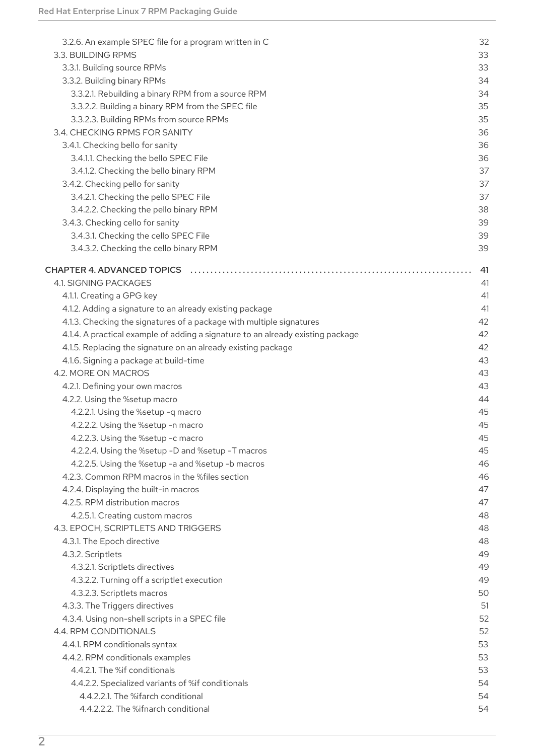3.2.6. An example SPEC file for a program written in C 32
3.3. BUILDING RPMS 33
3.3.1. Building source RPMs 33
3.3.2. Building binary RPMs 34
3.3.2.1. Rebuilding a binary RPM from a source RPM 34
3.3.2.2. Building a binary RPM from the SPEC file 35
3.3.2.3. Building RPMs from source RPMs 35
3.4. CHECKING RPMS FOR SANITY 36
3.4.1. Checking bello for sanity 36
3.4.1.1. Checking the bello SPEC File 36
3.4.1.2. Checking the bello binary RPM 37
3.4.2. Checking pello for sanity 37
3.4.2.1. Checking the pello SPEC File 37
3.4.2.2. Checking the pello binary RPM 38
3.4.3. Checking cello for sanity 39
3.4.3.1. Checking the cello SPEC File 39
3.4.3.2. Checking the cello binary RPM 39

CHAPTER 4. ADVANCED TOPICS 41
4.1. SIGNING PACKAGES 41
4.1.1. Creating a GPG key 41
4.1.2. Adding a signature to an already existing package 41
4.1.3. Checking the signatures of a package with multiple signatures 42
4.1.4. A practical example of adding a signature to an already existing package 42
4.1.5. Replacing the signature on an already existing package 42
4.1.6. Signing a package at build-time 43
4.2. MORE ON MACROS 43
4.2.1. Defining your own macros 43
4.2.2. Using the %setup macro 44
4.2.2.1. Using the %setup -q macro 45
4.2.2.2. Using the %setup -n macro 45
4.2.2.3. Using the %setup -c macro 45
4.2.2.4. Using the %setup -D and %setup -T macros 45
4.2.2.5. Using the %setup -a and %setup -b macros 46
4.2.3. Common RPM macros in the %files section 46
4.2.4. Displaying the built-in macros 47
4.2.5. RPM distribution macros 47
4.2.5.1. Creating custom macros 48
4.3. EPOCH, SCRIPTLETS AND TRIGGERS 48
4.3.1. The Epoch directive 48
4.3.2. Scriptlets 49
4.3.2.1. Scriptlets directives 49
4.3.2.2. Turning off a scriptlet execution 49
4.3.2.3. Scriptlets macros 50
4.3.3. The Triggers directives 51
4.3.4. Using non-shell scripts in a SPEC file 52
4.4. RPM CONDITIONALS 52
4.4.1. RPM conditionals syntax 53
4.4.2. RPM conditionals examples 53
4.4.2.1. The %if conditionals 53
4.4.2.2. Specialized variants of %if conditionals 54
4.4.2.2.1. The %ifarch conditional 54
4.4.2.2.2. The %ifnarch conditional 54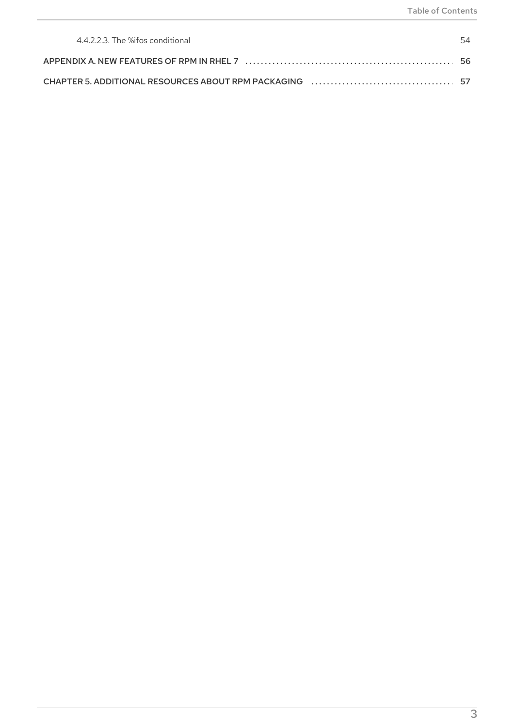4.4.2.2.3. The %ifos conditional 54

APPENDIX A. NEW FEATURES OF RPM IN RHEL 7 56

CHAPTER 5. ADDITIONAL RESOURCES ABOUT RPM PACKAGING 57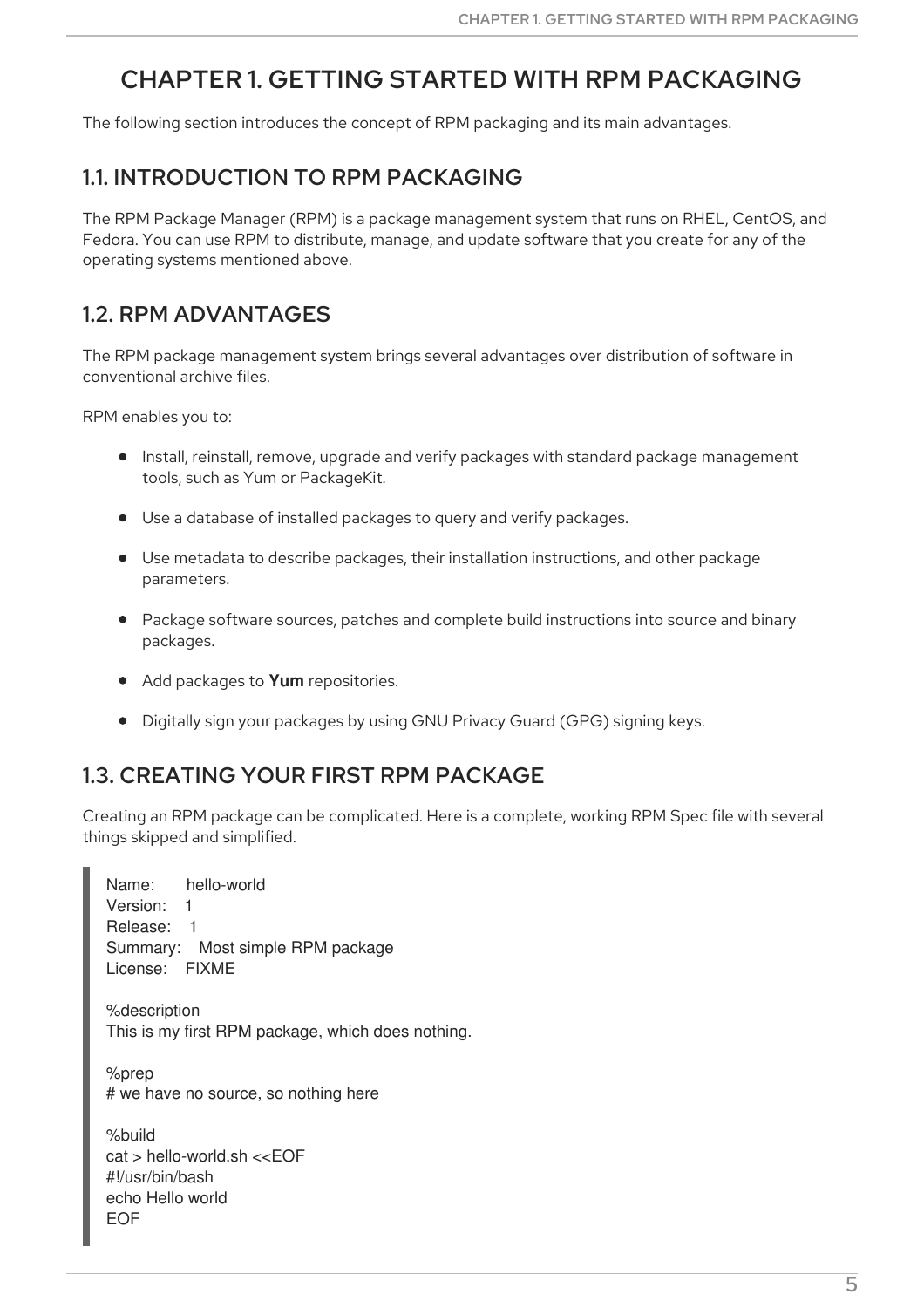# CHAPTER 1. GETTING STARTED WITH RPM PACKAGING

The following section introduces the concept of RPM packaging and its main advantages.

## 1.1. INTRODUCTION TO RPM PACKAGING

The RPM Package Manager (RPM) is a package management system that runs on RHEL, CentOS, and Fedora. You can use RPM to distribute, manage, and update software that you create for any of the operating systems mentioned above.

## 1.2. RPM ADVANTAGES

The RPM package management system brings several advantages over distribution of software in conventional archive files.

RPM enables you to:

- Install, reinstall, remove, upgrade and verify packages with standard package management tools, such as Yum or PackageKit.
- Use a database of installed packages to query and verify packages.
- Use metadata to describe packages, their installation instructions, and other package parameters.
- Package software sources, patches and complete build instructions into source and binary packages.
- Add packages to **Yum** repositories.
- Digitally sign your packages by using GNU Privacy Guard (GPG) signing keys.

## 1.3. CREATING YOUR FIRST RPM PACKAGE

Creating an RPM package can be complicated. Here is a complete, working RPM Spec file with several things skipped and simplified.

```
Name:       hello-world
Version:    1
Release:    1
Summary:    Most simple RPM package
License:    FIXME

%description
This is my first RPM package, which does nothing.

%prep
# we have no source, so nothing here

%build
cat > hello-world.sh <<EOF
#!/usr/bin/bash
echo Hello world
EOF
```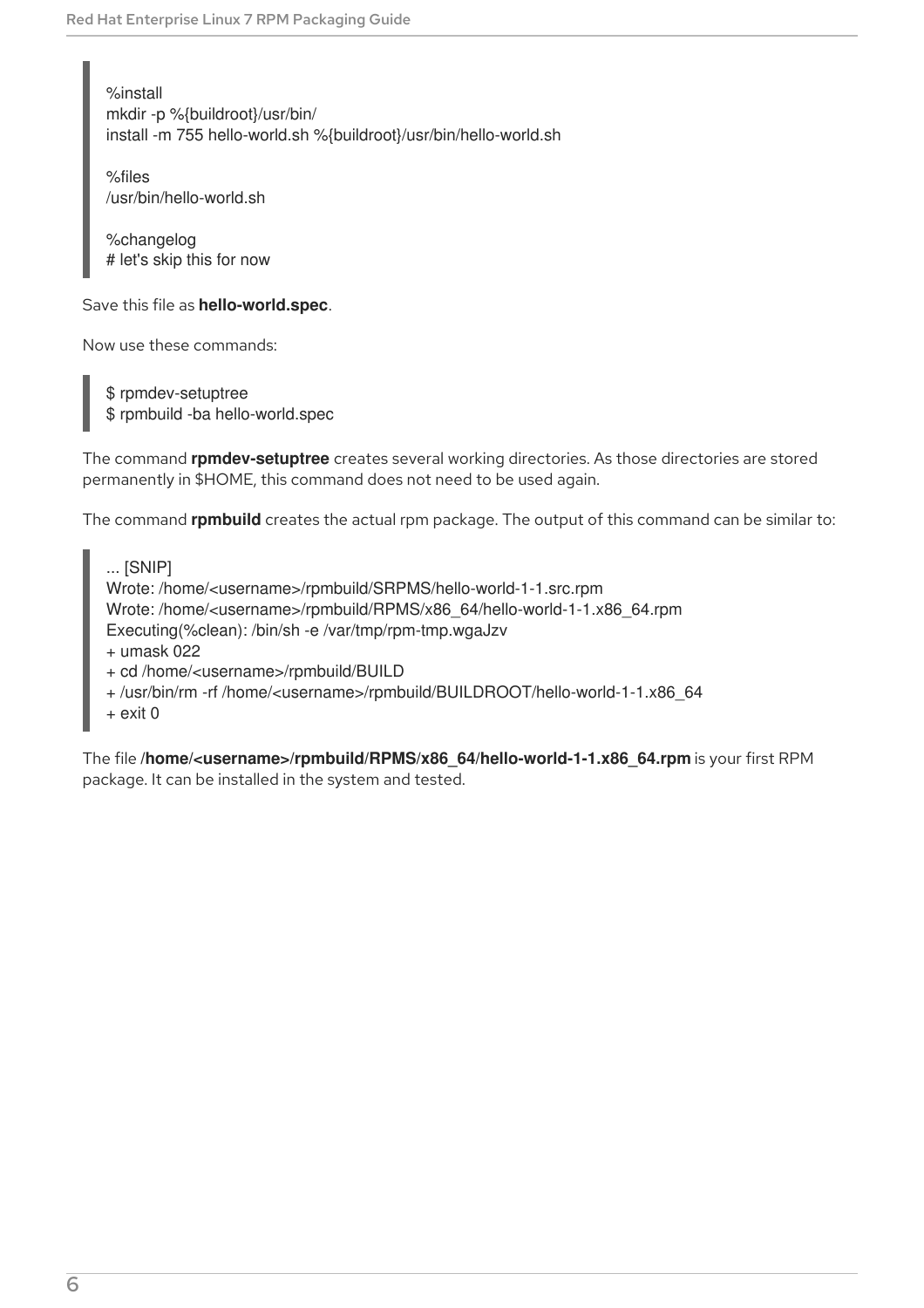```
%install
mkdir -p %{buildroot}/usr/bin/
install -m 755 hello-world.sh %{buildroot}/usr/bin/hello-world.sh

%files
/usr/bin/hello-world.sh

%changelog
# let's skip this for now
```

Save this file as **hello-world.spec**.

Now use these commands:

```
$ rpmdev-setuptree
$ rpmbuild -ba hello-world.spec
```

The command **rpmdev-setuptree** creates several working directories. As those directories are stored permanently in $HOME, this command does not need to be used again.

The command **rpmbuild** creates the actual rpm package. The output of this command can be similar to:

```
... [SNIP]
Wrote: /home/<username>/rpmbuild/SRPMS/hello-world-1-1.src.rpm
Wrote: /home/<username>/rpmbuild/RPMS/x86_64/hello-world-1-1.x86_64.rpm
Executing(%clean): /bin/sh -e /var/tmp/rpm-tmp.wgaJzv
+ umask 022
+ cd /home/<username>/rpmbuild/BUILD
+ /usr/bin/rm -rf /home/<username>/rpmbuild/BUILDROOT/hello-world-1-1.x86_64
+ exit 0
```

The file **/home/<username>/rpmbuild/RPMS/x86_64/hello-world-1-1.x86_64.rpm** is your first RPM package. It can be installed in the system and tested.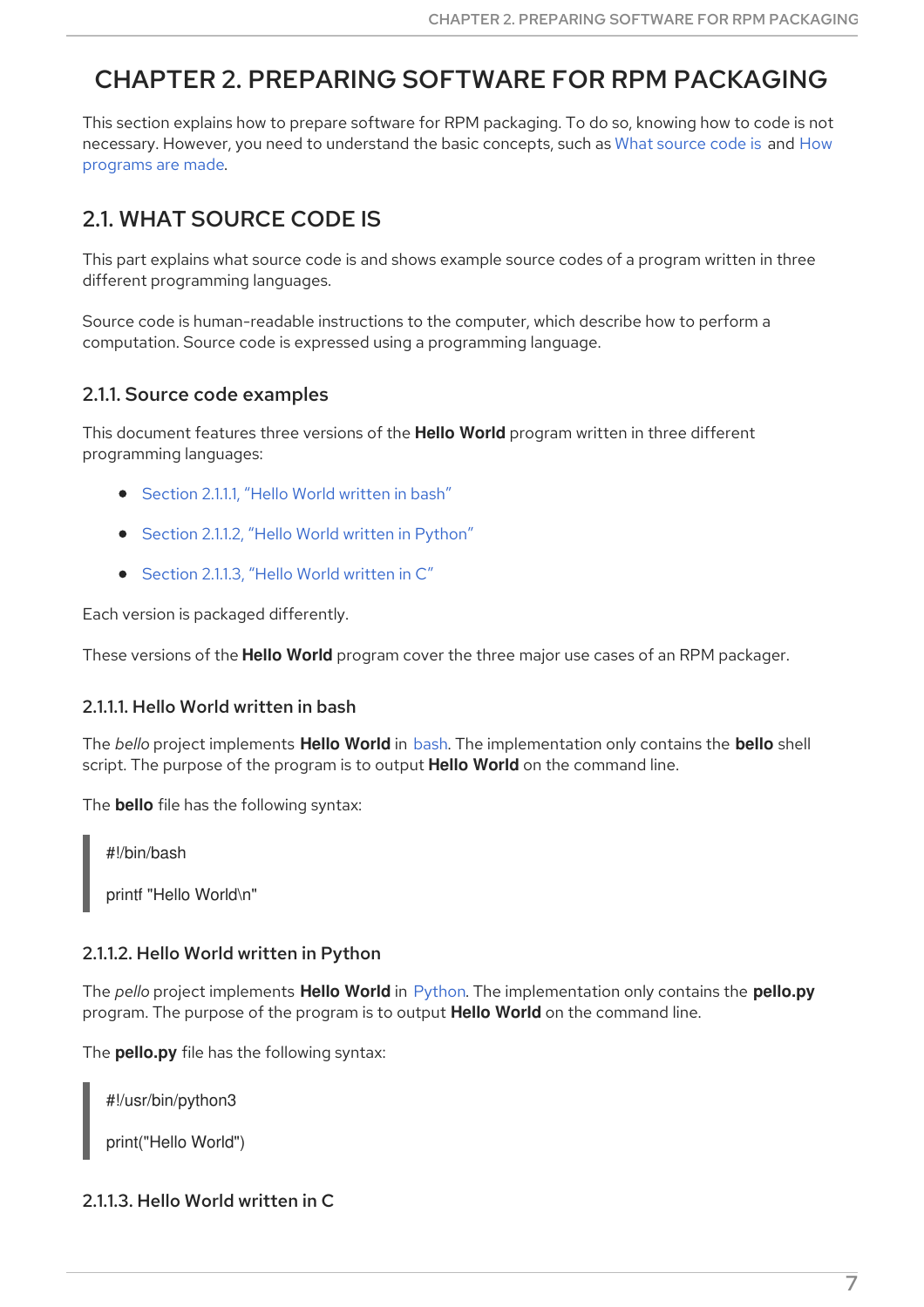# CHAPTER 2. PREPARING SOFTWARE FOR RPM PACKAGING

This section explains how to prepare software for RPM packaging. To do so, knowing how to code is not necessary. However, you need to understand the basic concepts, such as What source code is and How programs are made.

## 2.1. WHAT SOURCE CODE IS

This part explains what source code is and shows example source codes of a program written in three different programming languages.

Source code is human-readable instructions to the computer, which describe how to perform a computation. Source code is expressed using a programming language.

### 2.1.1. Source code examples

This document features three versions of the **Hello World** program written in three different programming languages:

- Section 2.1.1.1, "Hello World written in bash"
- Section 2.1.1.2, "Hello World written in Python"
- Section 2.1.1.3, "Hello World written in C"

Each version is packaged differently.

These versions of the **Hello World** program cover the three major use cases of an RPM packager.

#### 2.1.1.1. Hello World written in bash

The *bello* project implements **Hello World** in bash. The implementation only contains the **bello** shell script. The purpose of the program is to output **Hello World** on the command line.

The **bello** file has the following syntax:

```
#!/bin/bash

printf "Hello World\n"
```

#### 2.1.1.2. Hello World written in Python

The *pello* project implements **Hello World** in Python. The implementation only contains the **pello.py** program. The purpose of the program is to output **Hello World** on the command line.

The **pello.py** file has the following syntax:

```
#!/usr/bin/python3

print("Hello World")
```

#### 2.1.1.3. Hello World written in C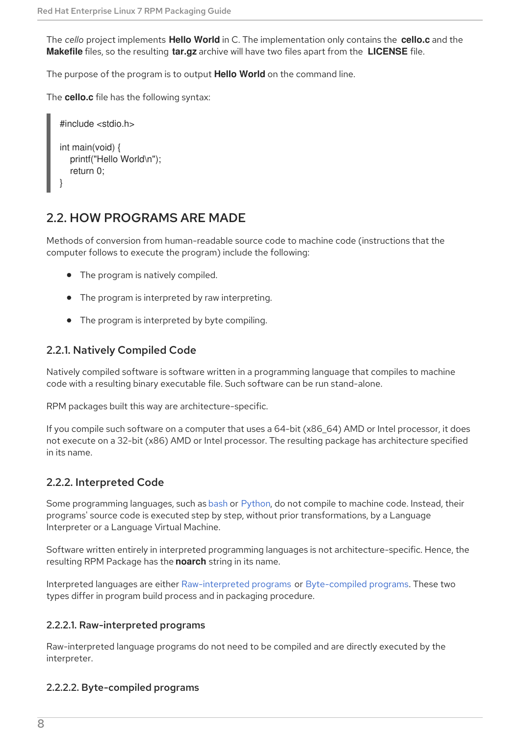The *cello* project implements **Hello World** in C. The implementation only contains the **cello.c** and the **Makefile** files, so the resulting **tar.gz** archive will have two files apart from the **LICENSE** file.

The purpose of the program is to output **Hello World** on the command line.

The **cello.c** file has the following syntax:

```
#include <stdio.h>

int main(void) {
    printf("Hello World\n");
    return 0;
}
```

## 2.2. HOW PROGRAMS ARE MADE

Methods of conversion from human-readable source code to machine code (instructions that the computer follows to execute the program) include the following:

- The program is natively compiled.
- The program is interpreted by raw interpreting.
- The program is interpreted by byte compiling.

### 2.2.1. Natively Compiled Code

Natively compiled software is software written in a programming language that compiles to machine code with a resulting binary executable file. Such software can be run stand-alone.

RPM packages built this way are architecture-specific.

If you compile such software on a computer that uses a 64-bit (x86_64) AMD or Intel processor, it does not execute on a 32-bit (x86) AMD or Intel processor. The resulting package has architecture specified in its name.

### 2.2.2. Interpreted Code

Some programming languages, such as bash or Python, do not compile to machine code. Instead, their programs' source code is executed step by step, without prior transformations, by a Language Interpreter or a Language Virtual Machine.

Software written entirely in interpreted programming languages is not architecture-specific. Hence, the resulting RPM Package has the **noarch** string in its name.

Interpreted languages are either Raw-interpreted programs or Byte-compiled programs. These two types differ in program build process and in packaging procedure.

#### 2.2.2.1. Raw-interpreted programs

Raw-interpreted language programs do not need to be compiled and are directly executed by the interpreter.

#### 2.2.2.2. Byte-compiled programs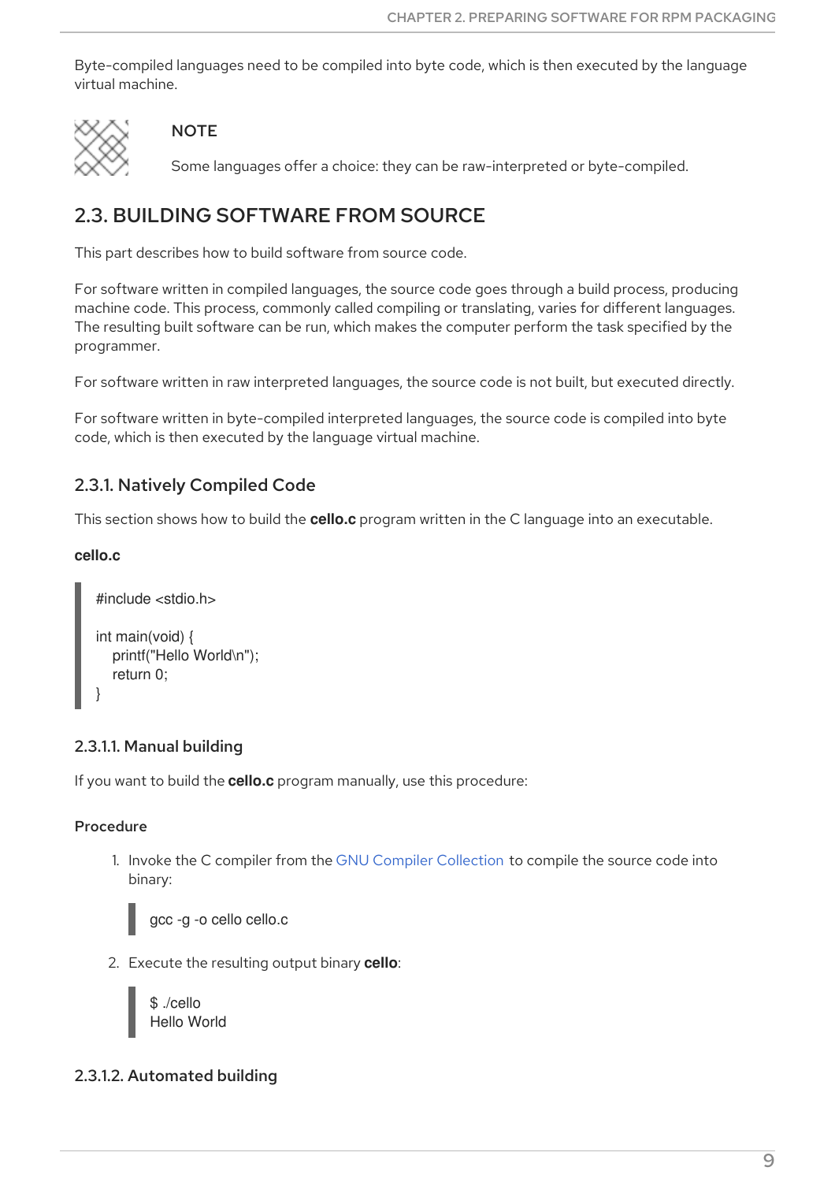Byte-compiled languages need to be compiled into byte code, which is then executed by the language virtual machine.

> **NOTE**
>
> Some languages offer a choice: they can be raw-interpreted or byte-compiled.

## 2.3. BUILDING SOFTWARE FROM SOURCE

This part describes how to build software from source code.

For software written in compiled languages, the source code goes through a build process, producing machine code. This process, commonly called compiling or translating, varies for different languages. The resulting built software can be run, which makes the computer perform the task specified by the programmer.

For software written in raw interpreted languages, the source code is not built, but executed directly.

For software written in byte-compiled interpreted languages, the source code is compiled into byte code, which is then executed by the language virtual machine.

### 2.3.1. Natively Compiled Code

This section shows how to build the **cello.c** program written in the C language into an executable.

**cello.c**

```
#include <stdio.h>

int main(void) {
   printf("Hello World\n");
   return 0;
}
```

#### 2.3.1.1. Manual building

If you want to build the **cello.c** program manually, use this procedure:

**Procedure**

1. Invoke the C compiler from the GNU Compiler Collection to compile the source code into binary:

   ```
   gcc -g -o cello cello.c
   ```

2. Execute the resulting output binary **cello**:

   ```
   $ ./cello
   Hello World
   ```

#### 2.3.1.2. Automated building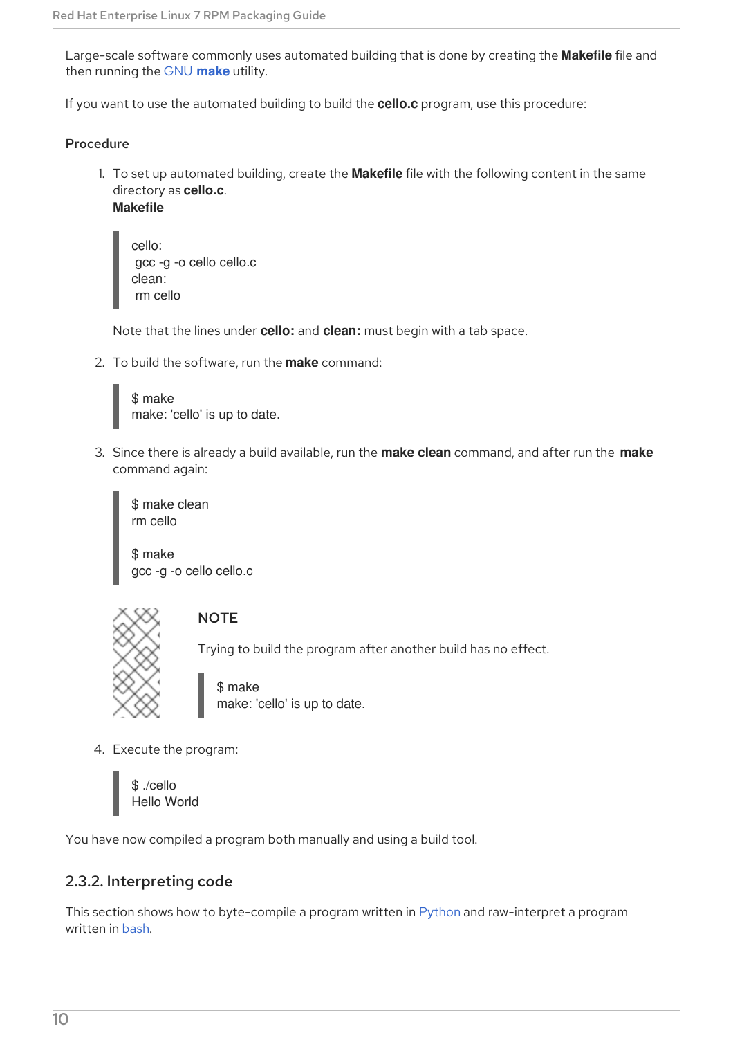Large-scale software commonly uses automated building that is done by creating the **Makefile** file and then running the GNU **make** utility.

If you want to use the automated building to build the **cello.c** program, use this procedure:

**Procedure**

1. To set up automated building, create the **Makefile** file with the following content in the same directory as **cello.c**.

   **Makefile**

   ```
   cello:
   	gcc -g -o cello cello.c
   clean:
   	rm cello
   ```

   Note that the lines under **cello:** and **clean:** must begin with a tab space.

2. To build the software, run the **make** command:

   ```
   $ make
   make: 'cello' is up to date.
   ```

3. Since there is already a build available, run the **make clean** command, and after run the **make** command again:

   ```
   $ make clean
   rm cello

   $ make
   gcc -g -o cello cello.c
   ```

   > **NOTE**
   >
   > Trying to build the program after another build has no effect.
   >
   > ```
   > $ make
   > make: 'cello' is up to date.
   > ```

4. Execute the program:

   ```
   $ ./cello
   Hello World
   ```

You have now compiled a program both manually and using a build tool.

### 2.3.2. Interpreting code

This section shows how to byte-compile a program written in Python and raw-interpret a program written in bash.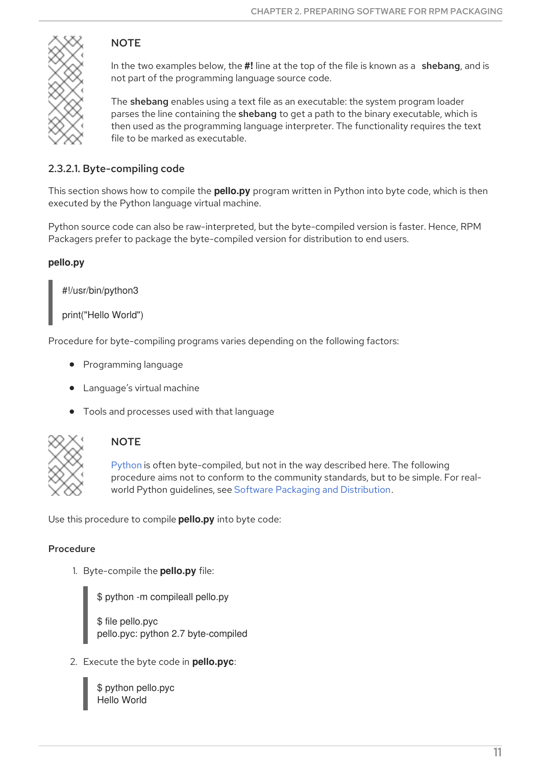> **NOTE**
>
> In the two examples below, the **#!** line at the top of the file is known as a **shebang**, and is not part of the programming language source code.
>
> The **shebang** enables using a text file as an executable: the system program loader parses the line containing the **shebang** to get a path to the binary executable, which is then used as the programming language interpreter. The functionality requires the text file to be marked as executable.

#### 2.3.2.1. Byte-compiling code

This section shows how to compile the **pello.py** program written in Python into byte code, which is then executed by the Python language virtual machine.

Python source code can also be raw-interpreted, but the byte-compiled version is faster. Hence, RPM Packagers prefer to package the byte-compiled version for distribution to end users.

**pello.py**

```
#!/usr/bin/python3

print("Hello World")
```

Procedure for byte-compiling programs varies depending on the following factors:

- Programming language
- Language's virtual machine
- Tools and processes used with that language

> **NOTE**
>
> Python is often byte-compiled, but not in the way described here. The following procedure aims not to conform to the community standards, but to be simple. For real-world Python guidelines, see Software Packaging and Distribution.

Use this procedure to compile **pello.py** into byte code:

**Procedure**

1. Byte-compile the **pello.py** file:

   ```
   $ python -m compileall pello.py

   $ file pello.pyc
   pello.pyc: python 2.7 byte-compiled
   ```

2. Execute the byte code in **pello.pyc**:

   ```
   $ python pello.pyc
   Hello World
   ```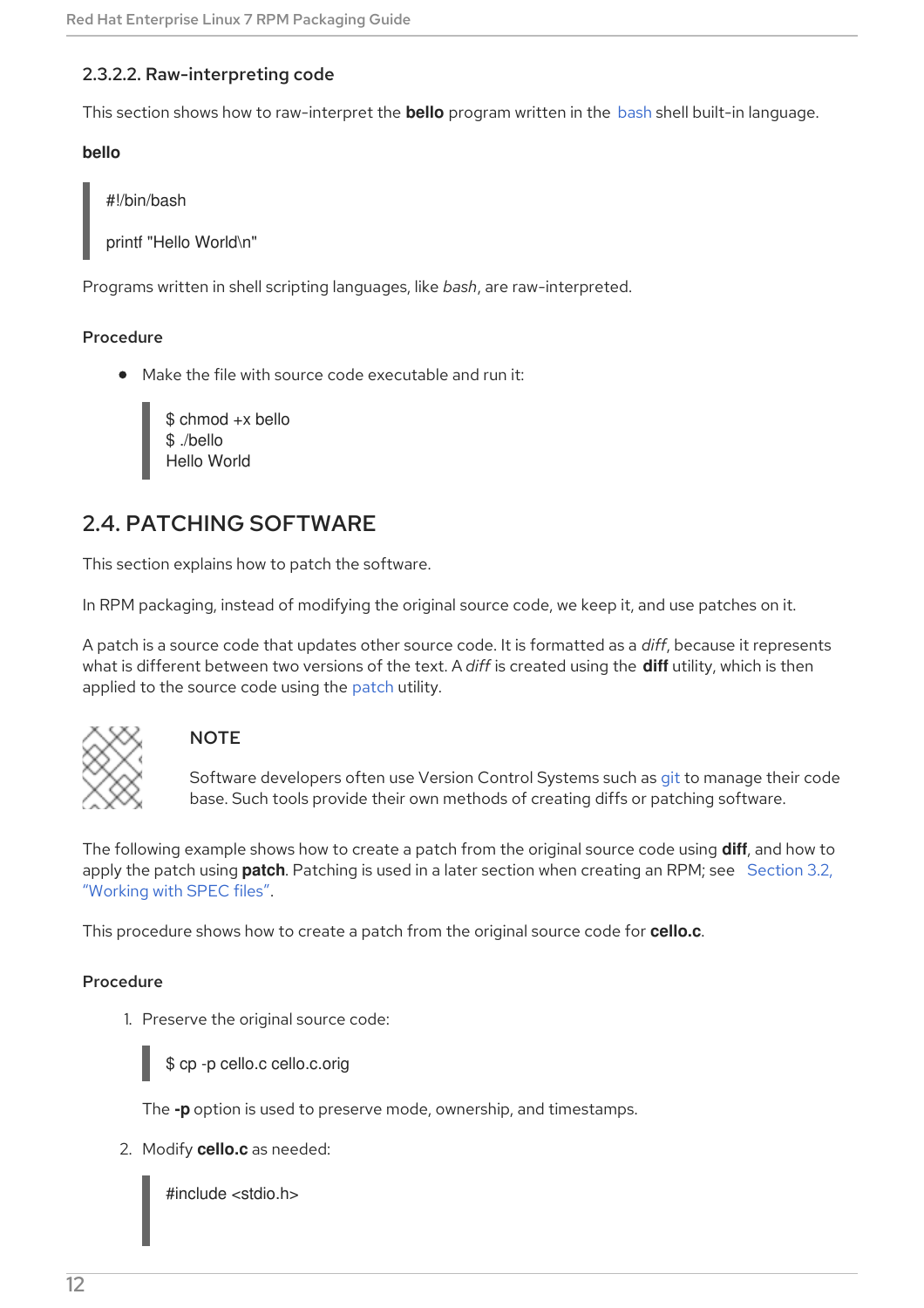#### 2.3.2.2. Raw-interpreting code

This section shows how to raw-interpret the **bello** program written in the bash shell built-in language.

**bello**

```
#!/bin/bash

printf "Hello World\n"
```

Programs written in shell scripting languages, like *bash*, are raw-interpreted.

**Procedure**

- Make the file with source code executable and run it:

```
$ chmod +x bello
$ ./bello
Hello World
```

## 2.4. PATCHING SOFTWARE

This section explains how to patch the software.

In RPM packaging, instead of modifying the original source code, we keep it, and use patches on it.

A patch is a source code that updates other source code. It is formatted as a *diff*, because it represents what is different between two versions of the text. A *diff* is created using the **diff** utility, which is then applied to the source code using the patch utility.

> **NOTE**
>
> Software developers often use Version Control Systems such as git to manage their code base. Such tools provide their own methods of creating diffs or patching software.

The following example shows how to create a patch from the original source code using **diff**, and how to apply the patch using **patch**. Patching is used in a later section when creating an RPM; see Section 3.2, "Working with SPEC files".

This procedure shows how to create a patch from the original source code for **cello.c**.

**Procedure**

1. Preserve the original source code:

```
$ cp -p cello.c cello.c.orig
```

The **-p** option is used to preserve mode, ownership, and timestamps.

2. Modify **cello.c** as needed:

```
#include <stdio.h>

```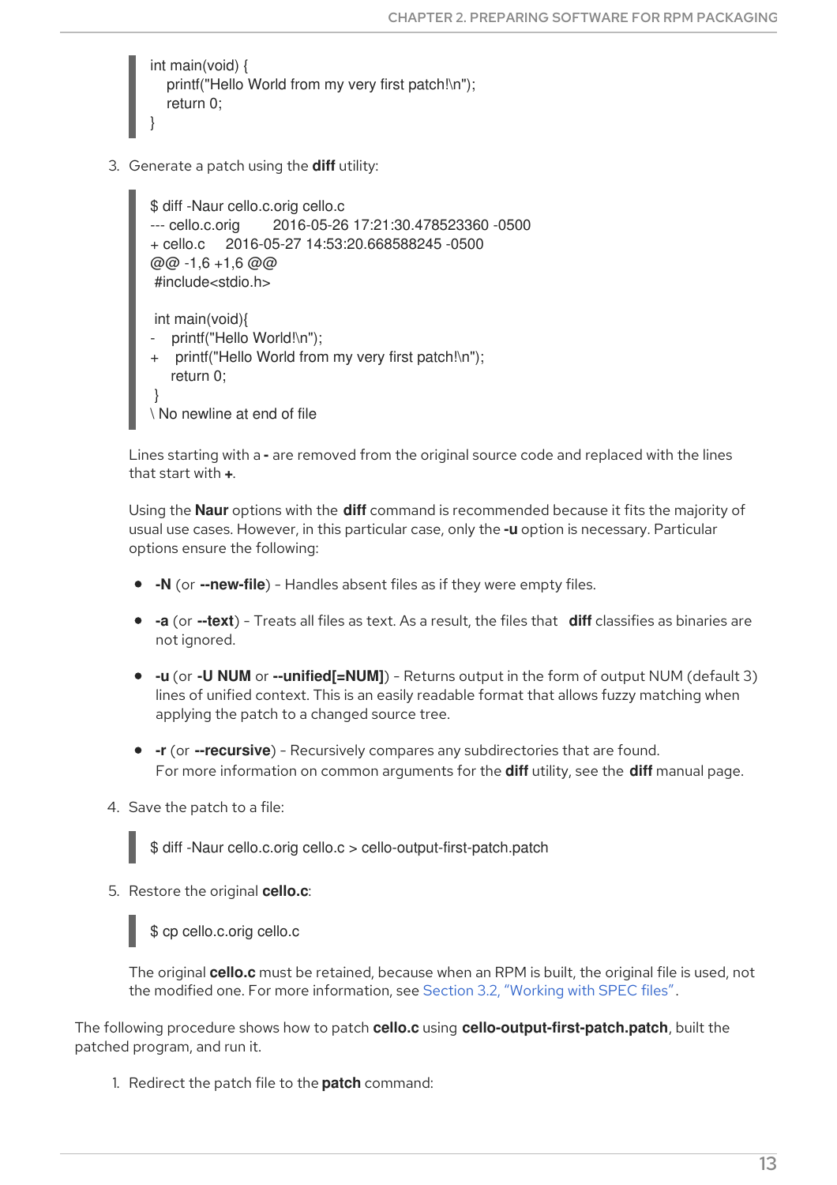```
int main(void) {
    printf("Hello World from my very first patch!\n");
    return 0;
}
```

3. Generate a patch using the **diff** utility:

```
$ diff -Naur cello.c.orig cello.c
--- cello.c.orig        2016-05-26 17:21:30.478523360 -0500
+ cello.c     2016-05-27 14:53:20.668588245 -0500
@@ -1,6 +1,6 @@
 #include<stdio.h>

 int main(void){
-    printf("Hello World!\n");
+    printf("Hello World from my very first patch!\n");
     return 0;
 }
\ No newline at end of file
```

Lines starting with a **-** are removed from the original source code and replaced with the lines that start with **+**.

Using the **Naur** options with the **diff** command is recommended because it fits the majority of usual use cases. However, in this particular case, only the **-u** option is necessary. Particular options ensure the following:

- **-N** (or **--new-file**) - Handles absent files as if they were empty files.
- **-a** (or **--text**) - Treats all files as text. As a result, the files that **diff** classifies as binaries are not ignored.
- **-u** (or **-U NUM** or **--unified[=NUM]**) - Returns output in the form of output NUM (default 3) lines of unified context. This is an easily readable format that allows fuzzy matching when applying the patch to a changed source tree.
- **-r** (or **--recursive**) - Recursively compares any subdirectories that are found. For more information on common arguments for the **diff** utility, see the **diff** manual page.

4. Save the patch to a file:

```
$ diff -Naur cello.c.orig cello.c > cello-output-first-patch.patch
```

5. Restore the original **cello.c**:

```
$ cp cello.c.orig cello.c
```

The original **cello.c** must be retained, because when an RPM is built, the original file is used, not the modified one. For more information, see Section 3.2, "Working with SPEC files".

The following procedure shows how to patch **cello.c** using **cello-output-first-patch.patch**, built the patched program, and run it.

1. Redirect the patch file to the **patch** command: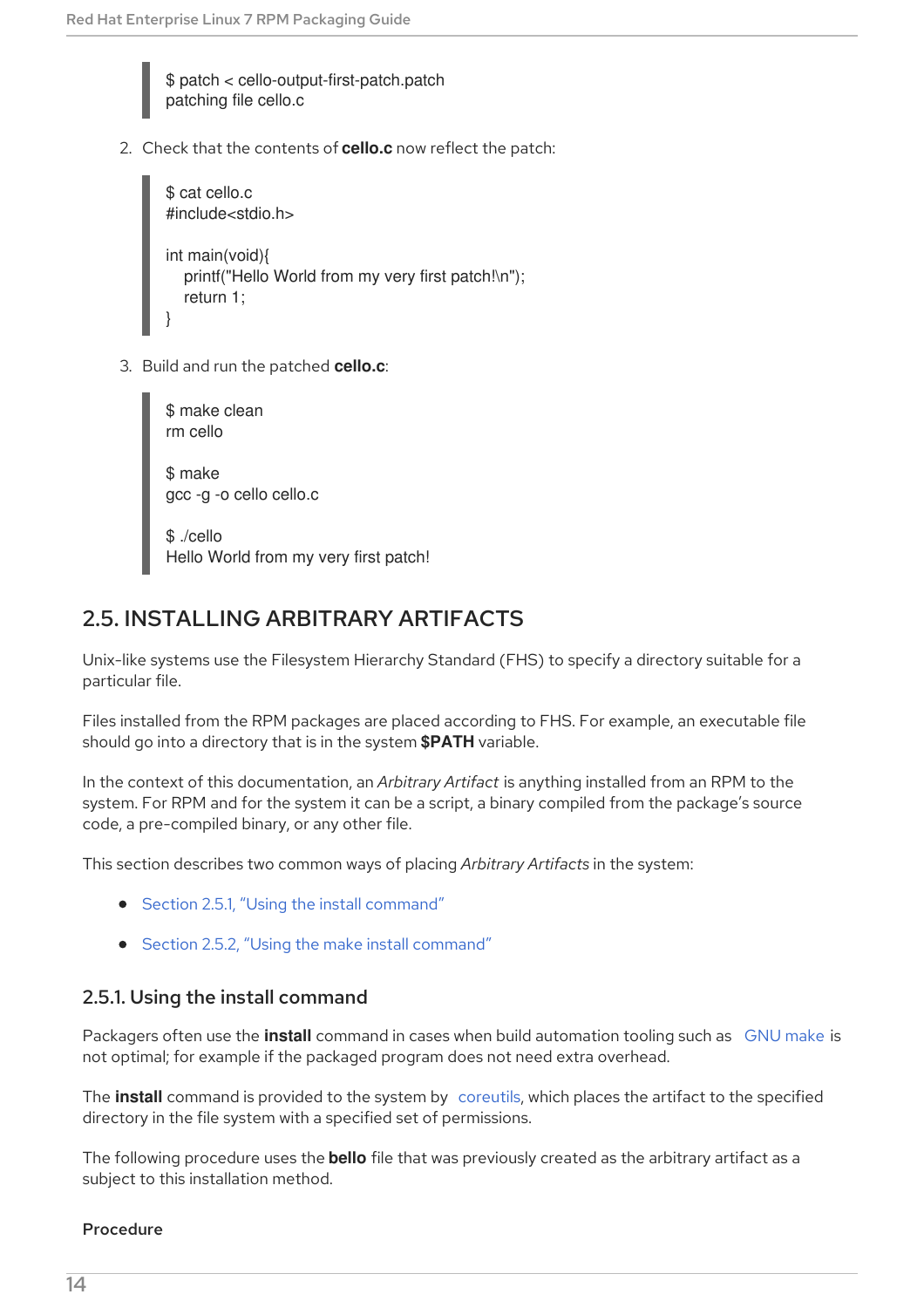```
$ patch < cello-output-first-patch.patch
patching file cello.c
```

2. Check that the contents of **cello.c** now reflect the patch:

```
$ cat cello.c
#include<stdio.h>

int main(void){
   printf("Hello World from my very first patch!\n");
   return 1;
}
```

3. Build and run the patched **cello.c**:

```
$ make clean
rm cello

$ make
gcc -g -o cello cello.c

$ ./cello
Hello World from my very first patch!
```

## 2.5. INSTALLING ARBITRARY ARTIFACTS

Unix-like systems use the Filesystem Hierarchy Standard (FHS) to specify a directory suitable for a particular file.

Files installed from the RPM packages are placed according to FHS. For example, an executable file should go into a directory that is in the system **$PATH** variable.

In the context of this documentation, an *Arbitrary Artifact* is anything installed from an RPM to the system. For RPM and for the system it can be a script, a binary compiled from the package's source code, a pre-compiled binary, or any other file.

This section describes two common ways of placing *Arbitrary Artifacts* in the system:

- Section 2.5.1, "Using the install command"
- Section 2.5.2, "Using the make install command"

### 2.5.1. Using the install command

Packagers often use the **install** command in cases when build automation tooling such as GNU make is not optimal; for example if the packaged program does not need extra overhead.

The **install** command is provided to the system by coreutils, which places the artifact to the specified directory in the file system with a specified set of permissions.

The following procedure uses the **bello** file that was previously created as the arbitrary artifact as a subject to this installation method.

**Procedure**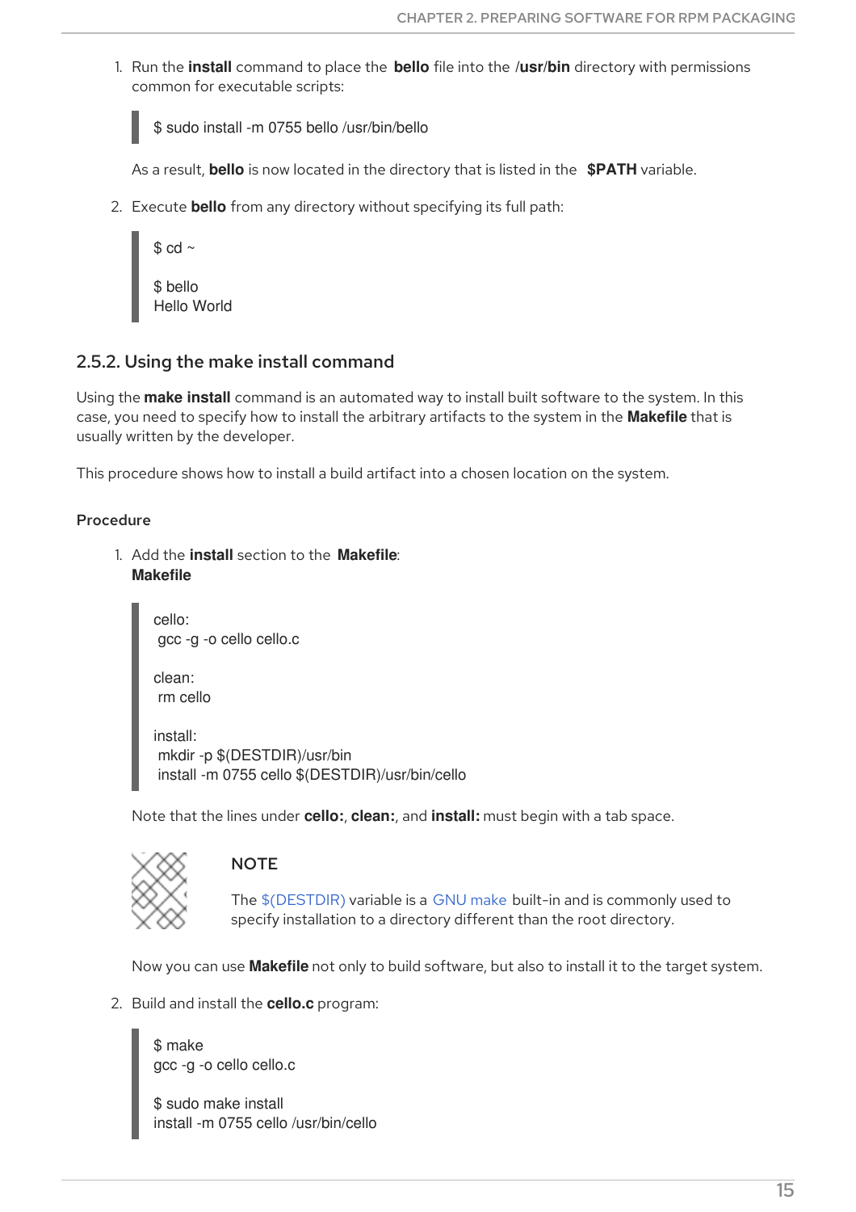1. Run the **install** command to place the **bello** file into the **/usr/bin** directory with permissions common for executable scripts:

```
$ sudo install -m 0755 bello /usr/bin/bello
```

   As a result, **bello** is now located in the directory that is listed in the **$PATH** variable.

2. Execute **bello** from any directory without specifying its full path:

```
$ cd ~

$ bello
Hello World
```

### 2.5.2. Using the make install command

Using the **make install** command is an automated way to install built software to the system. In this case, you need to specify how to install the arbitrary artifacts to the system in the **Makefile** that is usually written by the developer.

This procedure shows how to install a build artifact into a chosen location on the system.

#### Procedure

1. Add the **install** section to the **Makefile**:
   **Makefile**

```
cello:
	gcc -g -o cello cello.c

clean:
	rm cello

install:
	mkdir -p $(DESTDIR)/usr/bin
	install -m 0755 cello $(DESTDIR)/usr/bin/cello
```

   Note that the lines under **cello:**, **clean:**, and **install:** must begin with a tab space.

   > **NOTE**
   >
   > The $(DESTDIR) variable is a GNU make built-in and is commonly used to specify installation to a directory different than the root directory.

   Now you can use **Makefile** not only to build software, but also to install it to the target system.

2. Build and install the **cello.c** program:

```
$ make
gcc -g -o cello cello.c

$ sudo make install
install -m 0755 cello /usr/bin/cello
```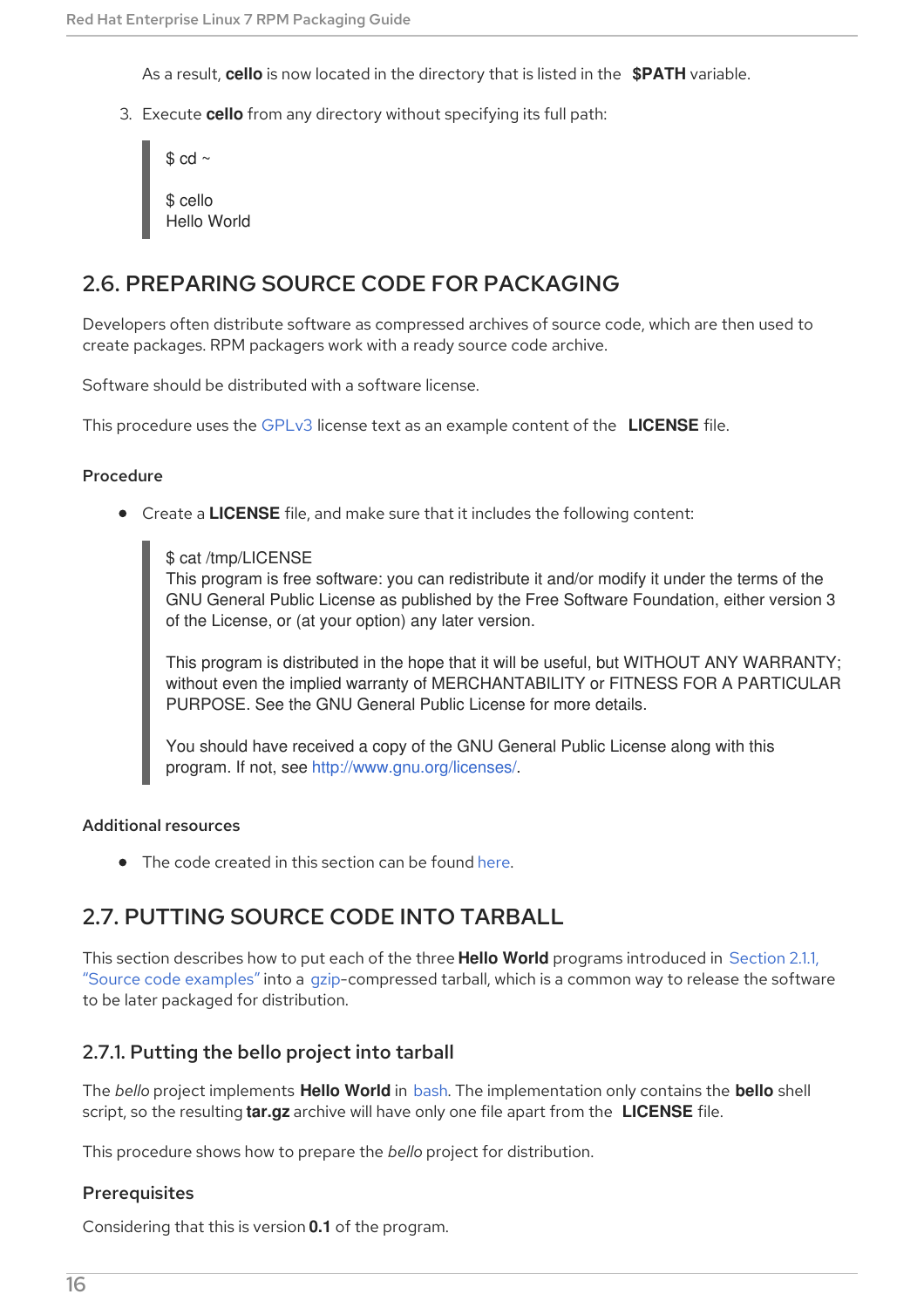As a result, **cello** is now located in the directory that is listed in the **$PATH** variable.

3. Execute **cello** from any directory without specifying its full path:

```
$ cd ~

$ cello
Hello World
```

## 2.6. PREPARING SOURCE CODE FOR PACKAGING

Developers often distribute software as compressed archives of source code, which are then used to create packages. RPM packagers work with a ready source code archive.

Software should be distributed with a software license.

This procedure uses the GPLv3 license text as an example content of the **LICENSE** file.

### Procedure

- Create a **LICENSE** file, and make sure that it includes the following content:

```
$ cat /tmp/LICENSE
This program is free software: you can redistribute it and/or modify it under the terms of the
GNU General Public License as published by the Free Software Foundation, either version 3
of the License, or (at your option) any later version.

This program is distributed in the hope that it will be useful, but WITHOUT ANY WARRANTY;
without even the implied warranty of MERCHANTABILITY or FITNESS FOR A PARTICULAR
PURPOSE. See the GNU General Public License for more details.

You should have received a copy of the GNU General Public License along with this
program. If not, see http://www.gnu.org/licenses/.
```

### Additional resources

- The code created in this section can be found here.

## 2.7. PUTTING SOURCE CODE INTO TARBALL

This section describes how to put each of the three **Hello World** programs introduced in Section 2.1.1, "Source code examples" into a gzip-compressed tarball, which is a common way to release the software to be later packaged for distribution.

### 2.7.1. Putting the bello project into tarball

The *bello* project implements **Hello World** in bash. The implementation only contains the **bello** shell script, so the resulting **tar.gz** archive will have only one file apart from the **LICENSE** file.

This procedure shows how to prepare the *bello* project for distribution.

### Prerequisites

Considering that this is version **0.1** of the program.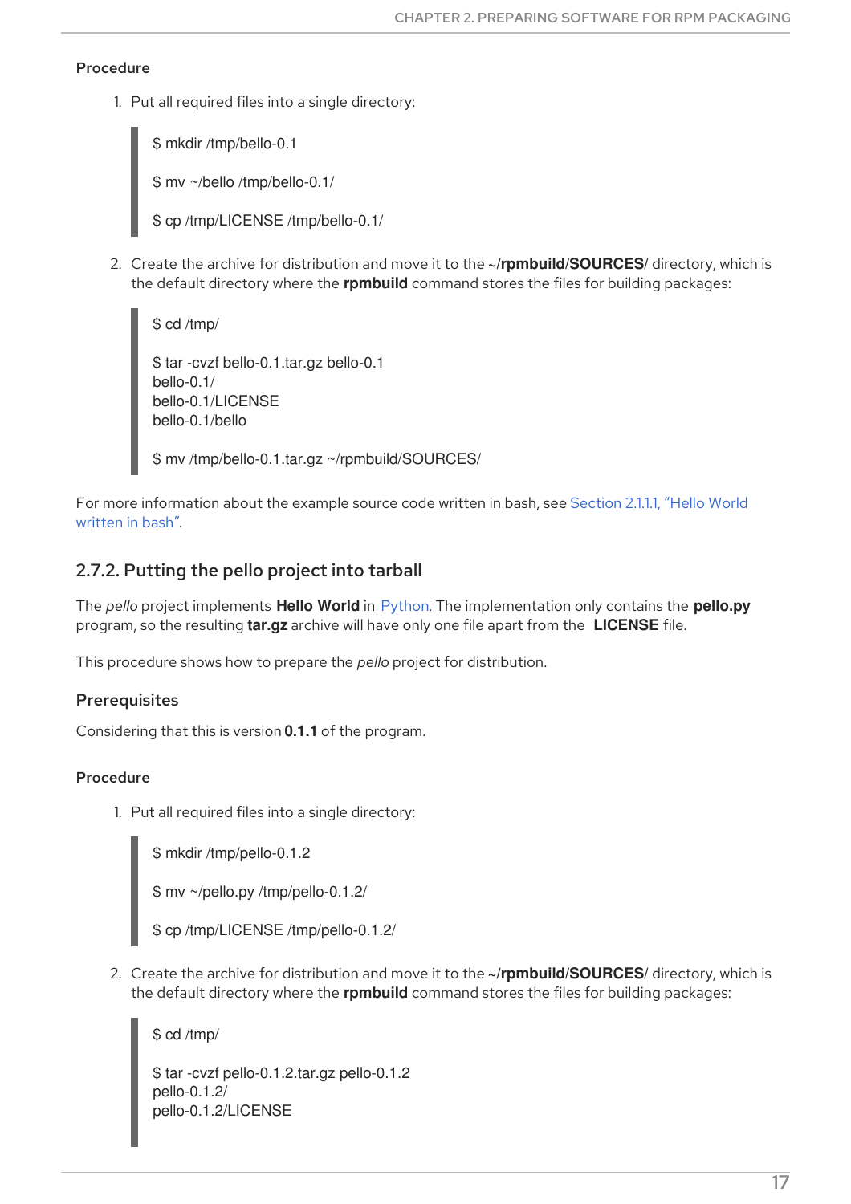#### Procedure

1. Put all required files into a single directory:

```
$ mkdir /tmp/bello-0.1

$ mv ~/bello /tmp/bello-0.1/

$ cp /tmp/LICENSE /tmp/bello-0.1/
```

2. Create the archive for distribution and move it to the **~/rpmbuild/SOURCES/** directory, which is the default directory where the **rpmbuild** command stores the files for building packages:

```
$ cd /tmp/

$ tar -cvzf bello-0.1.tar.gz bello-0.1
bello-0.1/
bello-0.1/LICENSE
bello-0.1/bello

$ mv /tmp/bello-0.1.tar.gz ~/rpmbuild/SOURCES/
```

For more information about the example source code written in bash, see Section 2.1.1.1, “Hello World written in bash”.

### 2.7.2. Putting the pello project into tarball

The *pello* project implements **Hello World** in Python. The implementation only contains the **pello.py** program, so the resulting **tar.gz** archive will have only one file apart from the **LICENSE** file.

This procedure shows how to prepare the *pello* project for distribution.

#### Prerequisites

Considering that this is version **0.1.1** of the program.

#### Procedure

1. Put all required files into a single directory:

```
$ mkdir /tmp/pello-0.1.2

$ mv ~/pello.py /tmp/pello-0.1.2/

$ cp /tmp/LICENSE /tmp/pello-0.1.2/
```

2. Create the archive for distribution and move it to the **~/rpmbuild/SOURCES/** directory, which is the default directory where the **rpmbuild** command stores the files for building packages:

```
$ cd /tmp/

$ tar -cvzf pello-0.1.2.tar.gz pello-0.1.2
pello-0.1.2/
pello-0.1.2/LICENSE
```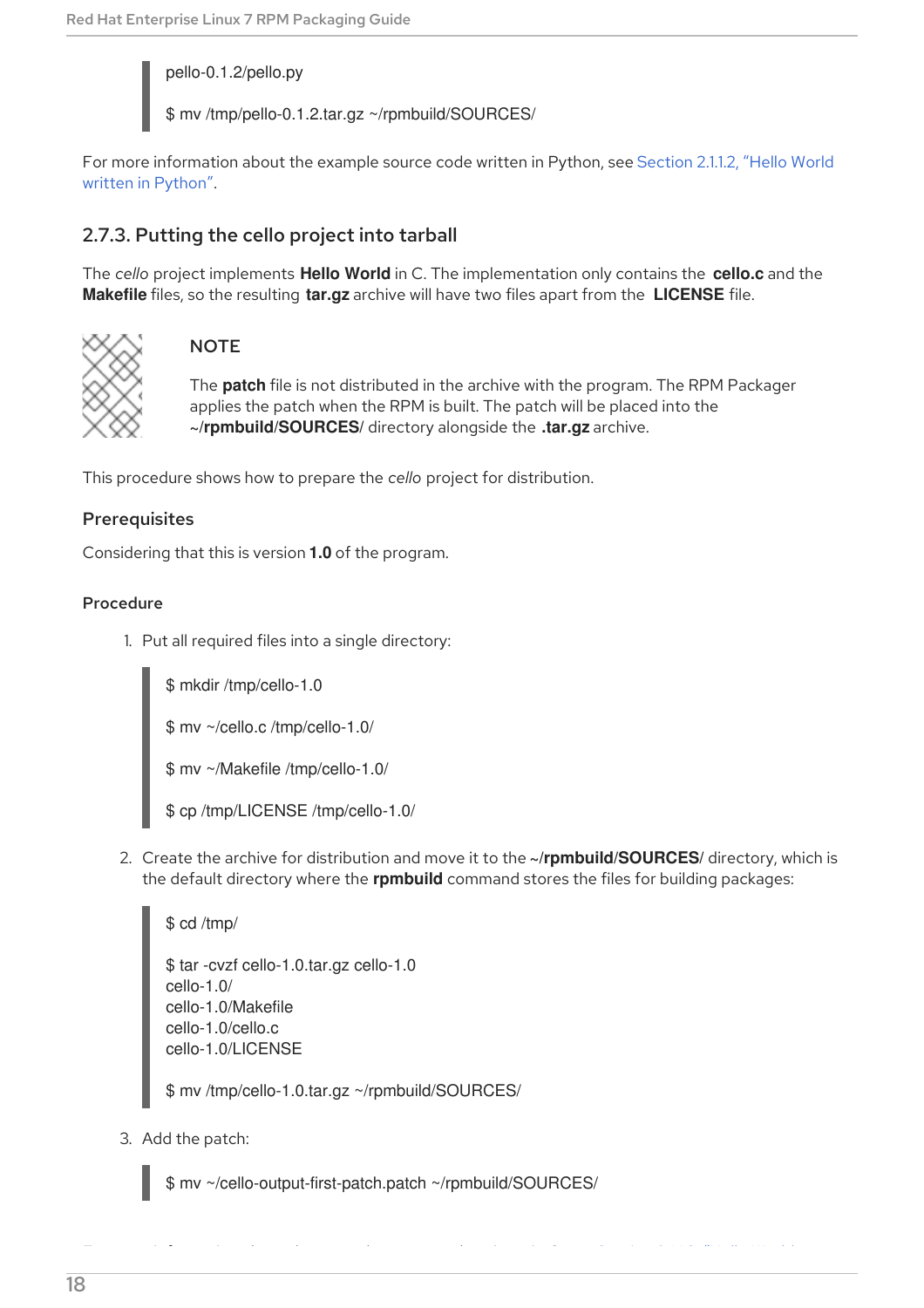```
pello-0.1.2/pello.py

$ mv /tmp/pello-0.1.2.tar.gz ~/rpmbuild/SOURCES/
```

For more information about the example source code written in Python, see Section 2.1.1.2, "Hello World written in Python".

### 2.7.3. Putting the cello project into tarball

The *cello* project implements **Hello World** in C. The implementation only contains the **cello.c** and the **Makefile** files, so the resulting **tar.gz** archive will have two files apart from the **LICENSE** file.

> **NOTE**
>
> The **patch** file is not distributed in the archive with the program. The RPM Packager applies the patch when the RPM is built. The patch will be placed into the **~/rpmbuild/SOURCES/** directory alongside the **.tar.gz** archive.

This procedure shows how to prepare the *cello* project for distribution.

#### Prerequisites

Considering that this is version **1.0** of the program.

#### Procedure

1. Put all required files into a single directory:

```
$ mkdir /tmp/cello-1.0

$ mv ~/cello.c /tmp/cello-1.0/

$ mv ~/Makefile /tmp/cello-1.0/

$ cp /tmp/LICENSE /tmp/cello-1.0/
```

2. Create the archive for distribution and move it to the **~/rpmbuild/SOURCES/** directory, which is the default directory where the **rpmbuild** command stores the files for building packages:

```
$ cd /tmp/

$ tar -cvzf cello-1.0.tar.gz cello-1.0
cello-1.0/
cello-1.0/Makefile
cello-1.0/cello.c
cello-1.0/LICENSE

$ mv /tmp/cello-1.0.tar.gz ~/rpmbuild/SOURCES/
```

3. Add the patch:

```
$ mv ~/cello-output-first-patch.patch ~/rpmbuild/SOURCES/
```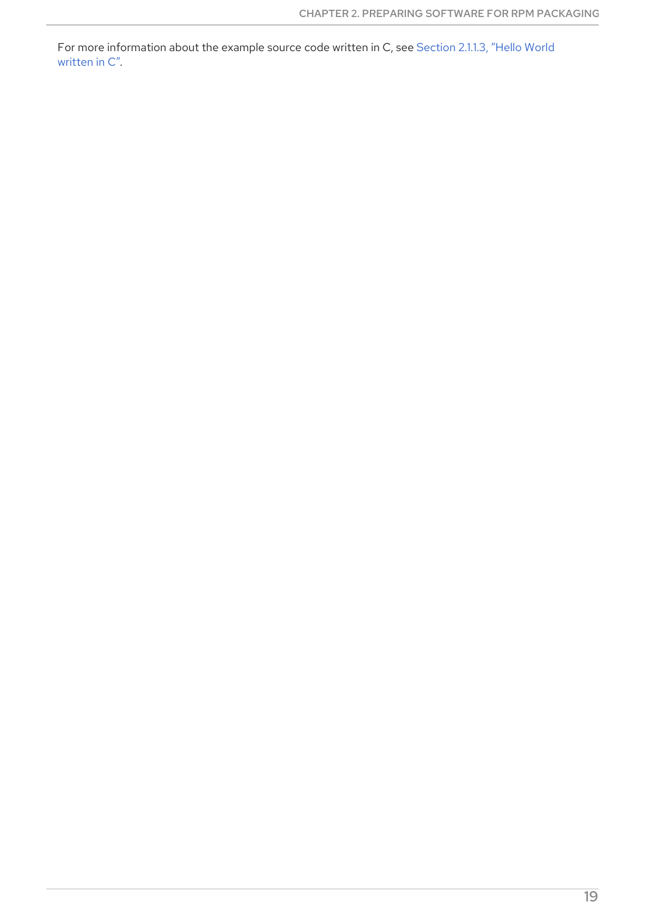For more information about the example source code written in C, see Section 2.1.1.3, “Hello World written in C”.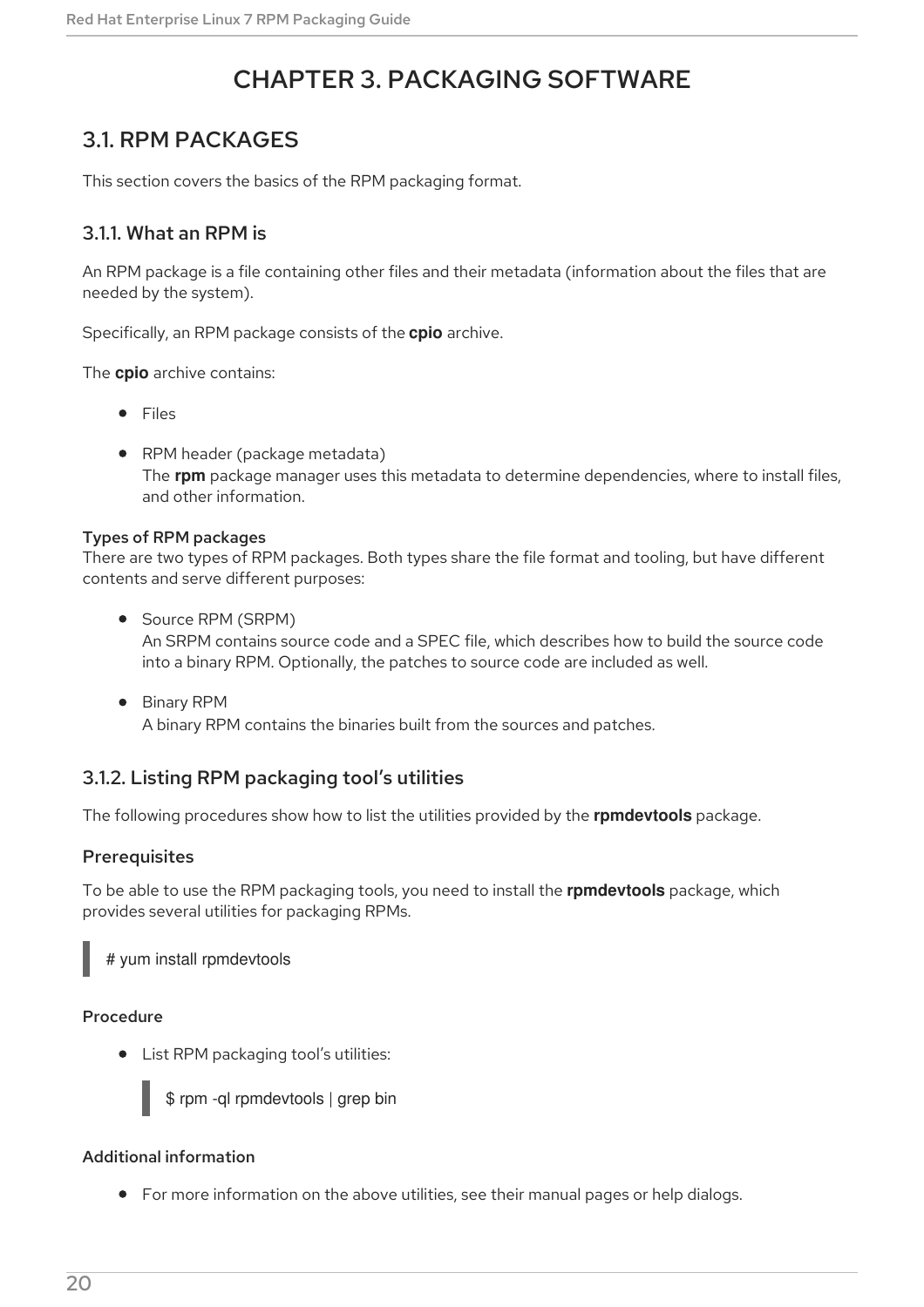# CHAPTER 3. PACKAGING SOFTWARE

## 3.1. RPM PACKAGES

This section covers the basics of the RPM packaging format.

### 3.1.1. What an RPM is

An RPM package is a file containing other files and their metadata (information about the files that are needed by the system).

Specifically, an RPM package consists of the **cpio** archive.

The **cpio** archive contains:

- Files
- RPM header (package metadata)
  The **rpm** package manager uses this metadata to determine dependencies, where to install files, and other information.

#### Types of RPM packages

There are two types of RPM packages. Both types share the file format and tooling, but have different contents and serve different purposes:

- Source RPM (SRPM)
  An SRPM contains source code and a SPEC file, which describes how to build the source code into a binary RPM. Optionally, the patches to source code are included as well.
- Binary RPM
  A binary RPM contains the binaries built from the sources and patches.

### 3.1.2. Listing RPM packaging tool's utilities

The following procedures show how to list the utilities provided by the **rpmdevtools** package.

#### Prerequisites

To be able to use the RPM packaging tools, you need to install the **rpmdevtools** package, which provides several utilities for packaging RPMs.

```
# yum install rpmdevtools
```

#### Procedure

- List RPM packaging tool's utilities:

  ```
  $ rpm -ql rpmdevtools | grep bin
  ```

#### Additional information

- For more information on the above utilities, see their manual pages or help dialogs.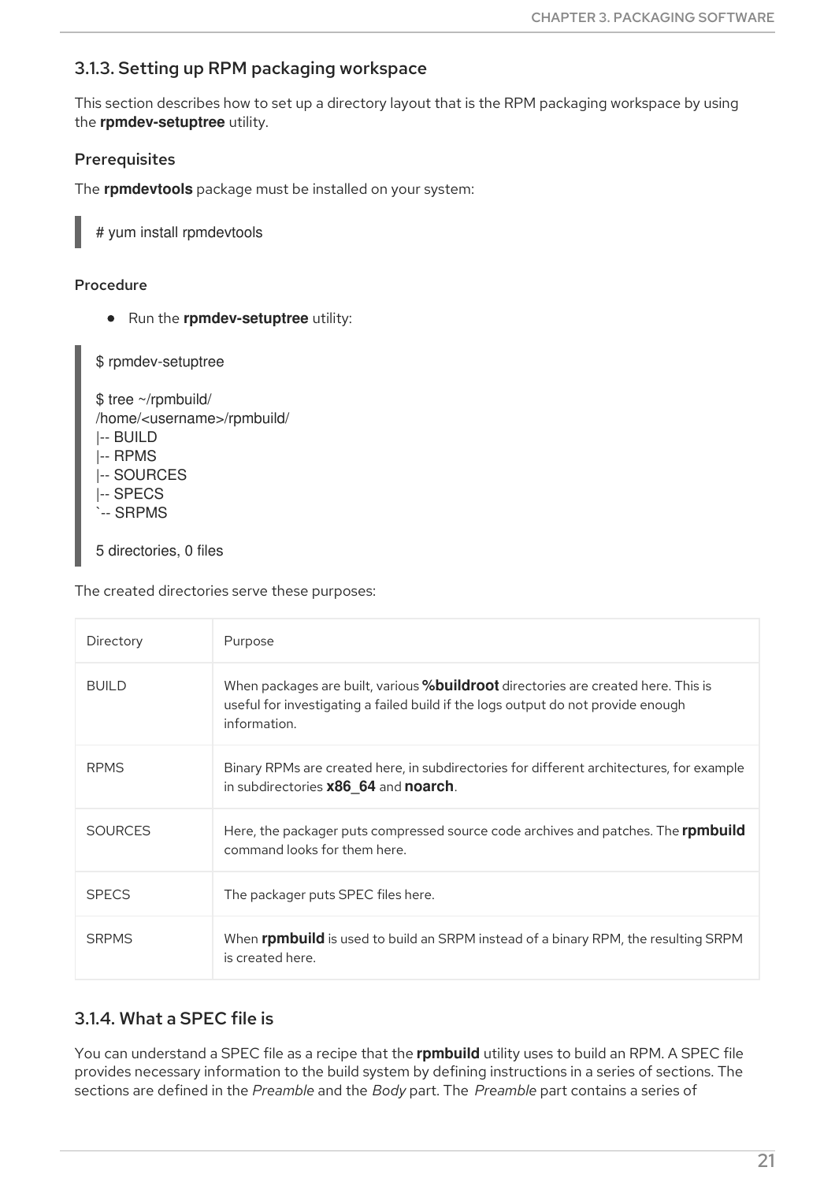### 3.1.3. Setting up RPM packaging workspace

This section describes how to set up a directory layout that is the RPM packaging workspace by using the **rpmdev-setuptree** utility.

#### Prerequisites

The **rpmdevtools** package must be installed on your system:

```
# yum install rpmdevtools
```

#### Procedure

- Run the **rpmdev-setuptree** utility:

```
$ rpmdev-setuptree

$ tree ~/rpmbuild/
/home/<username>/rpmbuild/
|-- BUILD
|-- RPMS
|-- SOURCES
|-- SPECS
`-- SRPMS

5 directories, 0 files
```

The created directories serve these purposes:

| Directory | Purpose |
| --- | --- |
| BUILD | When packages are built, various **%buildroot** directories are created here. This is useful for investigating a failed build if the logs output do not provide enough information. |
| RPMS | Binary RPMs are created here, in subdirectories for different architectures, for example in subdirectories **x86_64** and **noarch**. |
| SOURCES | Here, the packager puts compressed source code archives and patches. The **rpmbuild** command looks for them here. |
| SPECS | The packager puts SPEC files here. |
| SRPMS | When **rpmbuild** is used to build an SRPM instead of a binary RPM, the resulting SRPM is created here. |

### 3.1.4. What a SPEC file is

You can understand a SPEC file as a recipe that the **rpmbuild** utility uses to build an RPM. A SPEC file provides necessary information to the build system by defining instructions in a series of sections. The sections are defined in the *Preamble* and the *Body* part. The *Preamble* part contains a series of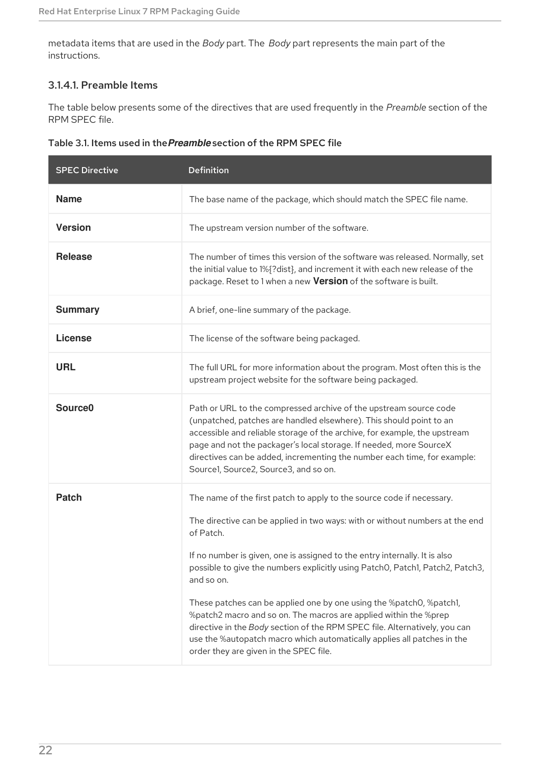metadata items that are used in the *Body* part. The *Body* part represents the main part of the instructions.

#### 3.1.4.1. Preamble Items

The table below presents some of the directives that are used frequently in the *Preamble* section of the RPM SPEC file.

Table 3.1. Items used in the *Preamble* section of the RPM SPEC file

| SPEC Directive | Definition |
| --- | --- |
| **Name** | The base name of the package, which should match the SPEC file name. |
| **Version** | The upstream version number of the software. |
| **Release** | The number of times this version of the software was released. Normally, set the initial value to 1%{?dist}, and increment it with each new release of the package. Reset to 1 when a new **Version** of the software is built. |
| **Summary** | A brief, one-line summary of the package. |
| **License** | The license of the software being packaged. |
| **URL** | The full URL for more information about the program. Most often this is the upstream project website for the software being packaged. |
| **Source0** | Path or URL to the compressed archive of the upstream source code (unpatched, patches are handled elsewhere). This should point to an accessible and reliable storage of the archive, for example, the upstream page and not the packager's local storage. If needed, more SourceX directives can be added, incrementing the number each time, for example: Source1, Source2, Source3, and so on. |
| **Patch** | The name of the first patch to apply to the source code if necessary.<br><br>The directive can be applied in two ways: with or without numbers at the end of Patch.<br><br>If no number is given, one is assigned to the entry internally. It is also possible to give the numbers explicitly using Patch0, Patch1, Patch2, Patch3, and so on.<br><br>These patches can be applied one by one using the %patch0, %patch1, %patch2 macro and so on. The macros are applied within the %prep directive in the *Body* section of the RPM SPEC file. Alternatively, you can use the %autopatch macro which automatically applies all patches in the order they are given in the SPEC file. |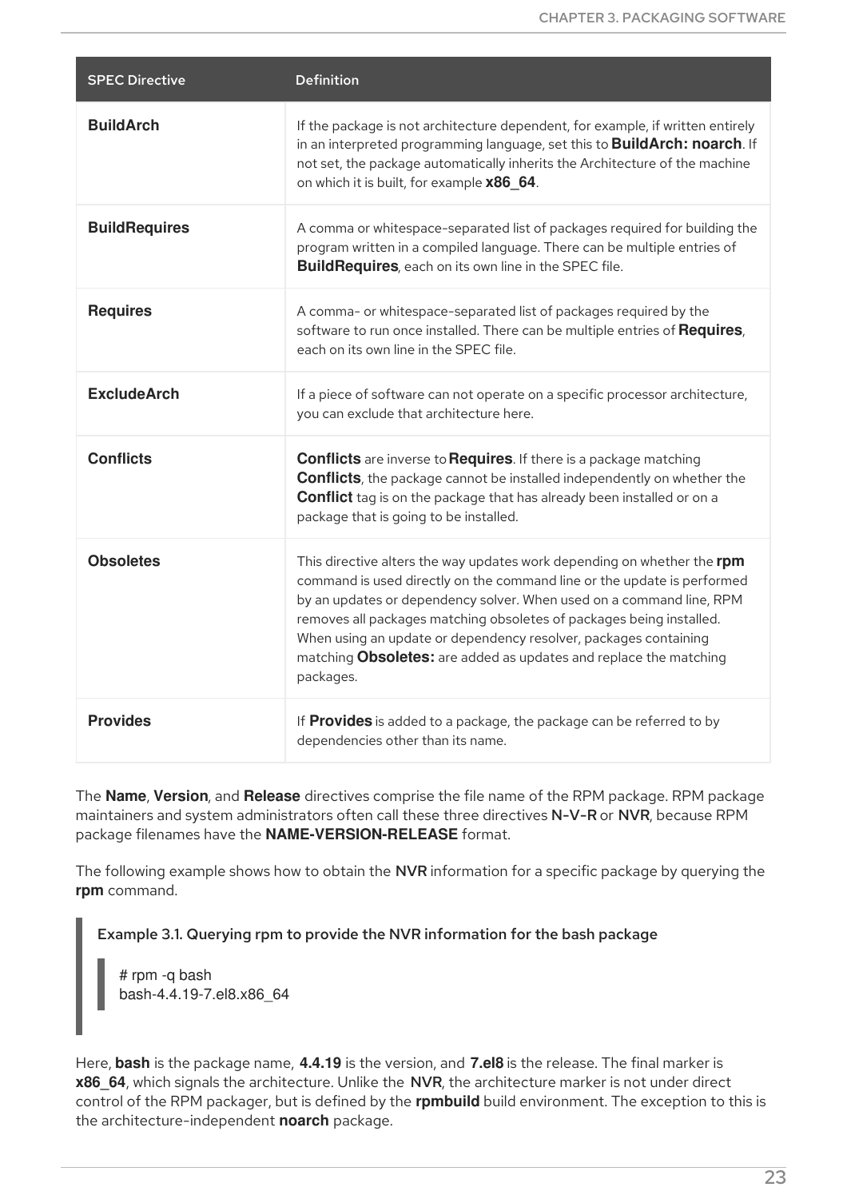| SPEC Directive | Definition |
|---|---|
| **BuildArch** | If the package is not architecture dependent, for example, if written entirely in an interpreted programming language, set this to **BuildArch: noarch**. If not set, the package automatically inherits the Architecture of the machine on which it is built, for example **x86_64**. |
| **BuildRequires** | A comma or whitespace-separated list of packages required for building the program written in a compiled language. There can be multiple entries of **BuildRequires**, each on its own line in the SPEC file. |
| **Requires** | A comma- or whitespace-separated list of packages required by the software to run once installed. There can be multiple entries of **Requires**, each on its own line in the SPEC file. |
| **ExcludeArch** | If a piece of software can not operate on a specific processor architecture, you can exclude that architecture here. |
| **Conflicts** | **Conflicts** are inverse to **Requires**. If there is a package matching **Conflicts**, the package cannot be installed independently on whether the **Conflict** tag is on the package that has already been installed or on a package that is going to be installed. |
| **Obsoletes** | This directive alters the way updates work depending on whether the **rpm** command is used directly on the command line or the update is performed by an updates or dependency solver. When used on a command line, RPM removes all packages matching obsoletes of packages being installed. When using an update or dependency resolver, packages containing matching **Obsoletes:** are added as updates and replace the matching packages. |
| **Provides** | If **Provides** is added to a package, the package can be referred to by dependencies other than its name. |

The **Name**, **Version**, and **Release** directives comprise the file name of the RPM package. RPM package maintainers and system administrators often call these three directives N-V-R or NVR, because RPM package filenames have the **NAME-VERSION-RELEASE** format.

The following example shows how to obtain the NVR information for a specific package by querying the **rpm** command.

**Example 3.1. Querying rpm to provide the NVR information for the bash package**

```
# rpm -q bash
bash-4.4.19-7.el8.x86_64
```

Here, **bash** is the package name, **4.4.19** is the version, and **7.el8** is the release. The final marker is **x86_64**, which signals the architecture. Unlike the NVR, the architecture marker is not under direct control of the RPM packager, but is defined by the **rpmbuild** build environment. The exception to this is the architecture-independent **noarch** package.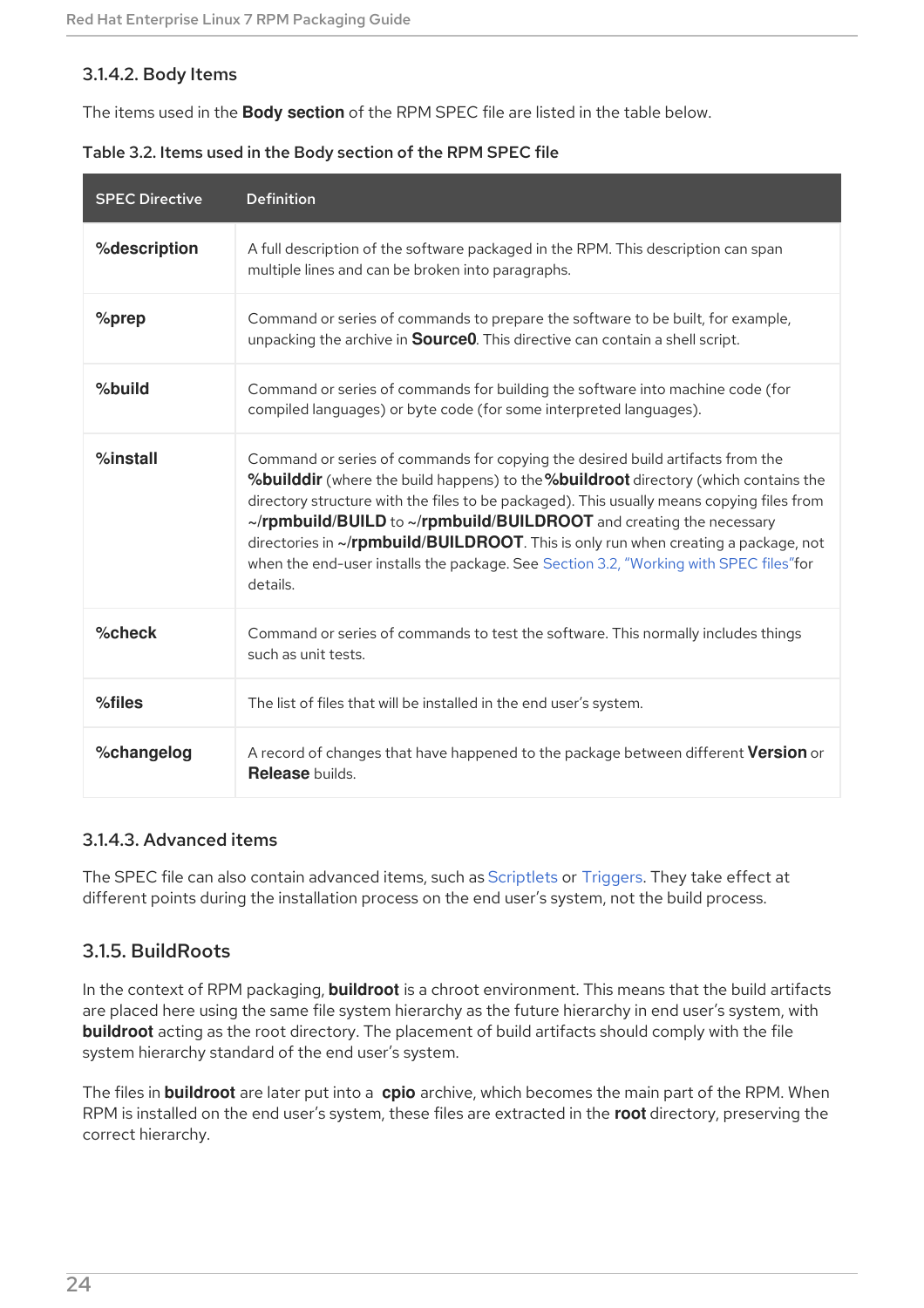#### 3.1.4.2. Body Items

The items used in the **Body section** of the RPM SPEC file are listed in the table below.

Table 3.2. Items used in the Body section of the RPM SPEC file

| SPEC Directive | Definition |
| --- | --- |
| **%description** | A full description of the software packaged in the RPM. This description can span multiple lines and can be broken into paragraphs. |
| **%prep** | Command or series of commands to prepare the software to be built, for example, unpacking the archive in **Source0**. This directive can contain a shell script. |
| **%build** | Command or series of commands for building the software into machine code (for compiled languages) or byte code (for some interpreted languages). |
| **%install** | Command or series of commands for copying the desired build artifacts from the **%builddir** (where the build happens) to the **%buildroot** directory (which contains the directory structure with the files to be packaged). This usually means copying files from **~/rpmbuild/BUILD** to **~/rpmbuild/BUILDROOT** and creating the necessary directories in **~/rpmbuild/BUILDROOT**. This is only run when creating a package, not when the end-user installs the package. See Section 3.2, "Working with SPEC files"for details. |
| **%check** | Command or series of commands to test the software. This normally includes things such as unit tests. |
| **%files** | The list of files that will be installed in the end user's system. |
| **%changelog** | A record of changes that have happened to the package between different **Version** or **Release** builds. |

#### 3.1.4.3. Advanced items

The SPEC file can also contain advanced items, such as Scriptlets or Triggers. They take effect at different points during the installation process on the end user's system, not the build process.

### 3.1.5. BuildRoots

In the context of RPM packaging, **buildroot** is a chroot environment. This means that the build artifacts are placed here using the same file system hierarchy as the future hierarchy in end user's system, with **buildroot** acting as the root directory. The placement of build artifacts should comply with the file system hierarchy standard of the end user's system.

The files in **buildroot** are later put into a **cpio** archive, which becomes the main part of the RPM. When RPM is installed on the end user's system, these files are extracted in the **root** directory, preserving the correct hierarchy.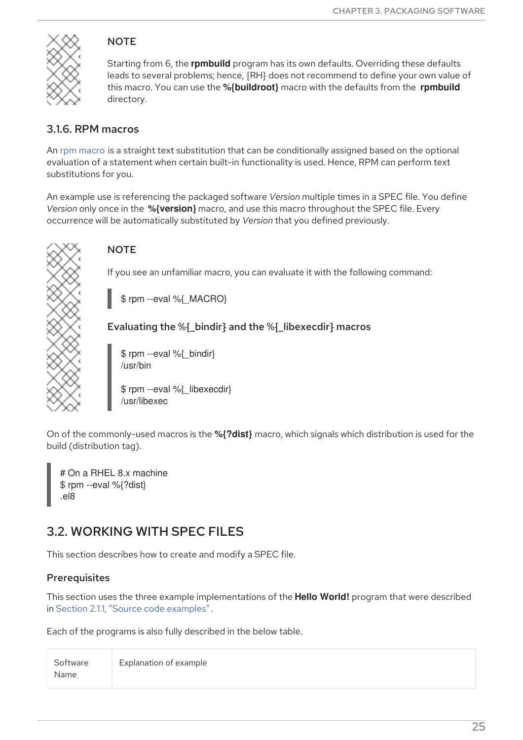> **NOTE**
>
> Starting from 6, the **rpmbuild** program has its own defaults. Overriding these defaults leads to several problems; hence, {RH} does not recommend to define your own value of this macro. You can use the **%{buildroot}** macro with the defaults from the **rpmbuild** directory.

### 3.1.6. RPM macros

An rpm macro is a straight text substitution that can be conditionally assigned based on the optional evaluation of a statement when certain built-in functionality is used. Hence, RPM can perform text substitutions for you.

An example use is referencing the packaged software *Version* multiple times in a SPEC file. You define *Version* only once in the **%{version}** macro, and use this macro throughout the SPEC file. Every occurrence will be automatically substituted by *Version* that you defined previously.

> **NOTE**
>
> If you see an unfamiliar macro, you can evaluate it with the following command:
>
> ```
> $ rpm --eval %{_MACRO}
> ```
>
> **Evaluating the %{_bindir} and the %{_libexecdir} macros**
>
> ```
> $ rpm --eval %{_bindir}
> /usr/bin
>
> $ rpm --eval %{_libexecdir}
> /usr/libexec
> ```

On of the commonly-used macros is the **%{?dist}** macro, which signals which distribution is used for the build (distribution tag).

```
# On a RHEL 8.x machine
$ rpm --eval %{?dist}
.el8
```

## 3.2. WORKING WITH SPEC FILES

This section describes how to create and modify a SPEC file.

### Prerequisites

This section uses the three example implementations of the **Hello World!** program that were described in Section 2.1.1, "Source code examples".

Each of the programs is also fully described in the below table.

| Software Name | Explanation of example |
| --- | --- |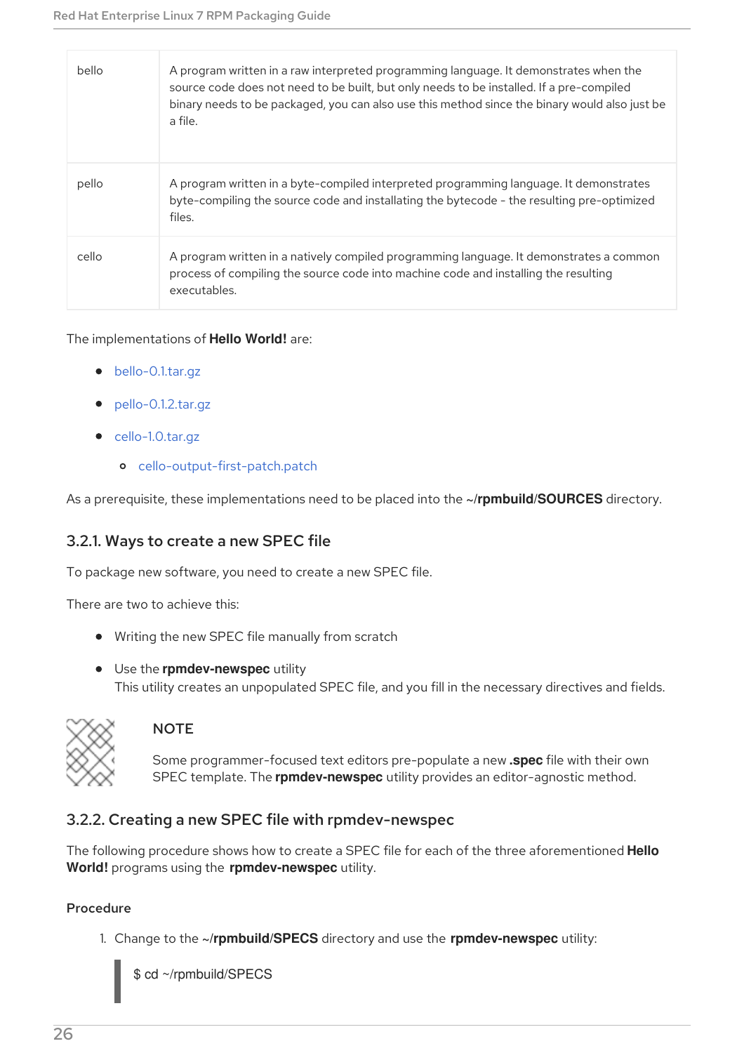| | |
|---|---|
| bello | A program written in a raw interpreted programming language. It demonstrates when the source code does not need to be built, but only needs to be installed. If a pre-compiled binary needs to be packaged, you can also use this method since the binary would also just be a file. |
| pello | A program written in a byte-compiled interpreted programming language. It demonstrates byte-compiling the source code and installating the bytecode - the resulting pre-optimized files. |
| cello | A program written in a natively compiled programming language. It demonstrates a common process of compiling the source code into machine code and installing the resulting executables. |

The implementations of **Hello World!** are:

- bello-0.1.tar.gz
- pello-0.1.2.tar.gz
- cello-1.0.tar.gz
  - cello-output-first-patch.patch

As a prerequisite, these implementations need to be placed into the **~/rpmbuild/SOURCES** directory.

### 3.2.1. Ways to create a new SPEC file

To package new software, you need to create a new SPEC file.

There are two to achieve this:

- Writing the new SPEC file manually from scratch
- Use the **rpmdev-newspec** utility
  This utility creates an unpopulated SPEC file, and you fill in the necessary directives and fields.

> **NOTE**
>
> Some programmer-focused text editors pre-populate a new **.spec** file with their own SPEC template. The **rpmdev-newspec** utility provides an editor-agnostic method.

### 3.2.2. Creating a new SPEC file with rpmdev-newspec

The following procedure shows how to create a SPEC file for each of the three aforementioned **Hello World!** programs using the **rpmdev-newspec** utility.

#### Procedure

1. Change to the **~/rpmbuild/SPECS** directory and use the **rpmdev-newspec** utility:

```
$ cd ~/rpmbuild/SPECS
```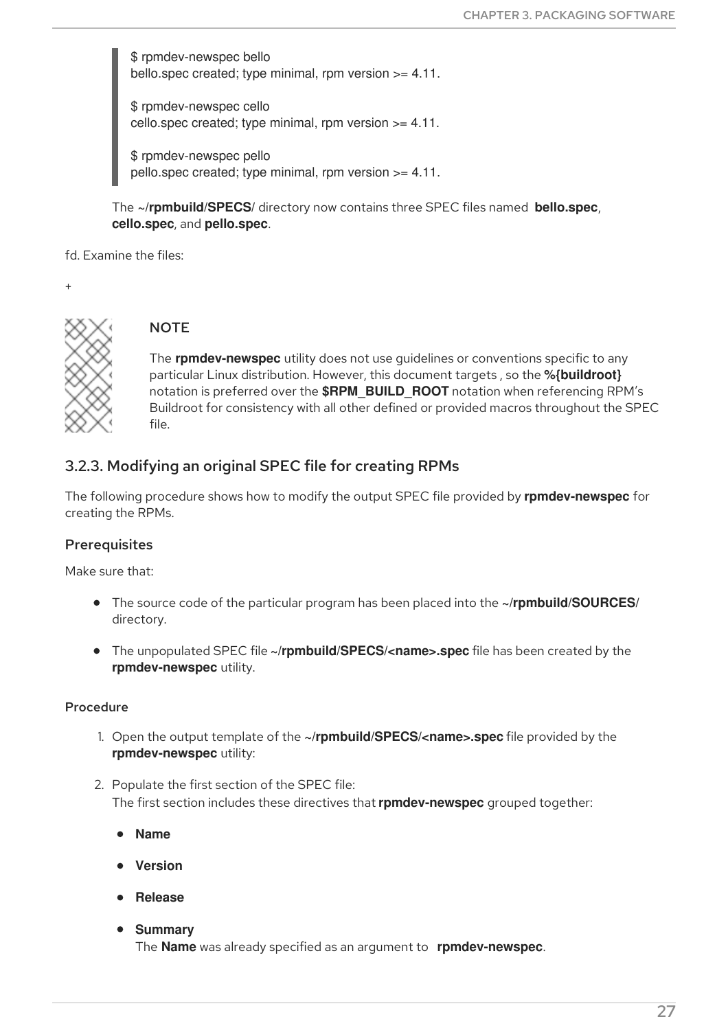```
$ rpmdev-newspec bello
bello.spec created; type minimal, rpm version >= 4.11.

$ rpmdev-newspec cello
cello.spec created; type minimal, rpm version >= 4.11.

$ rpmdev-newspec pello
pello.spec created; type minimal, rpm version >= 4.11.
```

The **~/rpmbuild/SPECS/** directory now contains three SPEC files named **bello.spec**, **cello.spec**, and **pello.spec**.

fd. Examine the files:

+

> **NOTE**
>
> The **rpmdev-newspec** utility does not use guidelines or conventions specific to any particular Linux distribution. However, this document targets , so the **%{buildroot}** notation is preferred over the **$RPM_BUILD_ROOT** notation when referencing RPM's Buildroot for consistency with all other defined or provided macros throughout the SPEC file.

### 3.2.3. Modifying an original SPEC file for creating RPMs

The following procedure shows how to modify the output SPEC file provided by **rpmdev-newspec** for creating the RPMs.

#### Prerequisites

Make sure that:

- The source code of the particular program has been placed into the **~/rpmbuild/SOURCES/** directory.
- The unpopulated SPEC file **~/rpmbuild/SPECS/<name>.spec** file has been created by the **rpmdev-newspec** utility.

#### Procedure

1. Open the output template of the **~/rpmbuild/SPECS/<name>.spec** file provided by the **rpmdev-newspec** utility:
2. Populate the first section of the SPEC file:
   The first section includes these directives that **rpmdev-newspec** grouped together:
   - **Name**
   - **Version**
   - **Release**
   - **Summary**
     The **Name** was already specified as an argument to **rpmdev-newspec**.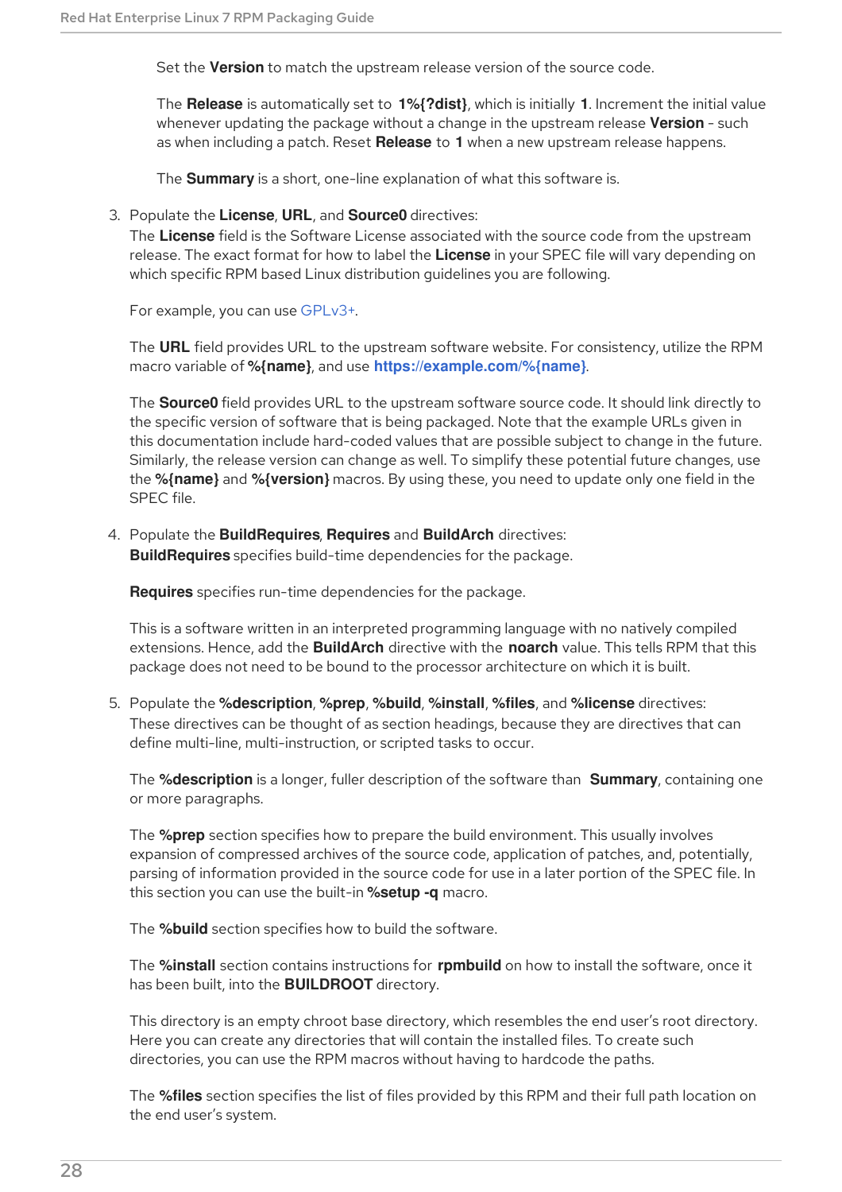Set the **Version** to match the upstream release version of the source code.

The **Release** is automatically set to **1%{?dist}**, which is initially **1**. Increment the initial value whenever updating the package without a change in the upstream release **Version** - such as when including a patch. Reset **Release** to **1** when a new upstream release happens.

The **Summary** is a short, one-line explanation of what this software is.

3. Populate the **License**, **URL**, and **Source0** directives:
   The **License** field is the Software License associated with the source code from the upstream release. The exact format for how to label the **License** in your SPEC file will vary depending on which specific RPM based Linux distribution guidelines you are following.

   For example, you can use GPLv3+.

   The **URL** field provides URL to the upstream software website. For consistency, utilize the RPM macro variable of **%{name}**, and use **https://example.com/%{name}**.

   The **Source0** field provides URL to the upstream software source code. It should link directly to the specific version of software that is being packaged. Note that the example URLs given in this documentation include hard-coded values that are possible subject to change in the future. Similarly, the release version can change as well. To simplify these potential future changes, use the **%{name}** and **%{version}** macros. By using these, you need to update only one field in the SPEC file.

4. Populate the **BuildRequires**, **Requires** and **BuildArch** directives:
   **BuildRequires** specifies build-time dependencies for the package.

   **Requires** specifies run-time dependencies for the package.

   This is a software written in an interpreted programming language with no natively compiled extensions. Hence, add the **BuildArch** directive with the **noarch** value. This tells RPM that this package does not need to be bound to the processor architecture on which it is built.

5. Populate the **%description**, **%prep**, **%build**, **%install**, **%files**, and **%license** directives:
   These directives can be thought of as section headings, because they are directives that can define multi-line, multi-instruction, or scripted tasks to occur.

   The **%description** is a longer, fuller description of the software than **Summary**, containing one or more paragraphs.

   The **%prep** section specifies how to prepare the build environment. This usually involves expansion of compressed archives of the source code, application of patches, and, potentially, parsing of information provided in the source code for use in a later portion of the SPEC file. In this section you can use the built-in **%setup -q** macro.

   The **%build** section specifies how to build the software.

   The **%install** section contains instructions for **rpmbuild** on how to install the software, once it has been built, into the **BUILDROOT** directory.

   This directory is an empty chroot base directory, which resembles the end user's root directory. Here you can create any directories that will contain the installed files. To create such directories, you can use the RPM macros without having to hardcode the paths.

   The **%files** section specifies the list of files provided by this RPM and their full path location on the end user's system.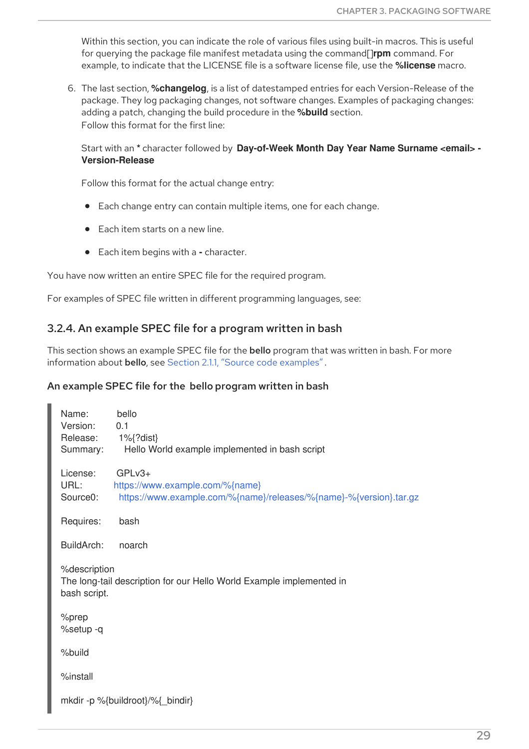Within this section, you can indicate the role of various files using built-in macros. This is useful for querying the package file manifest metadata using the command[]**rpm** command. For example, to indicate that the LICENSE file is a software license file, use the **%license** macro.

6. The last section, **%changelog**, is a list of datestamped entries for each Version-Release of the package. They log packaging changes, not software changes. Examples of packaging changes: adding a patch, changing the build procedure in the **%build** section.
   Follow this format for the first line:

   Start with an **\*** character followed by **Day-of-Week Month Day Year Name Surname <email> - Version-Release**

   Follow this format for the actual change entry:

   - Each change entry can contain multiple items, one for each change.
   - Each item starts on a new line.
   - Each item begins with a **-** character.

You have now written an entire SPEC file for the required program.

For examples of SPEC file written in different programming languages, see:

### 3.2.4. An example SPEC file for a program written in bash

This section shows an example SPEC file for the **bello** program that was written in bash. For more information about **bello**, see Section 2.1.1, "Source code examples".

#### An example SPEC file for the bello program written in bash

```
Name:       bello
Version:    0.1
Release:    1%{?dist}
Summary:    Hello World example implemented in bash script

License:    GPLv3+
URL:        https://www.example.com/%{name}
Source0:    https://www.example.com/%{name}/releases/%{name}-%{version}.tar.gz

Requires:   bash

BuildArch:  noarch

%description
The long-tail description for our Hello World Example implemented in
bash script.

%prep
%setup -q

%build

%install

mkdir -p %{buildroot}/%{_bindir}
```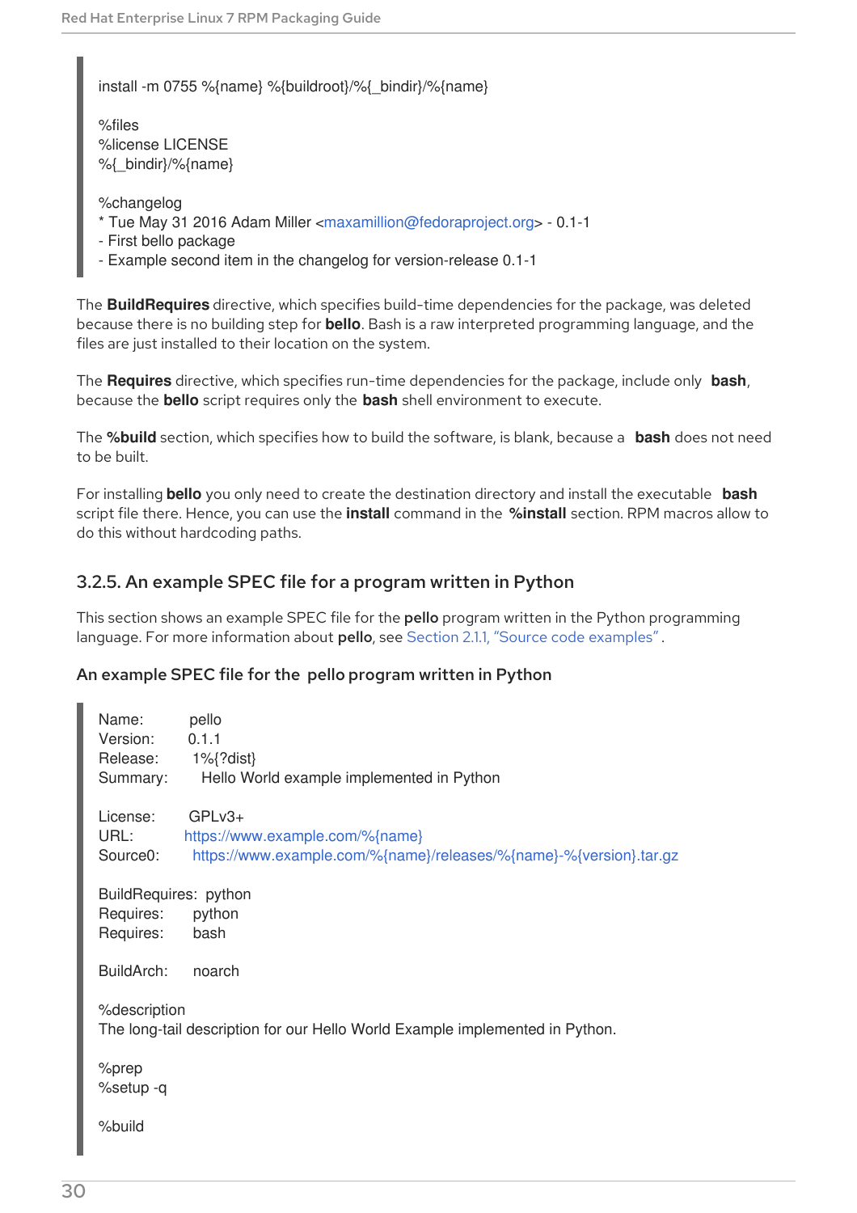```
install -m 0755 %{name} %{buildroot}/%{_bindir}/%{name}

%files
%license LICENSE
%{_bindir}/%{name}

%changelog
* Tue May 31 2016 Adam Miller <maxamillion@fedoraproject.org> - 0.1-1
- First bello package
- Example second item in the changelog for version-release 0.1-1
```

The **BuildRequires** directive, which specifies build-time dependencies for the package, was deleted because there is no building step for **bello**. Bash is a raw interpreted programming language, and the files are just installed to their location on the system.

The **Requires** directive, which specifies run-time dependencies for the package, include only **bash**, because the **bello** script requires only the **bash** shell environment to execute.

The **%build** section, which specifies how to build the software, is blank, because a **bash** does not need to be built.

For installing **bello** you only need to create the destination directory and install the executable **bash** script file there. Hence, you can use the **install** command in the **%install** section. RPM macros allow to do this without hardcoding paths.

### 3.2.5. An example SPEC file for a program written in Python

This section shows an example SPEC file for the **pello** program written in the Python programming language. For more information about **pello**, see Section 2.1.1, "Source code examples".

#### An example SPEC file for the pello program written in Python

```
Name:       pello
Version:    0.1.1
Release:    1%{?dist}
Summary:    Hello World example implemented in Python

License:    GPLv3+
URL:        https://www.example.com/%{name}
Source0:    https://www.example.com/%{name}/releases/%{name}-%{version}.tar.gz

BuildRequires:  python
Requires:   python
Requires:   bash

BuildArch:  noarch

%description
The long-tail description for our Hello World Example implemented in Python.

%prep
%setup -q

%build
```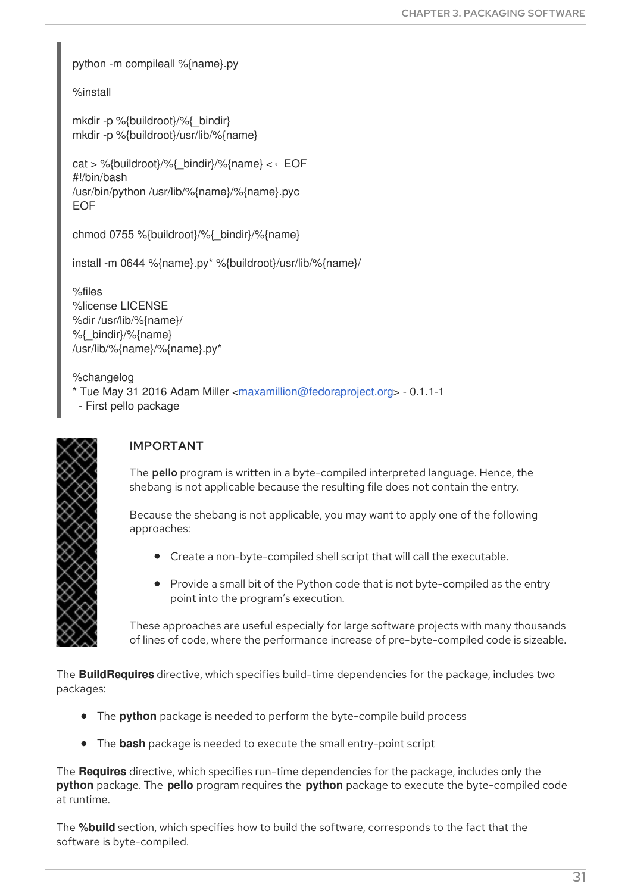```
python -m compileall %{name}.py

%install

mkdir -p %{buildroot}/%{_bindir}
mkdir -p %{buildroot}/usr/lib/%{name}

cat > %{buildroot}/%{_bindir}/%{name} <←EOF
#!/bin/bash
/usr/bin/python /usr/lib/%{name}/%{name}.pyc
EOF

chmod 0755 %{buildroot}/%{_bindir}/%{name}

install -m 0644 %{name}.py* %{buildroot}/usr/lib/%{name}/

%files
%license LICENSE
%dir /usr/lib/%{name}/
%{_bindir}/%{name}
/usr/lib/%{name}/%{name}.py*

%changelog
* Tue May 31 2016 Adam Miller <maxamillion@fedoraproject.org> - 0.1.1-1
  - First pello package
```

**IMPORTANT**

The **pello** program is written in a byte-compiled interpreted language. Hence, the shebang is not applicable because the resulting file does not contain the entry.

Because the shebang is not applicable, you may want to apply one of the following approaches:

- Create a non-byte-compiled shell script that will call the executable.
- Provide a small bit of the Python code that is not byte-compiled as the entry point into the program's execution.

These approaches are useful especially for large software projects with many thousands of lines of code, where the performance increase of pre-byte-compiled code is sizeable.

The **BuildRequires** directive, which specifies build-time dependencies for the package, includes two packages:

- The **python** package is needed to perform the byte-compile build process
- The **bash** package is needed to execute the small entry-point script

The **Requires** directive, which specifies run-time dependencies for the package, includes only the **python** package. The **pello** program requires the **python** package to execute the byte-compiled code at runtime.

The **%build** section, which specifies how to build the software, corresponds to the fact that the software is byte-compiled.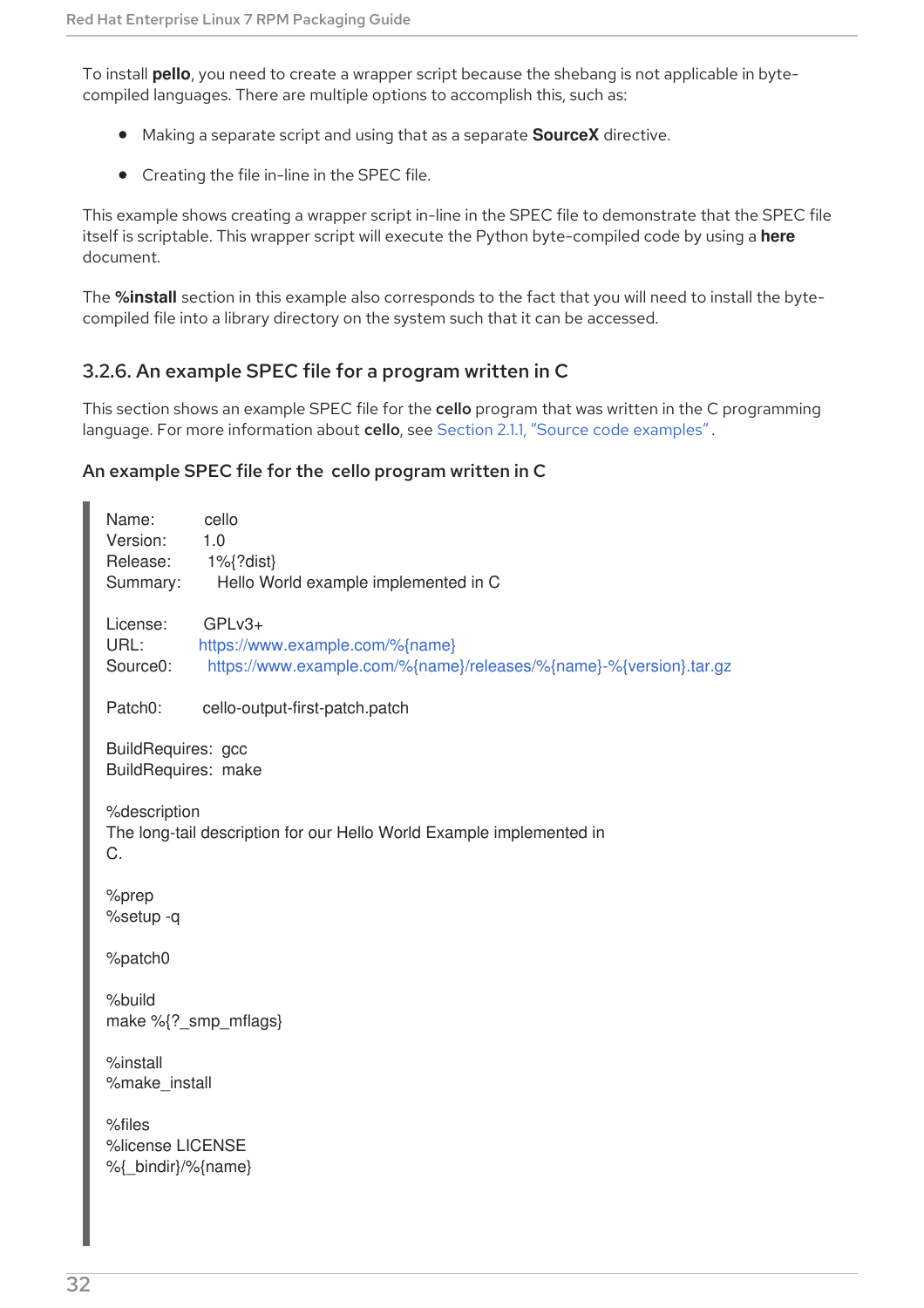To install **pello**, you need to create a wrapper script because the shebang is not applicable in byte-compiled languages. There are multiple options to accomplish this, such as:

- Making a separate script and using that as a separate **SourceX** directive.
- Creating the file in-line in the SPEC file.

This example shows creating a wrapper script in-line in the SPEC file to demonstrate that the SPEC file itself is scriptable. This wrapper script will execute the Python byte-compiled code by using a **here** document.

The **%install** section in this example also corresponds to the fact that you will need to install the byte-compiled file into a library directory on the system such that it can be accessed.

### 3.2.6. An example SPEC file for a program written in C

This section shows an example SPEC file for the **cello** program that was written in the C programming language. For more information about **cello**, see Section 2.1.1, "Source code examples".

#### An example SPEC file for the cello program written in C

```
Name:       cello
Version:    1.0
Release:    1%{?dist}
Summary:    Hello World example implemented in C

License:    GPLv3+
URL:        https://www.example.com/%{name}
Source0:    https://www.example.com/%{name}/releases/%{name}-%{version}.tar.gz

Patch0:     cello-output-first-patch.patch

BuildRequires:  gcc
BuildRequires:  make

%description
The long-tail description for our Hello World Example implemented in
C.

%prep
%setup -q

%patch0

%build
make %{?_smp_mflags}

%install
%make_install

%files
%license LICENSE
%{_bindir}/%{name}
```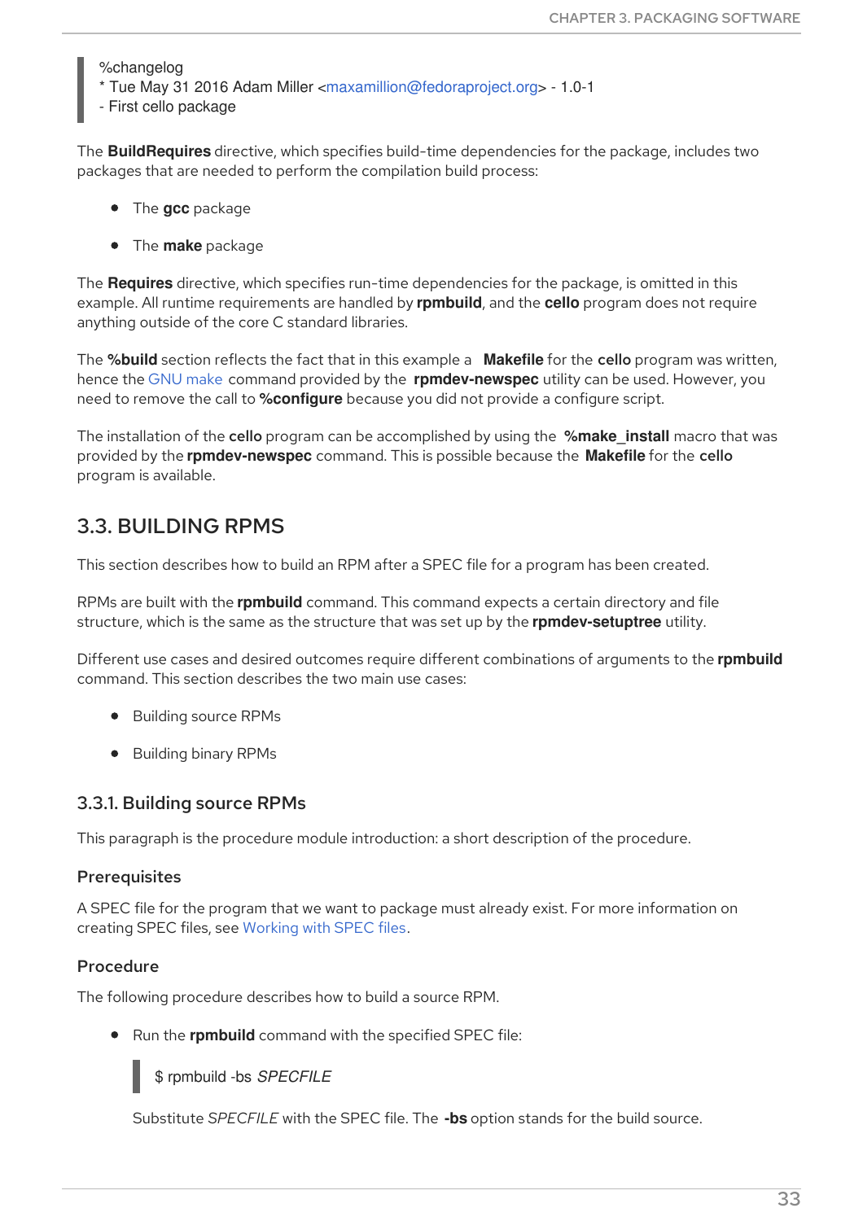```
%changelog
* Tue May 31 2016 Adam Miller <maxamillion@fedoraproject.org> - 1.0-1
- First cello package
```

The **BuildRequires** directive, which specifies build-time dependencies for the package, includes two packages that are needed to perform the compilation build process:

- The **gcc** package
- The **make** package

The **Requires** directive, which specifies run-time dependencies for the package, is omitted in this example. All runtime requirements are handled by **rpmbuild**, and the **cello** program does not require anything outside of the core C standard libraries.

The **%build** section reflects the fact that in this example a **Makefile** for the **cello** program was written, hence the GNU make command provided by the **rpmdev-newspec** utility can be used. However, you need to remove the call to **%configure** because you did not provide a configure script.

The installation of the **cello** program can be accomplished by using the **%make_install** macro that was provided by the **rpmdev-newspec** command. This is possible because the **Makefile** for the **cello** program is available.

## 3.3. BUILDING RPMS

This section describes how to build an RPM after a SPEC file for a program has been created.

RPMs are built with the **rpmbuild** command. This command expects a certain directory and file structure, which is the same as the structure that was set up by the **rpmdev-setuptree** utility.

Different use cases and desired outcomes require different combinations of arguments to the **rpmbuild** command. This section describes the two main use cases:

- Building source RPMs
- Building binary RPMs

### 3.3.1. Building source RPMs

This paragraph is the procedure module introduction: a short description of the procedure.

#### Prerequisites

A SPEC file for the program that we want to package must already exist. For more information on creating SPEC files, see Working with SPEC files.

#### Procedure

The following procedure describes how to build a source RPM.

- Run the **rpmbuild** command with the specified SPEC file:

  ```
  $ rpmbuild -bs SPECFILE
  ```

  Substitute *SPECFILE* with the SPEC file. The **-bs** option stands for the build source.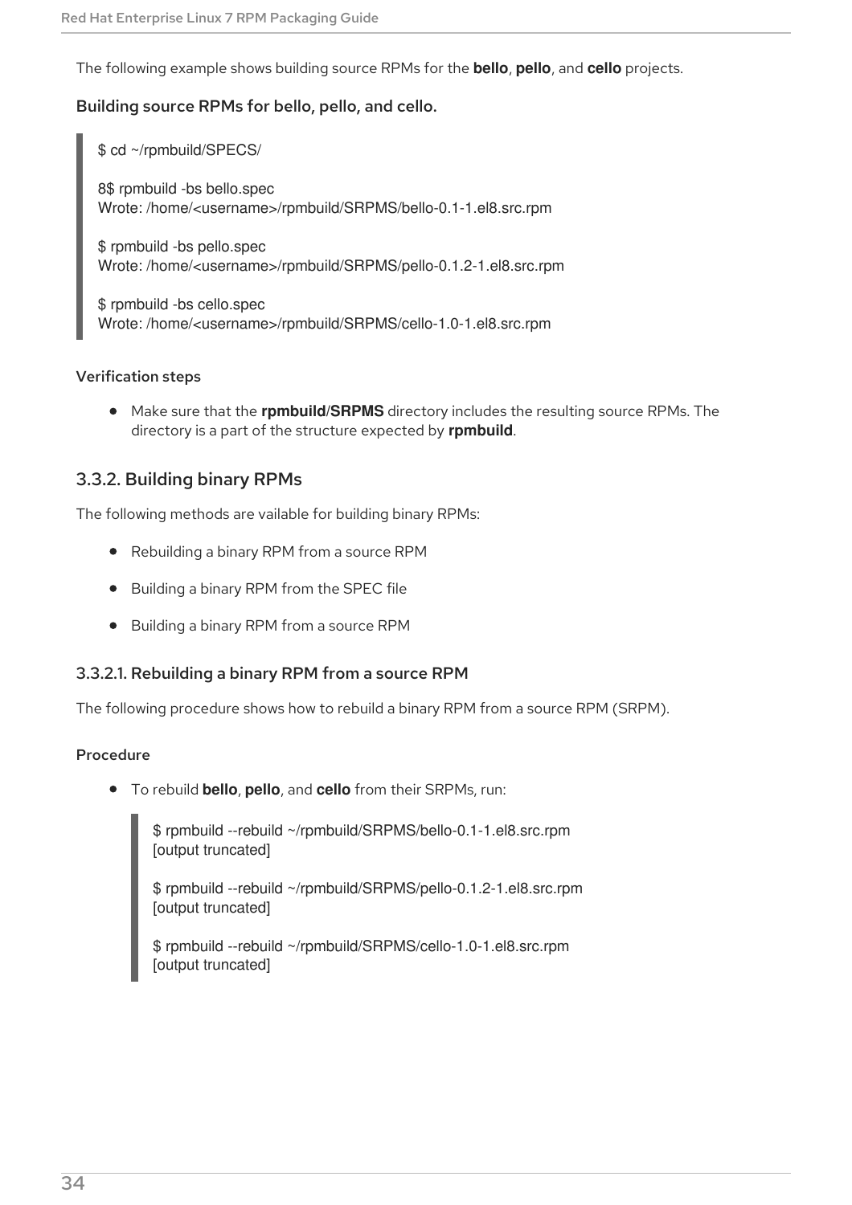The following example shows building source RPMs for the **bello**, **pello**, and **cello** projects.

#### Building source RPMs for bello, pello, and cello.

```
$ cd ~/rpmbuild/SPECS/

8$ rpmbuild -bs bello.spec
Wrote: /home/<username>/rpmbuild/SRPMS/bello-0.1-1.el8.src.rpm

$ rpmbuild -bs pello.spec
Wrote: /home/<username>/rpmbuild/SRPMS/pello-0.1.2-1.el8.src.rpm

$ rpmbuild -bs cello.spec
Wrote: /home/<username>/rpmbuild/SRPMS/cello-1.0-1.el8.src.rpm
```

#### Verification steps

- Make sure that the **rpmbuild/SRPMS** directory includes the resulting source RPMs. The directory is a part of the structure expected by **rpmbuild**.

### 3.3.2. Building binary RPMs

The following methods are vailable for building binary RPMs:

- Rebuilding a binary RPM from a source RPM
- Building a binary RPM from the SPEC file
- Building a binary RPM from a source RPM

#### 3.3.2.1. Rebuilding a binary RPM from a source RPM

The following procedure shows how to rebuild a binary RPM from a source RPM (SRPM).

#### Procedure

- To rebuild **bello**, **pello**, and **cello** from their SRPMs, run:

```
$ rpmbuild --rebuild ~/rpmbuild/SRPMS/bello-0.1-1.el8.src.rpm
[output truncated]

$ rpmbuild --rebuild ~/rpmbuild/SRPMS/pello-0.1.2-1.el8.src.rpm
[output truncated]

$ rpmbuild --rebuild ~/rpmbuild/SRPMS/cello-1.0-1.el8.src.rpm
[output truncated]
```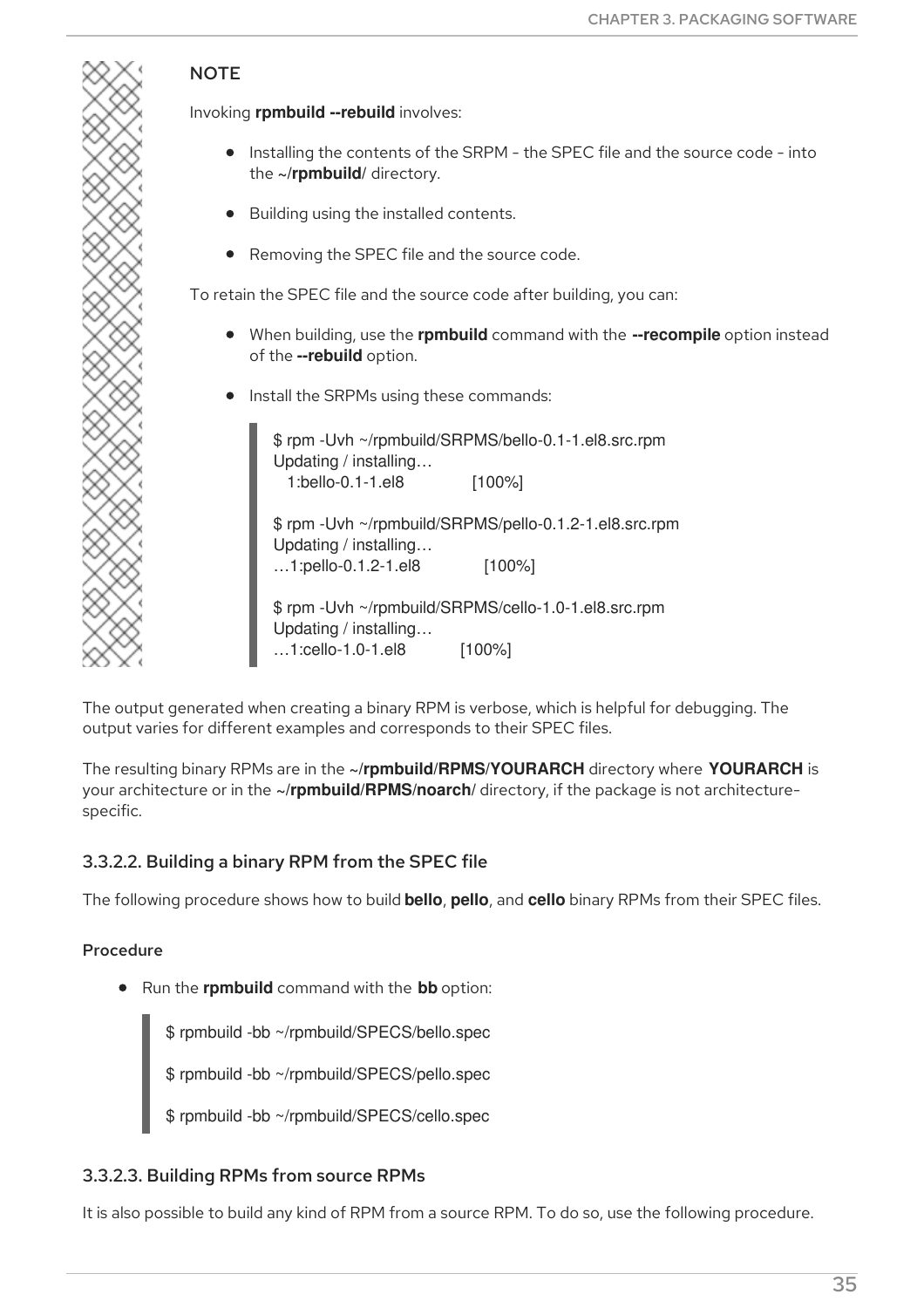> **NOTE**
>
> Invoking **rpmbuild --rebuild** involves:
>
> - Installing the contents of the SRPM - the SPEC file and the source code - into the ~/**rpmbuild**/ directory.
> - Building using the installed contents.
> - Removing the SPEC file and the source code.
>
> To retain the SPEC file and the source code after building, you can:
>
> - When building, use the **rpmbuild** command with the **--recompile** option instead of the **--rebuild** option.
> - Install the SRPMs using these commands:
>
> ```
> $ rpm -Uvh ~/rpmbuild/SRPMS/bello-0.1-1.el8.src.rpm
> Updating / installing…
>    1:bello-0.1-1.el8              [100%]
>
> $ rpm -Uvh ~/rpmbuild/SRPMS/pello-0.1.2-1.el8.src.rpm
> Updating / installing…
> …1:pello-0.1.2-1.el8              [100%]
>
> $ rpm -Uvh ~/rpmbuild/SRPMS/cello-1.0-1.el8.src.rpm
> Updating / installing…
> …1:cello-1.0-1.el8            [100%]
> ```

The output generated when creating a binary RPM is verbose, which is helpful for debugging. The output varies for different examples and corresponds to their SPEC files.

The resulting binary RPMs are in the ~/**rpmbuild**/**RPMS**/**YOURARCH** directory where **YOURARCH** is your architecture or in the ~/**rpmbuild**/**RPMS/noarch**/ directory, if the package is not architecture-specific.

### 3.3.2.2. Building a binary RPM from the SPEC file

The following procedure shows how to build **bello**, **pello**, and **cello** binary RPMs from their SPEC files.

**Procedure**

- Run the **rpmbuild** command with the **bb** option:

```
$ rpmbuild -bb ~/rpmbuild/SPECS/bello.spec

$ rpmbuild -bb ~/rpmbuild/SPECS/pello.spec

$ rpmbuild -bb ~/rpmbuild/SPECS/cello.spec
```

### 3.3.2.3. Building RPMs from source RPMs

It is also possible to build any kind of RPM from a source RPM. To do so, use the following procedure.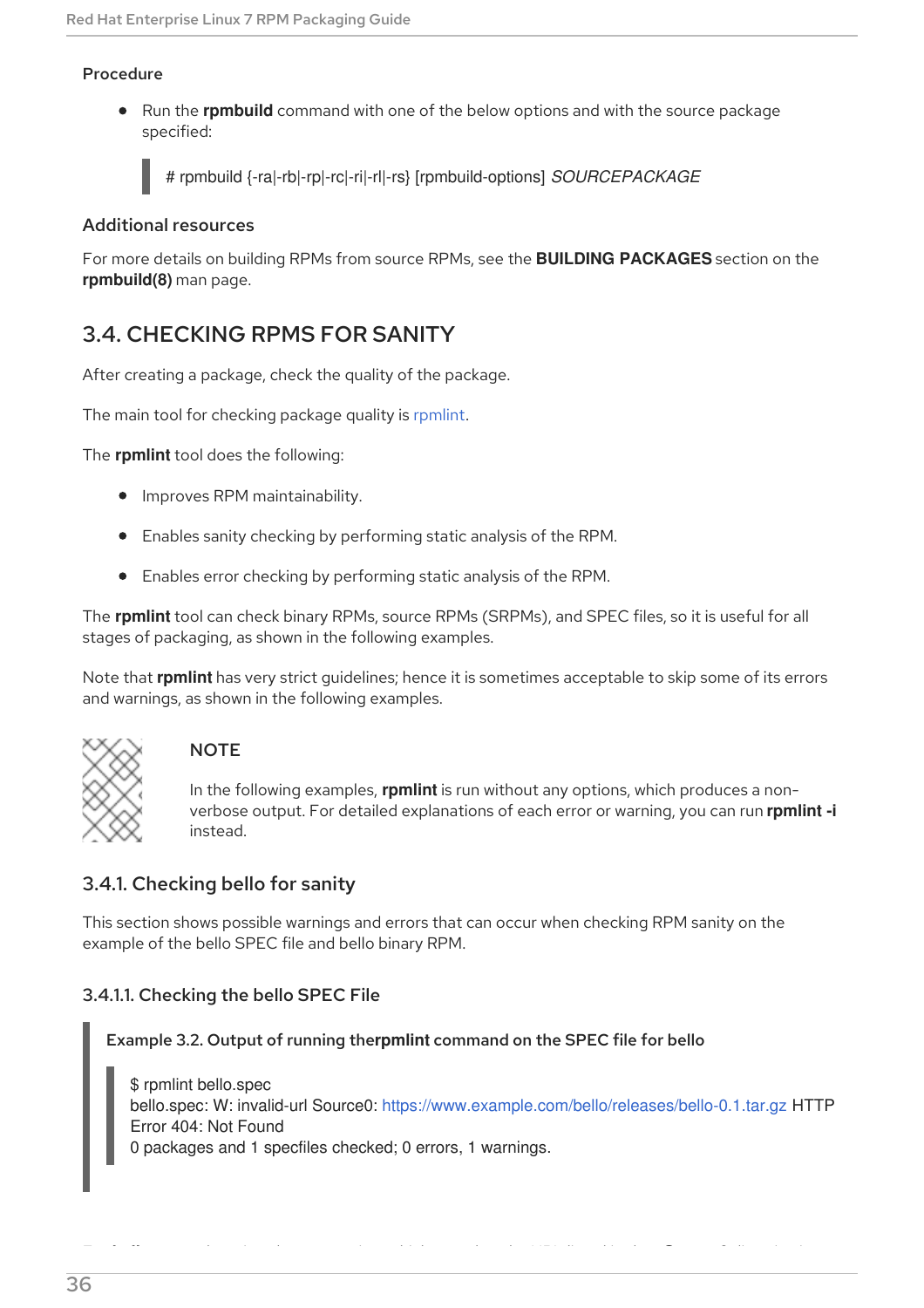**Procedure**

- Run the **rpmbuild** command with one of the below options and with the source package specified:

```
# rpmbuild {-ra|-rb|-rp|-rc|-ri|-rl|-rs} [rpmbuild-options] SOURCEPACKAGE
```

**Additional resources**

For more details on building RPMs from source RPMs, see the **BUILDING PACKAGES** section on the **rpmbuild(8)** man page.

## 3.4. CHECKING RPMS FOR SANITY

After creating a package, check the quality of the package.

The main tool for checking package quality is rpmlint.

The **rpmlint** tool does the following:

- Improves RPM maintainability.
- Enables sanity checking by performing static analysis of the RPM.
- Enables error checking by performing static analysis of the RPM.

The **rpmlint** tool can check binary RPMs, source RPMs (SRPMs), and SPEC files, so it is useful for all stages of packaging, as shown in the following examples.

Note that **rpmlint** has very strict guidelines; hence it is sometimes acceptable to skip some of its errors and warnings, as shown in the following examples.

> **NOTE**
>
> In the following examples, **rpmlint** is run without any options, which produces a non-verbose output. For detailed explanations of each error or warning, you can run **rpmlint -i** instead.

### 3.4.1. Checking bello for sanity

This section shows possible warnings and errors that can occur when checking RPM sanity on the example of the bello SPEC file and bello binary RPM.

#### 3.4.1.1. Checking the bello SPEC File

**Example 3.2. Output of running the rpmlint command on the SPEC file for bello**

```
$ rpmlint bello.spec
bello.spec: W: invalid-url Source0: https://www.example.com/bello/releases/bello-0.1.tar.gz HTTP Error 404: Not Found
0 packages and 1 specfiles checked; 0 errors, 1 warnings.
```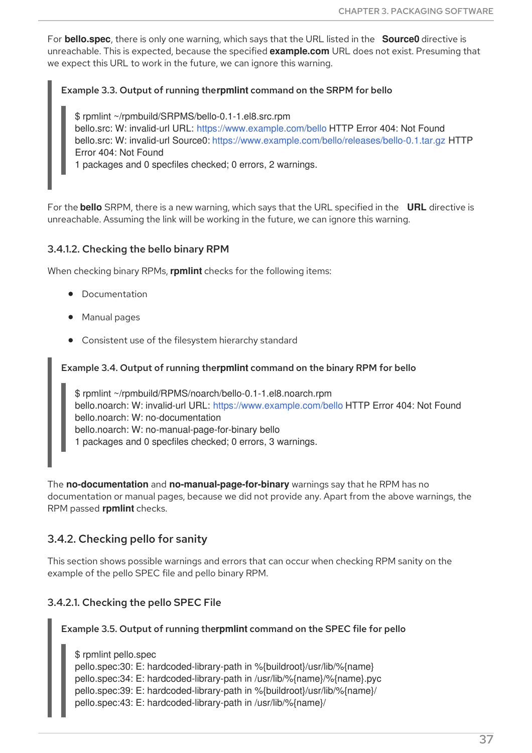For **bello.spec**, there is only one warning, which says that the URL listed in the **Source0** directive is unreachable. This is expected, because the specified **example.com** URL does not exist. Presuming that we expect this URL to work in the future, we can ignore this warning.

**Example 3.3. Output of running therpmlint command on the SRPM for bello**

```
$ rpmlint ~/rpmbuild/SRPMS/bello-0.1-1.el8.src.rpm
bello.src: W: invalid-url URL: https://www.example.com/bello HTTP Error 404: Not Found
bello.src: W: invalid-url Source0: https://www.example.com/bello/releases/bello-0.1.tar.gz HTTP
Error 404: Not Found
1 packages and 0 specfiles checked; 0 errors, 2 warnings.
```

For the **bello** SRPM, there is a new warning, which says that the URL specified in the **URL** directive is unreachable. Assuming the link will be working in the future, we can ignore this warning.

#### 3.4.1.2. Checking the bello binary RPM

When checking binary RPMs, **rpmlint** checks for the following items:

- Documentation
- Manual pages
- Consistent use of the filesystem hierarchy standard

**Example 3.4. Output of running therpmlint command on the binary RPM for bello**

```
$ rpmlint ~/rpmbuild/RPMS/noarch/bello-0.1-1.el8.noarch.rpm
bello.noarch: W: invalid-url URL: https://www.example.com/bello HTTP Error 404: Not Found
bello.noarch: W: no-documentation
bello.noarch: W: no-manual-page-for-binary bello
1 packages and 0 specfiles checked; 0 errors, 3 warnings.
```

The **no-documentation** and **no-manual-page-for-binary** warnings say that he RPM has no documentation or manual pages, because we did not provide any. Apart from the above warnings, the RPM passed **rpmlint** checks.

### 3.4.2. Checking pello for sanity

This section shows possible warnings and errors that can occur when checking RPM sanity on the example of the pello SPEC file and pello binary RPM.

#### 3.4.2.1. Checking the pello SPEC File

**Example 3.5. Output of running therpmlint command on the SPEC file for pello**

```
$ rpmlint pello.spec
pello.spec:30: E: hardcoded-library-path in %{buildroot}/usr/lib/%{name}
pello.spec:34: E: hardcoded-library-path in /usr/lib/%{name}/%{name}.pyc
pello.spec:39: E: hardcoded-library-path in %{buildroot}/usr/lib/%{name}/
pello.spec:43: E: hardcoded-library-path in /usr/lib/%{name}/
```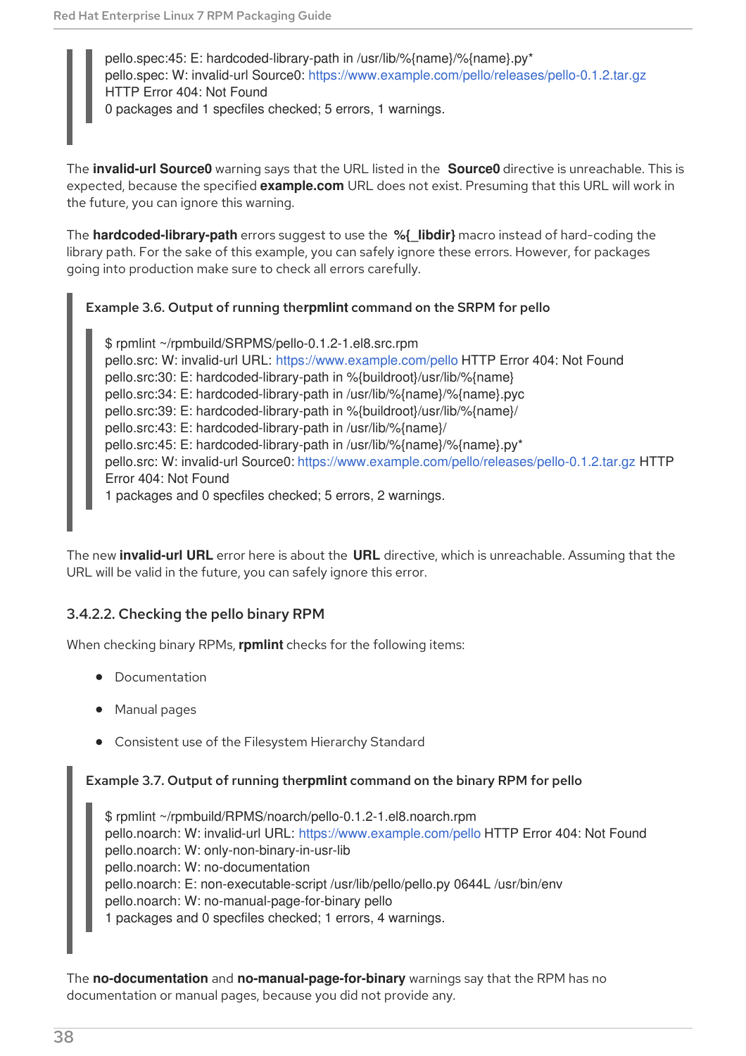```
pello.spec:45: E: hardcoded-library-path in /usr/lib/%{name}/%{name}.py*
pello.spec: W: invalid-url Source0: https://www.example.com/pello/releases/pello-0.1.2.tar.gz
HTTP Error 404: Not Found
0 packages and 1 specfiles checked; 5 errors, 1 warnings.
```

The **invalid-url Source0** warning says that the URL listed in the **Source0** directive is unreachable. This is expected, because the specified **example.com** URL does not exist. Presuming that this URL will work in the future, you can ignore this warning.

The **hardcoded-library-path** errors suggest to use the **%{_libdir}** macro instead of hard-coding the library path. For the sake of this example, you can safely ignore these errors. However, for packages going into production make sure to check all errors carefully.

**Example 3.6. Output of running the rpmlint command on the SRPM for pello**

```
$ rpmlint ~/rpmbuild/SRPMS/pello-0.1.2-1.el8.src.rpm
pello.src: W: invalid-url URL: https://www.example.com/pello HTTP Error 404: Not Found
pello.src:30: E: hardcoded-library-path in %{buildroot}/usr/lib/%{name}
pello.src:34: E: hardcoded-library-path in /usr/lib/%{name}/%{name}.pyc
pello.src:39: E: hardcoded-library-path in %{buildroot}/usr/lib/%{name}/
pello.src:43: E: hardcoded-library-path in /usr/lib/%{name}/
pello.src:45: E: hardcoded-library-path in /usr/lib/%{name}/%{name}.py*
pello.src: W: invalid-url Source0: https://www.example.com/pello/releases/pello-0.1.2.tar.gz HTTP
Error 404: Not Found
1 packages and 0 specfiles checked; 5 errors, 2 warnings.
```

The new **invalid-url URL** error here is about the **URL** directive, which is unreachable. Assuming that the URL will be valid in the future, you can safely ignore this error.

### 3.4.2.2. Checking the pello binary RPM

When checking binary RPMs, **rpmlint** checks for the following items:

- Documentation
- Manual pages
- Consistent use of the Filesystem Hierarchy Standard

**Example 3.7. Output of running the rpmlint command on the binary RPM for pello**

```
$ rpmlint ~/rpmbuild/RPMS/noarch/pello-0.1.2-1.el8.noarch.rpm
pello.noarch: W: invalid-url URL: https://www.example.com/pello HTTP Error 404: Not Found
pello.noarch: W: only-non-binary-in-usr-lib
pello.noarch: W: no-documentation
pello.noarch: E: non-executable-script /usr/lib/pello/pello.py 0644L /usr/bin/env
pello.noarch: W: no-manual-page-for-binary pello
1 packages and 0 specfiles checked; 1 errors, 4 warnings.
```

The **no-documentation** and **no-manual-page-for-binary** warnings say that the RPM has no documentation or manual pages, because you did not provide any.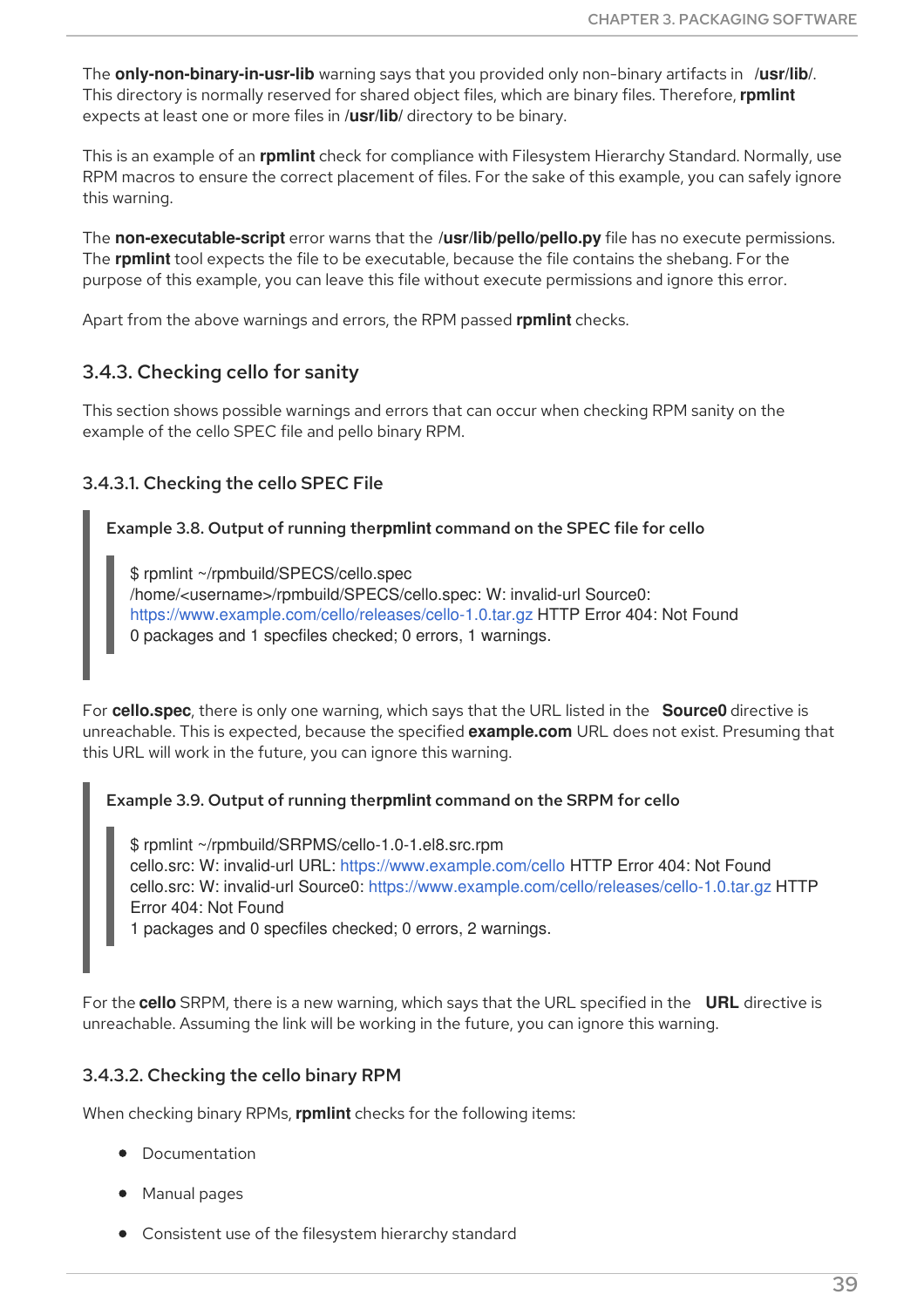The **only-non-binary-in-usr-lib** warning says that you provided only non-binary artifacts in **/usr/lib/**. This directory is normally reserved for shared object files, which are binary files. Therefore, **rpmlint** expects at least one or more files in **/usr/lib/** directory to be binary.

This is an example of an **rpmlint** check for compliance with Filesystem Hierarchy Standard. Normally, use RPM macros to ensure the correct placement of files. For the sake of this example, you can safely ignore this warning.

The **non-executable-script** error warns that the **/usr/lib/pello/pello.py** file has no execute permissions. The **rpmlint** tool expects the file to be executable, because the file contains the shebang. For the purpose of this example, you can leave this file without execute permissions and ignore this error.

Apart from the above warnings and errors, the RPM passed **rpmlint** checks.

### 3.4.3. Checking cello for sanity

This section shows possible warnings and errors that can occur when checking RPM sanity on the example of the cello SPEC file and pello binary RPM.

#### 3.4.3.1. Checking the cello SPEC File

**Example 3.8. Output of running the rpmlint command on the SPEC file for cello**

```
$ rpmlint ~/rpmbuild/SPECS/cello.spec
/home/<username>/rpmbuild/SPECS/cello.spec: W: invalid-url Source0:
https://www.example.com/cello/releases/cello-1.0.tar.gz HTTP Error 404: Not Found
0 packages and 1 specfiles checked; 0 errors, 1 warnings.
```

For **cello.spec**, there is only one warning, which says that the URL listed in the **Source0** directive is unreachable. This is expected, because the specified **example.com** URL does not exist. Presuming that this URL will work in the future, you can ignore this warning.

**Example 3.9. Output of running the rpmlint command on the SRPM for cello**

```
$ rpmlint ~/rpmbuild/SRPMS/cello-1.0-1.el8.src.rpm
cello.src: W: invalid-url URL: https://www.example.com/cello HTTP Error 404: Not Found
cello.src: W: invalid-url Source0: https://www.example.com/cello/releases/cello-1.0.tar.gz HTTP
Error 404: Not Found
1 packages and 0 specfiles checked; 0 errors, 2 warnings.
```

For the **cello** SRPM, there is a new warning, which says that the URL specified in the **URL** directive is unreachable. Assuming the link will be working in the future, you can ignore this warning.

#### 3.4.3.2. Checking the cello binary RPM

When checking binary RPMs, **rpmlint** checks for the following items:

- Documentation
- Manual pages
- Consistent use of the filesystem hierarchy standard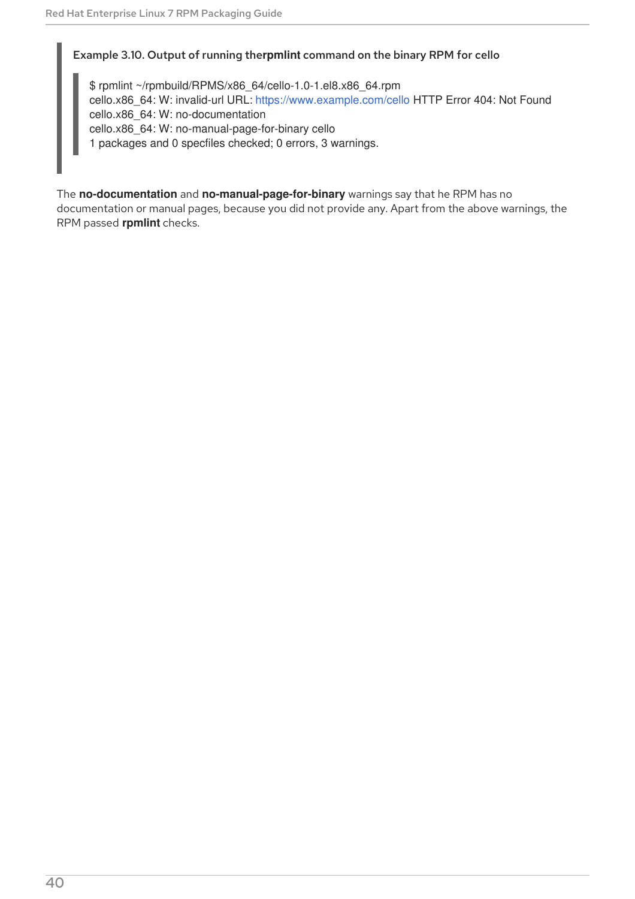**Example 3.10. Output of running therpmlint command on the binary RPM for cello**

```
$ rpmlint ~/rpmbuild/RPMS/x86_64/cello-1.0-1.el8.x86_64.rpm
cello.x86_64: W: invalid-url URL: https://www.example.com/cello HTTP Error 404: Not Found
cello.x86_64: W: no-documentation
cello.x86_64: W: no-manual-page-for-binary cello
1 packages and 0 specfiles checked; 0 errors, 3 warnings.
```

The **no-documentation** and **no-manual-page-for-binary** warnings say that he RPM has no documentation or manual pages, because you did not provide any. Apart from the above warnings, the RPM passed **rpmlint** checks.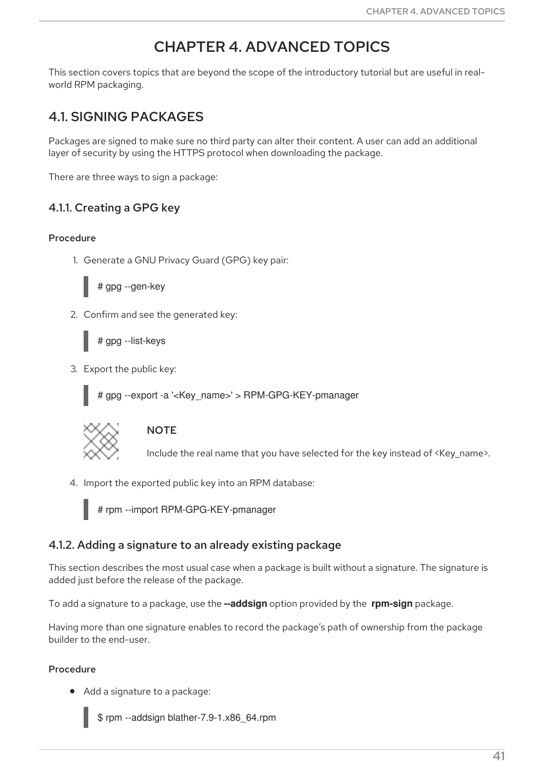# CHAPTER 4. ADVANCED TOPICS

This section covers topics that are beyond the scope of the introductory tutorial but are useful in real-world RPM packaging.

## 4.1. SIGNING PACKAGES

Packages are signed to make sure no third party can alter their content. A user can add an additional layer of security by using the HTTPS protocol when downloading the package.

There are three ways to sign a package:

### 4.1.1. Creating a GPG key

**Procedure**

1. Generate a GNU Privacy Guard (GPG) key pair:

```
# gpg --gen-key
```

2. Confirm and see the generated key:

```
# gpg --list-keys
```

3. Export the public key:

```
# gpg --export -a '<Key_name>' > RPM-GPG-KEY-pmanager
```

> **NOTE**
>
> Include the real name that you have selected for the key instead of <Key_name>.

4. Import the exported public key into an RPM database:

```
# rpm --import RPM-GPG-KEY-pmanager
```

### 4.1.2. Adding a signature to an already existing package

This section describes the most usual case when a package is built without a signature. The signature is added just before the release of the package.

To add a signature to a package, use the **--addsign** option provided by the **rpm-sign** package.

Having more than one signature enables to record the package's path of ownership from the package builder to the end-user.

**Procedure**

- Add a signature to a package:

```
$ rpm --addsign blather-7.9-1.x86_64.rpm
```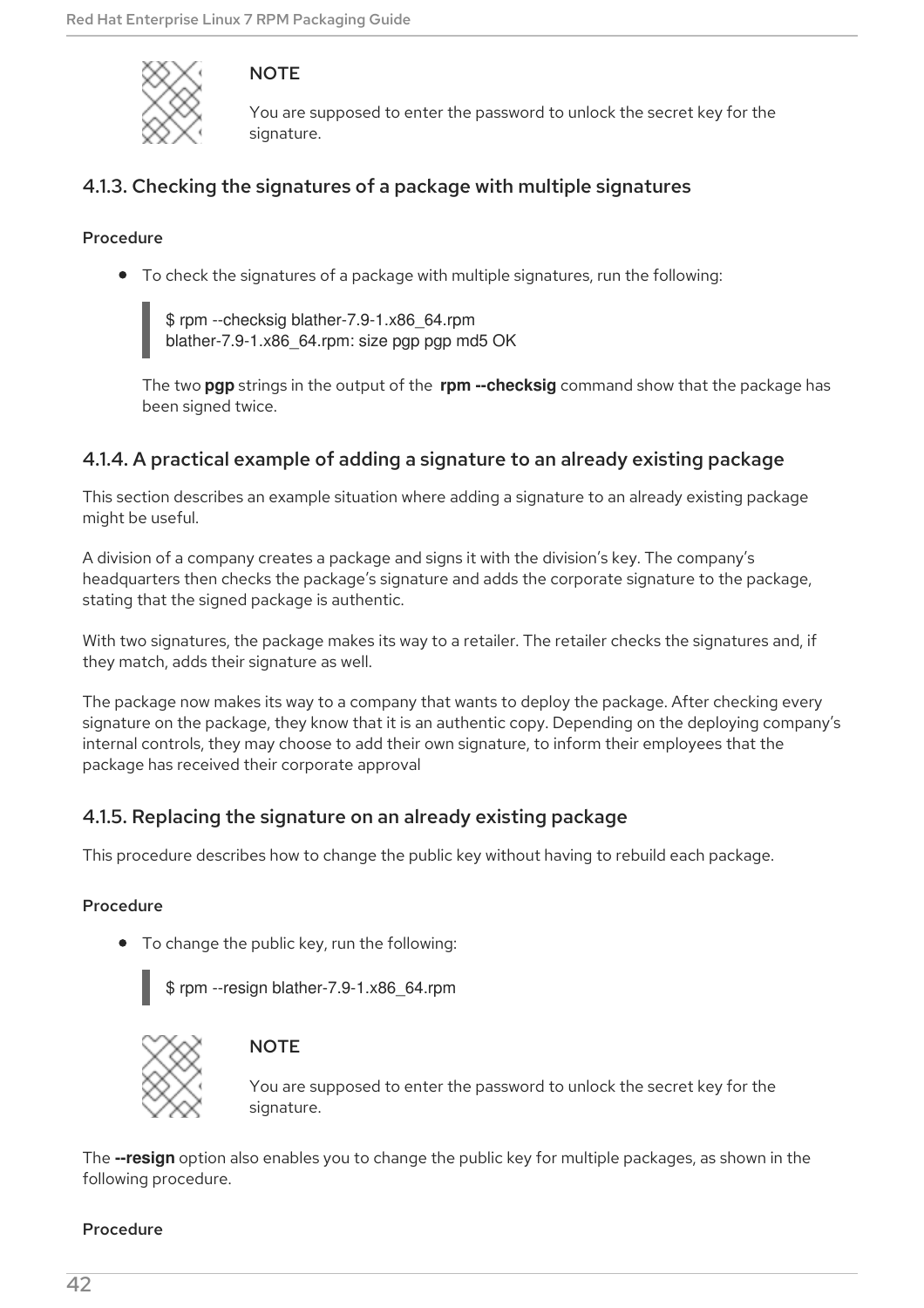> **NOTE**
>
> You are supposed to enter the password to unlock the secret key for the signature.

### 4.1.3. Checking the signatures of a package with multiple signatures

**Procedure**

- To check the signatures of a package with multiple signatures, run the following:

  ```
  $ rpm --checksig blather-7.9-1.x86_64.rpm
  blather-7.9-1.x86_64.rpm: size pgp pgp md5 OK
  ```

  The two **pgp** strings in the output of the **rpm --checksig** command show that the package has been signed twice.

### 4.1.4. A practical example of adding a signature to an already existing package

This section describes an example situation where adding a signature to an already existing package might be useful.

A division of a company creates a package and signs it with the division's key. The company's headquarters then checks the package's signature and adds the corporate signature to the package, stating that the signed package is authentic.

With two signatures, the package makes its way to a retailer. The retailer checks the signatures and, if they match, adds their signature as well.

The package now makes its way to a company that wants to deploy the package. After checking every signature on the package, they know that it is an authentic copy. Depending on the deploying company's internal controls, they may choose to add their own signature, to inform their employees that the package has received their corporate approval

### 4.1.5. Replacing the signature on an already existing package

This procedure describes how to change the public key without having to rebuild each package.

**Procedure**

- To change the public key, run the following:

  ```
  $ rpm --resign blather-7.9-1.x86_64.rpm
  ```

> **NOTE**
>
> You are supposed to enter the password to unlock the secret key for the signature.

The **--resign** option also enables you to change the public key for multiple packages, as shown in the following procedure.

**Procedure**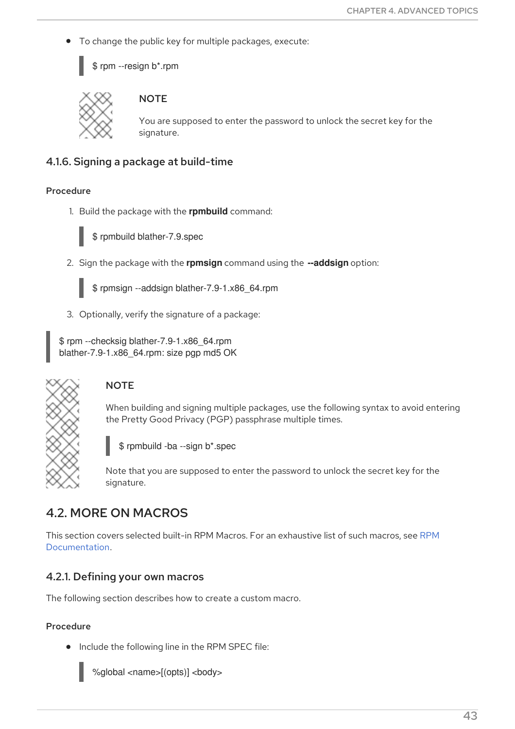- To change the public key for multiple packages, execute:

```
$ rpm --resign b*.rpm
```

> **NOTE**
>
> You are supposed to enter the password to unlock the secret key for the signature.

### 4.1.6. Signing a package at build-time

**Procedure**

1. Build the package with the **rpmbuild** command:

```
$ rpmbuild blather-7.9.spec
```

2. Sign the package with the **rpmsign** command using the **--addsign** option:

```
$ rpmsign --addsign blather-7.9-1.x86_64.rpm
```

3. Optionally, verify the signature of a package:

```
$ rpm --checksig blather-7.9-1.x86_64.rpm
blather-7.9-1.x86_64.rpm: size pgp md5 OK
```

> **NOTE**
>
> When building and signing multiple packages, use the following syntax to avoid entering the Pretty Good Privacy (PGP) passphrase multiple times.
>
> ```
> $ rpmbuild -ba --sign b*.spec
> ```
>
> Note that you are supposed to enter the password to unlock the secret key for the signature.

## 4.2. MORE ON MACROS

This section covers selected built-in RPM Macros. For an exhaustive list of such macros, see RPM Documentation.

### 4.2.1. Defining your own macros

The following section describes how to create a custom macro.

**Procedure**

- Include the following line in the RPM SPEC file:

```
%global <name>[(opts)] <body>
```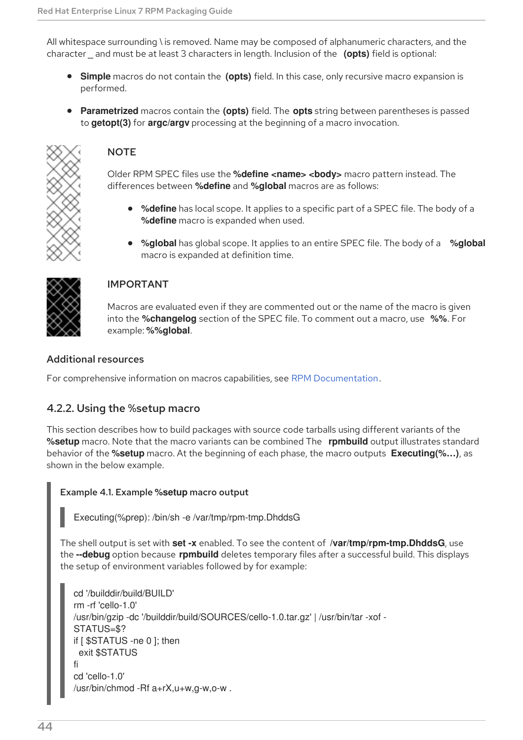All whitespace surrounding \ is removed. Name may be composed of alphanumeric characters, and the character _ and must be at least 3 characters in length. Inclusion of the **(opts)** field is optional:

- **Simple** macros do not contain the **(opts)** field. In this case, only recursive macro expansion is performed.
- **Parametrized** macros contain the **(opts)** field. The **opts** string between parentheses is passed to **getopt(3)** for **argc/argv** processing at the beginning of a macro invocation.

> **NOTE**
>
> Older RPM SPEC files use the **%define <name> <body>** macro pattern instead. The differences between **%define** and **%global** macros are as follows:
>
> - **%define** has local scope. It applies to a specific part of a SPEC file. The body of a **%define** macro is expanded when used.
> - **%global** has global scope. It applies to an entire SPEC file. The body of a **%global** macro is expanded at definition time.

> **IMPORTANT**
>
> Macros are evaluated even if they are commented out or the name of the macro is given into the **%changelog** section of the SPEC file. To comment out a macro, use **%%**. For example: **%%global**.

### Additional resources

For comprehensive information on macros capabilities, see RPM Documentation.

### 4.2.2. Using the %setup macro

This section describes how to build packages with source code tarballs using different variants of the **%setup** macro. Note that the macro variants can be combined The **rpmbuild** output illustrates standard behavior of the **%setup** macro. At the beginning of each phase, the macro outputs **Executing(%…)**, as shown in the below example.

**Example 4.1. Example %setup macro output**

```
Executing(%prep): /bin/sh -e /var/tmp/rpm-tmp.DhddsG
```

The shell output is set with **set -x** enabled. To see the content of **/var/tmp/rpm-tmp.DhddsG**, use the **--debug** option because **rpmbuild** deletes temporary files after a successful build. This displays the setup of environment variables followed by for example:

```
cd '/builddir/build/BUILD'
rm -rf 'cello-1.0'
/usr/bin/gzip -dc '/builddir/build/SOURCES/cello-1.0.tar.gz' | /usr/bin/tar -xof -
STATUS=$?
if [ $STATUS -ne 0 ]; then
  exit $STATUS
fi
cd 'cello-1.0'
/usr/bin/chmod -Rf a+rX,u+w,g-w,o-w .
```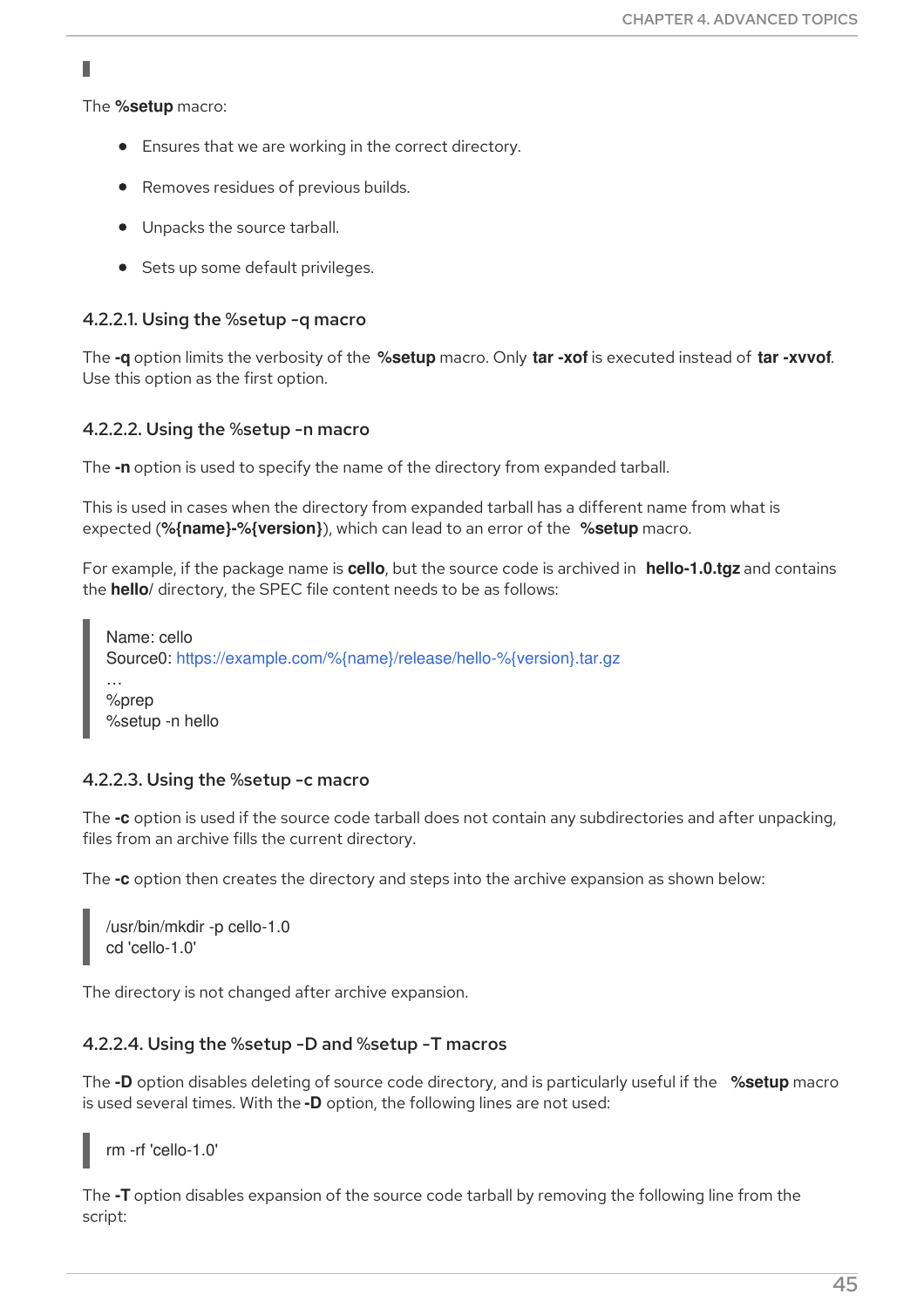The **%setup** macro:

- Ensures that we are working in the correct directory.
- Removes residues of previous builds.
- Unpacks the source tarball.
- Sets up some default privileges.

#### 4.2.2.1. Using the %setup -q macro

The **-q** option limits the verbosity of the **%setup** macro. Only **tar -xof** is executed instead of **tar -xvvof**. Use this option as the first option.

#### 4.2.2.2. Using the %setup -n macro

The **-n** option is used to specify the name of the directory from expanded tarball.

This is used in cases when the directory from expanded tarball has a different name from what is expected (**%{name}-%{version}**), which can lead to an error of the **%setup** macro.

For example, if the package name is **cello**, but the source code is archived in **hello-1.0.tgz** and contains the **hello/** directory, the SPEC file content needs to be as follows:

```
Name: cello
Source0: https://example.com/%{name}/release/hello-%{version}.tar.gz
…
%prep
%setup -n hello
```

#### 4.2.2.3. Using the %setup -c macro

The **-c** option is used if the source code tarball does not contain any subdirectories and after unpacking, files from an archive fills the current directory.

The **-c** option then creates the directory and steps into the archive expansion as shown below:

```
/usr/bin/mkdir -p cello-1.0
cd 'cello-1.0'
```

The directory is not changed after archive expansion.

#### 4.2.2.4. Using the %setup -D and %setup -T macros

The **-D** option disables deleting of source code directory, and is particularly useful if the **%setup** macro is used several times. With the **-D** option, the following lines are not used:

```
rm -rf 'cello-1.0'
```

The **-T** option disables expansion of the source code tarball by removing the following line from the script: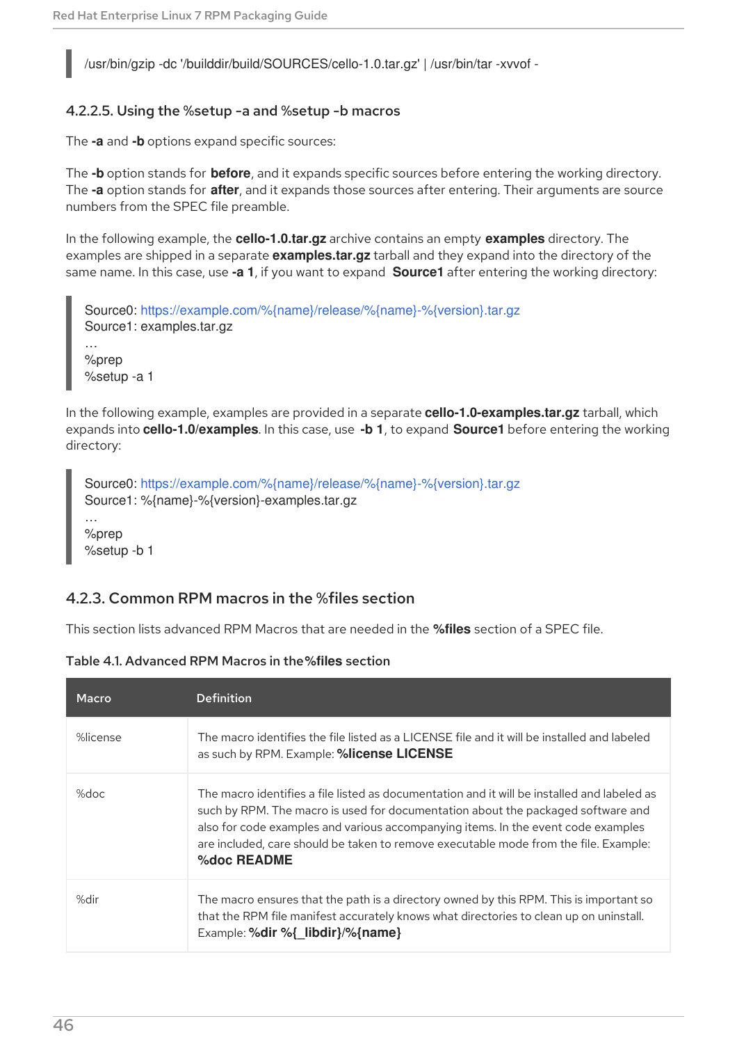```
/usr/bin/gzip -dc '/builddir/build/SOURCES/cello-1.0.tar.gz' | /usr/bin/tar -xvvof -
```

#### 4.2.2.5. Using the %setup -a and %setup -b macros

The **-a** and **-b** options expand specific sources:

The **-b** option stands for **before**, and it expands specific sources before entering the working directory. The **-a** option stands for **after**, and it expands those sources after entering. Their arguments are source numbers from the SPEC file preamble.

In the following example, the **cello-1.0.tar.gz** archive contains an empty **examples** directory. The examples are shipped in a separate **examples.tar.gz** tarball and they expand into the directory of the same name. In this case, use **-a 1**, if you want to expand **Source1** after entering the working directory:

```
Source0: https://example.com/%{name}/release/%{name}-%{version}.tar.gz
Source1: examples.tar.gz
…
%prep
%setup -a 1
```

In the following example, examples are provided in a separate **cello-1.0-examples.tar.gz** tarball, which expands into **cello-1.0/examples**. In this case, use **-b 1**, to expand **Source1** before entering the working directory:

```
Source0: https://example.com/%{name}/release/%{name}-%{version}.tar.gz
Source1: %{name}-%{version}-examples.tar.gz
…
%prep
%setup -b 1
```

### 4.2.3. Common RPM macros in the %files section

This section lists advanced RPM Macros that are needed in the **%files** section of a SPEC file.

**Table 4.1. Advanced RPM Macros in the %files section**

| Macro | Definition |
| --- | --- |
| %license | The macro identifies the file listed as a LICENSE file and it will be installed and labeled as such by RPM. Example: **%license LICENSE** |
| %doc | The macro identifies a file listed as documentation and it will be installed and labeled as such by RPM. The macro is used for documentation about the packaged software and also for code examples and various accompanying items. In the event code examples are included, care should be taken to remove executable mode from the file. Example: **%doc README** |
| %dir | The macro ensures that the path is a directory owned by this RPM. This is important so that the RPM file manifest accurately knows what directories to clean up on uninstall. Example: **%dir %{_libdir}/%{name}** |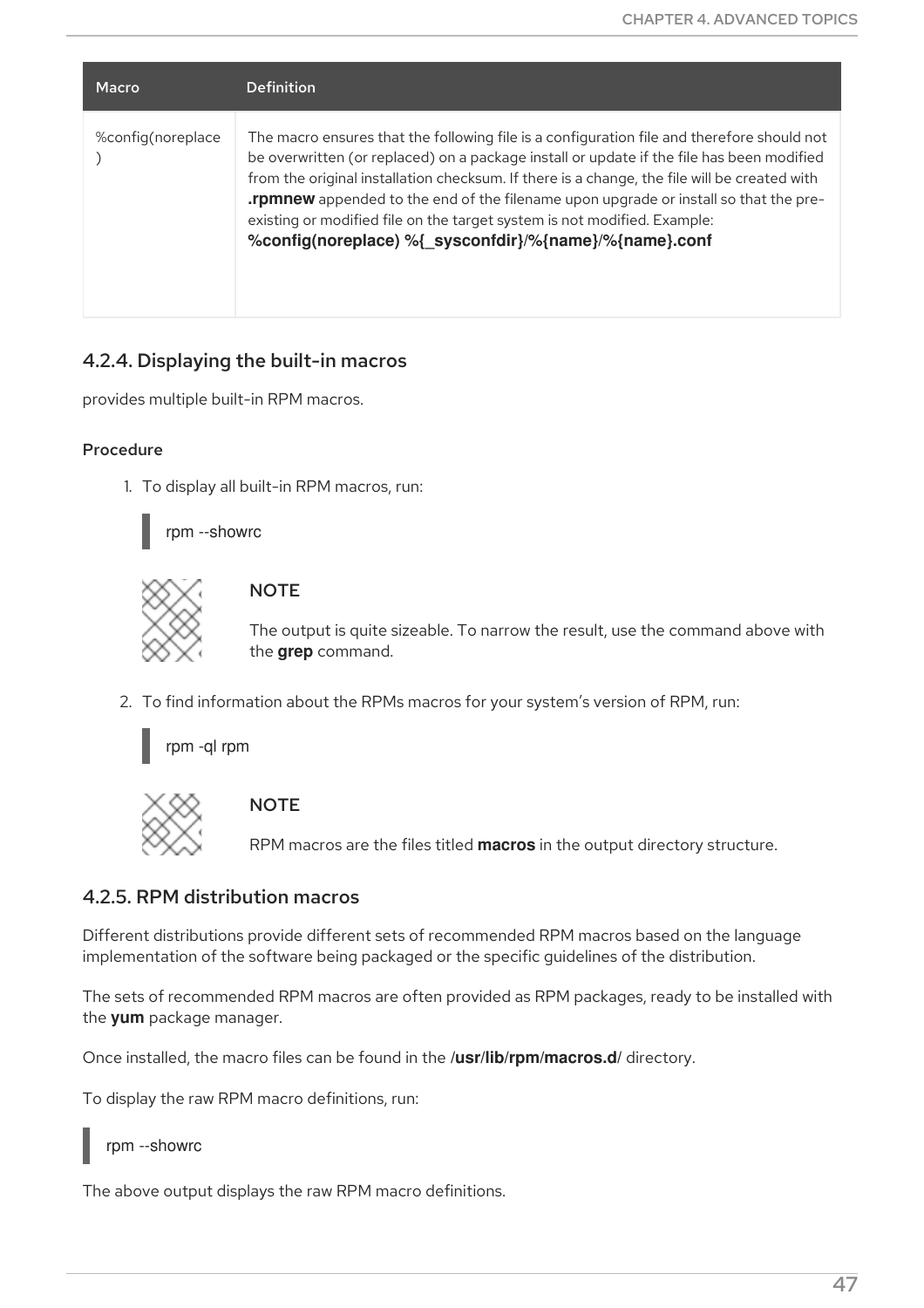| Macro | Definition |
| --- | --- |
| %config(noreplace) | The macro ensures that the following file is a configuration file and therefore should not be overwritten (or replaced) on a package install or update if the file has been modified from the original installation checksum. If there is a change, the file will be created with **.rpmnew** appended to the end of the filename upon upgrade or install so that the pre-existing or modified file on the target system is not modified. Example: **%config(noreplace) %{_sysconfdir}/%{name}/%{name}.conf** |

### 4.2.4. Displaying the built-in macros

provides multiple built-in RPM macros.

#### Procedure

1. To display all built-in RPM macros, run:

```
rpm --showrc
```

> **NOTE**
>
> The output is quite sizeable. To narrow the result, use the command above with the **grep** command.

2. To find information about the RPMs macros for your system's version of RPM, run:

```
rpm -ql rpm
```

> **NOTE**
>
> RPM macros are the files titled **macros** in the output directory structure.

### 4.2.5. RPM distribution macros

Different distributions provide different sets of recommended RPM macros based on the language implementation of the software being packaged or the specific guidelines of the distribution.

The sets of recommended RPM macros are often provided as RPM packages, ready to be installed with the **yum** package manager.

Once installed, the macro files can be found in the **/usr/lib/rpm/macros.d/** directory.

To display the raw RPM macro definitions, run:

```
rpm --showrc
```

The above output displays the raw RPM macro definitions.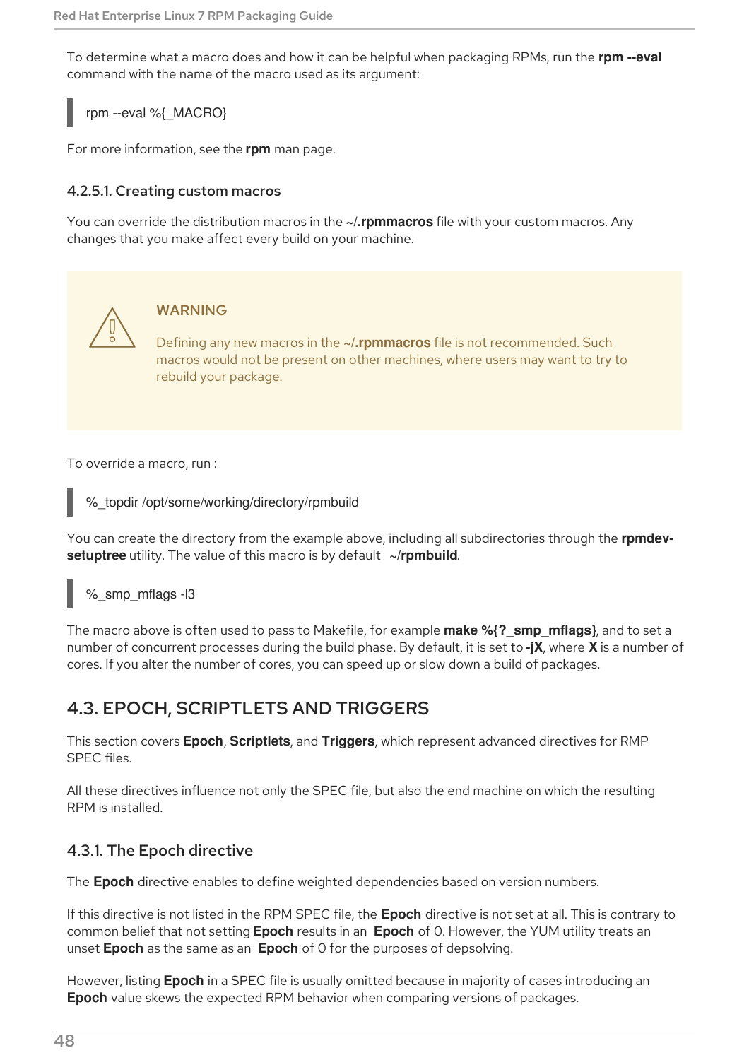To determine what a macro does and how it can be helpful when packaging RPMs, run the **rpm --eval** command with the name of the macro used as its argument:

```
rpm --eval %{_MACRO}
```

For more information, see the **rpm** man page.

#### 4.2.5.1. Creating custom macros

You can override the distribution macros in the **~/.rpmmacros** file with your custom macros. Any changes that you make affect every build on your machine.

> **WARNING**
>
> Defining any new macros in the **~/.rpmmacros** file is not recommended. Such macros would not be present on other machines, where users may want to try to rebuild your package.

To override a macro, run :

```
%_topdir /opt/some/working/directory/rpmbuild
```

You can create the directory from the example above, including all subdirectories through the **rpmdev-setuptree** utility. The value of this macro is by default **~/rpmbuild**.

```
%_smp_mflags -l3
```

The macro above is often used to pass to Makefile, for example **make %{?_smp_mflags}**, and to set a number of concurrent processes during the build phase. By default, it is set to **-jX**, where **X** is a number of cores. If you alter the number of cores, you can speed up or slow down a build of packages.

## 4.3. EPOCH, SCRIPTLETS AND TRIGGERS

This section covers **Epoch**, **Scriptlets**, and **Triggers**, which represent advanced directives for RMP SPEC files.

All these directives influence not only the SPEC file, but also the end machine on which the resulting RPM is installed.

### 4.3.1. The Epoch directive

The **Epoch** directive enables to define weighted dependencies based on version numbers.

If this directive is not listed in the RPM SPEC file, the **Epoch** directive is not set at all. This is contrary to common belief that not setting **Epoch** results in an **Epoch** of 0. However, the YUM utility treats an unset **Epoch** as the same as an **Epoch** of 0 for the purposes of depsolving.

However, listing **Epoch** in a SPEC file is usually omitted because in majority of cases introducing an **Epoch** value skews the expected RPM behavior when comparing versions of packages.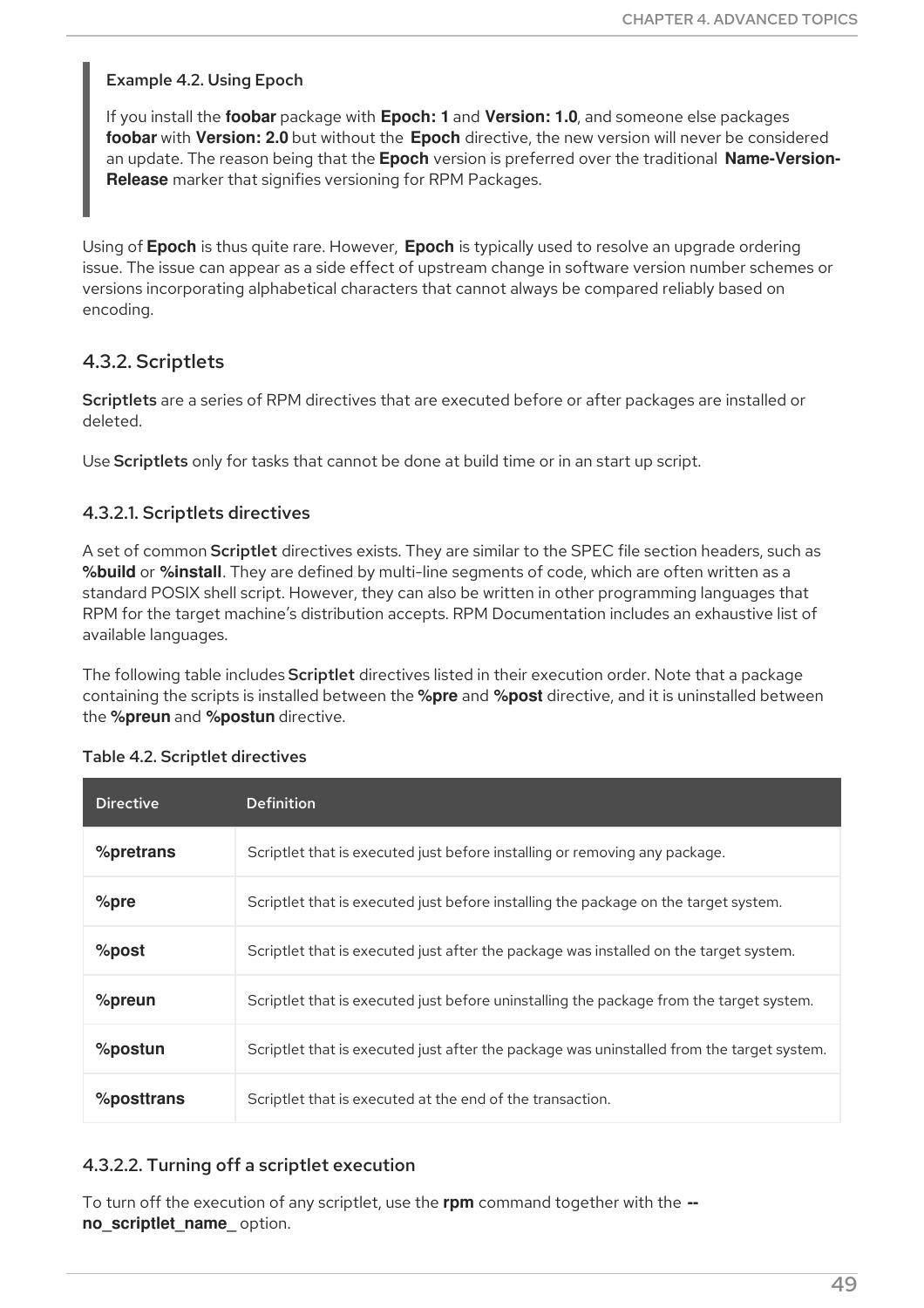**Example 4.2. Using Epoch**

If you install the **foobar** package with **Epoch: 1** and **Version: 1.0**, and someone else packages **foobar** with **Version: 2.0** but without the **Epoch** directive, the new version will never be considered an update. The reason being that the **Epoch** version is preferred over the traditional **Name-Version-Release** marker that signifies versioning for RPM Packages.

Using of **Epoch** is thus quite rare. However, **Epoch** is typically used to resolve an upgrade ordering issue. The issue can appear as a side effect of upstream change in software version number schemes or versions incorporating alphabetical characters that cannot always be compared reliably based on encoding.

### 4.3.2. Scriptlets

**Scriptlets** are a series of RPM directives that are executed before or after packages are installed or deleted.

Use **Scriptlets** only for tasks that cannot be done at build time or in an start up script.

#### 4.3.2.1. Scriptlets directives

A set of common **Scriptlet** directives exists. They are similar to the SPEC file section headers, such as **%build** or **%install**. They are defined by multi-line segments of code, which are often written as a standard POSIX shell script. However, they can also be written in other programming languages that RPM for the target machine's distribution accepts. RPM Documentation includes an exhaustive list of available languages.

The following table includes **Scriptlet** directives listed in their execution order. Note that a package containing the scripts is installed between the **%pre** and **%post** directive, and it is uninstalled between the **%preun** and **%postun** directive.

**Table 4.2. Scriptlet directives**

| Directive | Definition |
| --- | --- |
| **%pretrans** | Scriptlet that is executed just before installing or removing any package. |
| **%pre** | Scriptlet that is executed just before installing the package on the target system. |
| **%post** | Scriptlet that is executed just after the package was installed on the target system. |
| **%preun** | Scriptlet that is executed just before uninstalling the package from the target system. |
| **%postun** | Scriptlet that is executed just after the package was uninstalled from the target system. |
| **%posttrans** | Scriptlet that is executed at the end of the transaction. |

#### 4.3.2.2. Turning off a scriptlet execution

To turn off the execution of any scriptlet, use the **rpm** command together with the **--no_scriptlet_name_** option.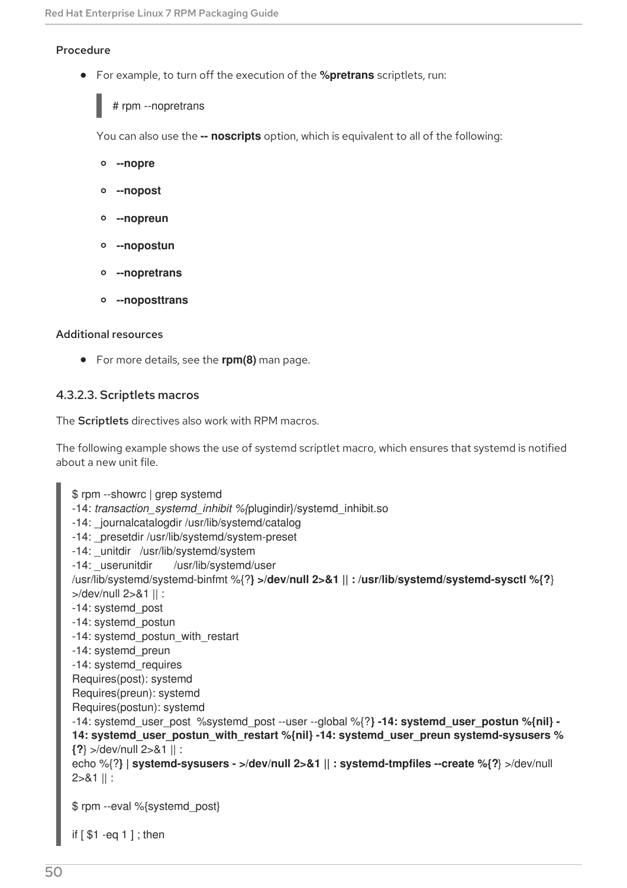### Procedure

- For example, to turn off the execution of the **%pretrans** scriptlets, run:

  ```
  # rpm --nopretrans
  ```

  You can also use the **-- noscripts** option, which is equivalent to all of the following:

  - **--nopre**
  - **--nopost**
  - **--nopreun**
  - **--nopostun**
  - **--nopretrans**
  - **--noposttrans**

### Additional resources

- For more details, see the **rpm(8)** man page.

#### 4.3.2.3. Scriptlets macros

The Scriptlets directives also work with RPM macros.

The following example shows the use of systemd scriptlet macro, which ensures that systemd is notified about a new unit file.

```
$ rpm --showrc | grep systemd
-14: transaction_systemd_inhibit %{plugindir}/systemd_inhibit.so
-14: _journalcatalogdir /usr/lib/systemd/catalog
-14: _presetdir /usr/lib/systemd/system-preset
-14: _unitdir   /usr/lib/systemd/system
-14: _userunitdir       /usr/lib/systemd/user
/usr/lib/systemd/systemd-binfmt %{?} >/dev/null 2>&1 || : /usr/lib/systemd/systemd-sysctl %{?}
>/dev/null 2>&1 || :
-14: systemd_post
-14: systemd_postun
-14: systemd_postun_with_restart
-14: systemd_preun
-14: systemd_requires
Requires(post): systemd
Requires(preun): systemd
Requires(postun): systemd
-14: systemd_user_post  %systemd_post --user --global %{?} -14: systemd_user_postun %{nil} -
14: systemd_user_postun_with_restart %{nil} -14: systemd_user_preun systemd-sysusers %
{?} >/dev/null 2>&1 || :
echo %{?} | systemd-sysusers - >/dev/null 2>&1 || : systemd-tmpfiles --create %{?} >/dev/null
2>&1 || :

$ rpm --eval %{systemd_post}

if [ $1 -eq 1 ] ; then
```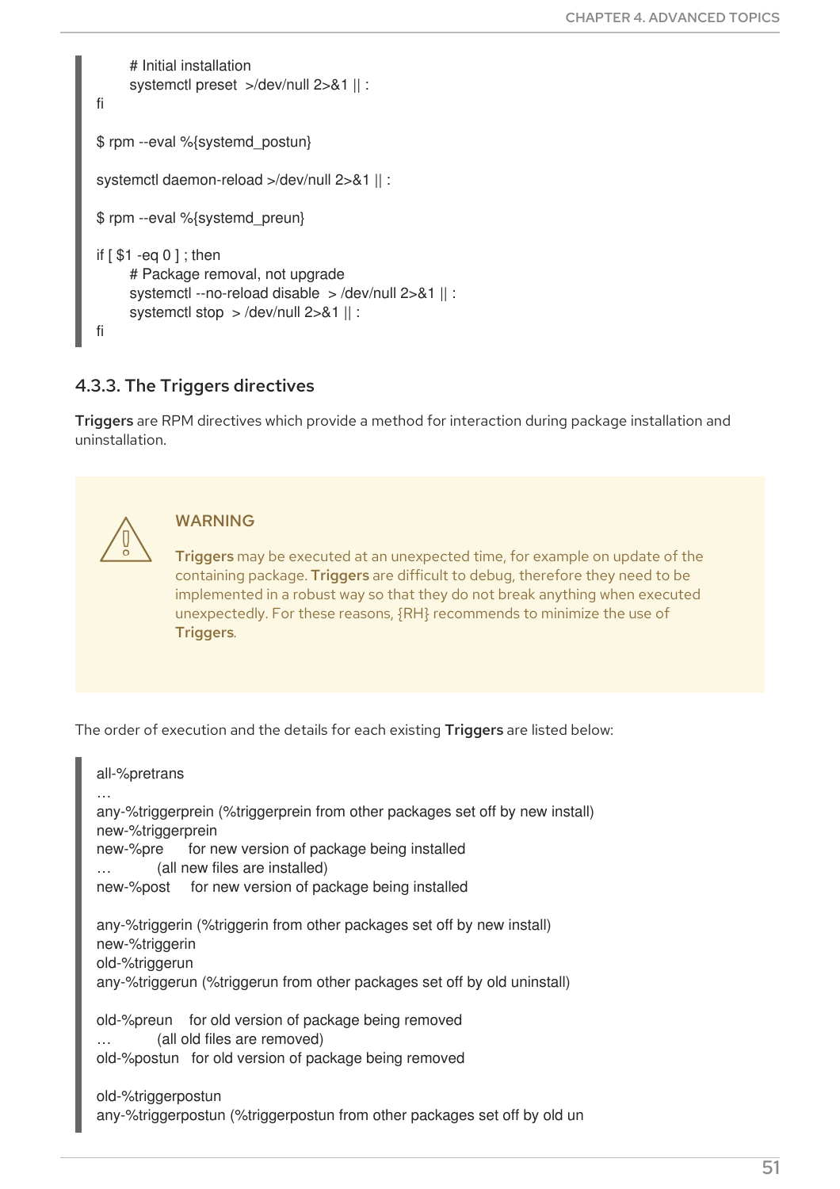```
        # Initial installation
        systemctl preset  >/dev/null 2>&1 || :
fi

$ rpm --eval %{systemd_postun}

systemctl daemon-reload >/dev/null 2>&1 || :

$ rpm --eval %{systemd_preun}

if [ $1 -eq 0 ] ; then
        # Package removal, not upgrade
        systemctl --no-reload disable  > /dev/null 2>&1 || :
        systemctl stop  > /dev/null 2>&1 || :
fi
```

### 4.3.3. The Triggers directives

**Triggers** are RPM directives which provide a method for interaction during package installation and uninstallation.

> **WARNING**
>
> **Triggers** may be executed at an unexpected time, for example on update of the containing package. **Triggers** are difficult to debug, therefore they need to be implemented in a robust way so that they do not break anything when executed unexpectedly. For these reasons, {RH} recommends to minimize the use of **Triggers**.

The order of execution and the details for each existing **Triggers** are listed below:

```
all-%pretrans
…
any-%triggerprein (%triggerprein from other packages set off by new install)
new-%triggerprein
new-%pre      for new version of package being installed
…          (all new files are installed)
new-%post     for new version of package being installed

any-%triggerin (%triggerin from other packages set off by new install)
new-%triggerin
old-%triggerun
any-%triggerun (%triggerun from other packages set off by old uninstall)

old-%preun    for old version of package being removed
…          (all old files are removed)
old-%postun   for old version of package being removed

old-%triggerpostun
any-%triggerpostun (%triggerpostun from other packages set off by old un
```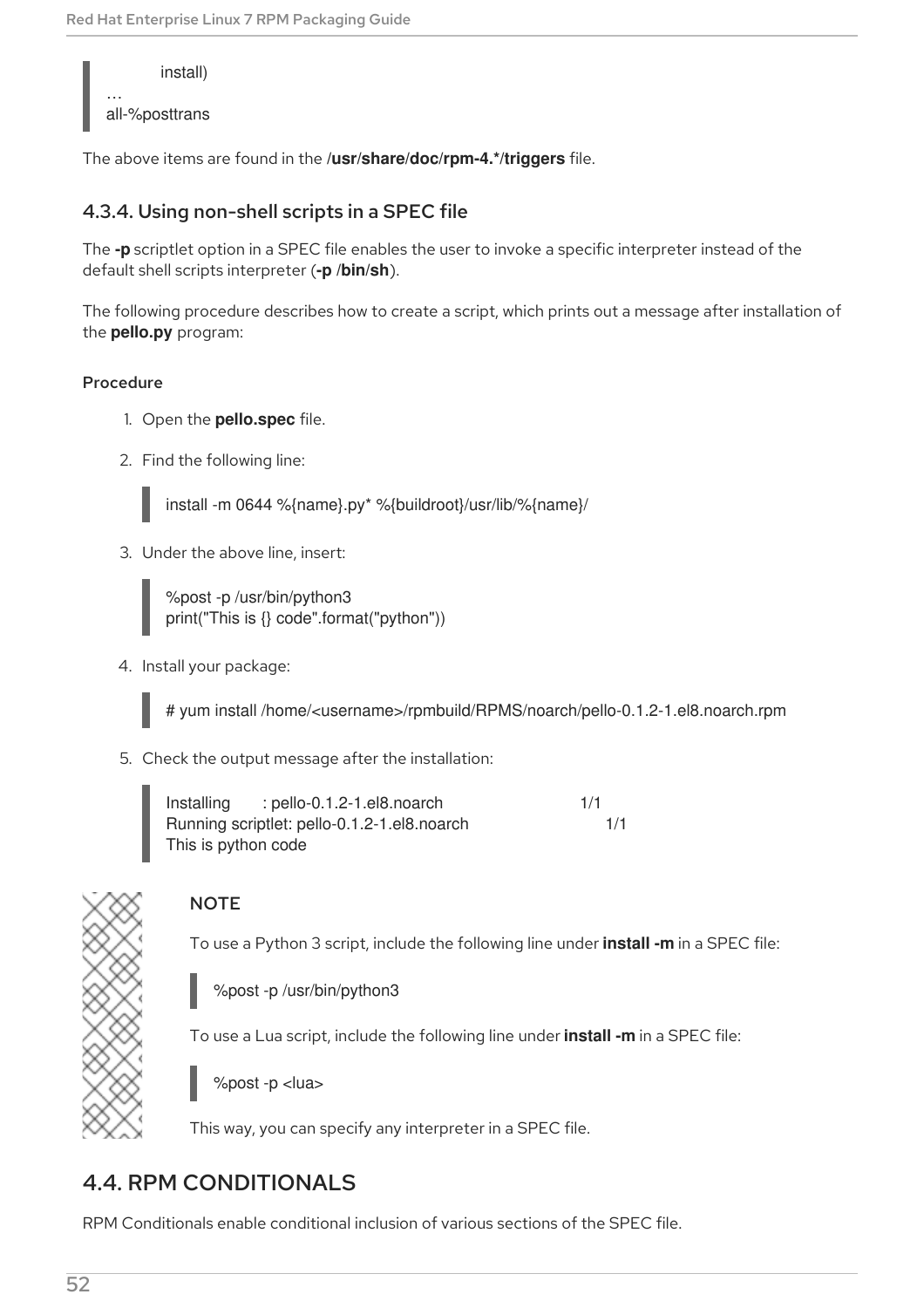```
        install)
…
all-%posttrans
```

The above items are found in the **/usr/share/doc/rpm-4.*/triggers** file.

### 4.3.4. Using non-shell scripts in a SPEC file

The **-p** scriptlet option in a SPEC file enables the user to invoke a specific interpreter instead of the default shell scripts interpreter (**-p /bin/sh**).

The following procedure describes how to create a script, which prints out a message after installation of the **pello.py** program:

#### Procedure

1. Open the **pello.spec** file.
2. Find the following line:

   ```
   install -m 0644 %{name}.py* %{buildroot}/usr/lib/%{name}/
   ```

3. Under the above line, insert:

   ```
   %post -p /usr/bin/python3
   print("This is {} code".format("python"))
   ```

4. Install your package:

   ```
   # yum install /home/<username>/rpmbuild/RPMS/noarch/pello-0.1.2-1.el8.noarch.rpm
   ```

5. Check the output message after the installation:

   ```
   Installing       : pello-0.1.2-1.el8.noarch                              1/1
   Running scriptlet: pello-0.1.2-1.el8.noarch                              1/1
   This is python code
   ```

> **NOTE**
>
> To use a Python 3 script, include the following line under **install -m** in a SPEC file:
>
> ```
> %post -p /usr/bin/python3
> ```
>
> To use a Lua script, include the following line under **install -m** in a SPEC file:
>
> ```
> %post -p <lua>
> ```
>
> This way, you can specify any interpreter in a SPEC file.

## 4.4. RPM CONDITIONALS

RPM Conditionals enable conditional inclusion of various sections of the SPEC file.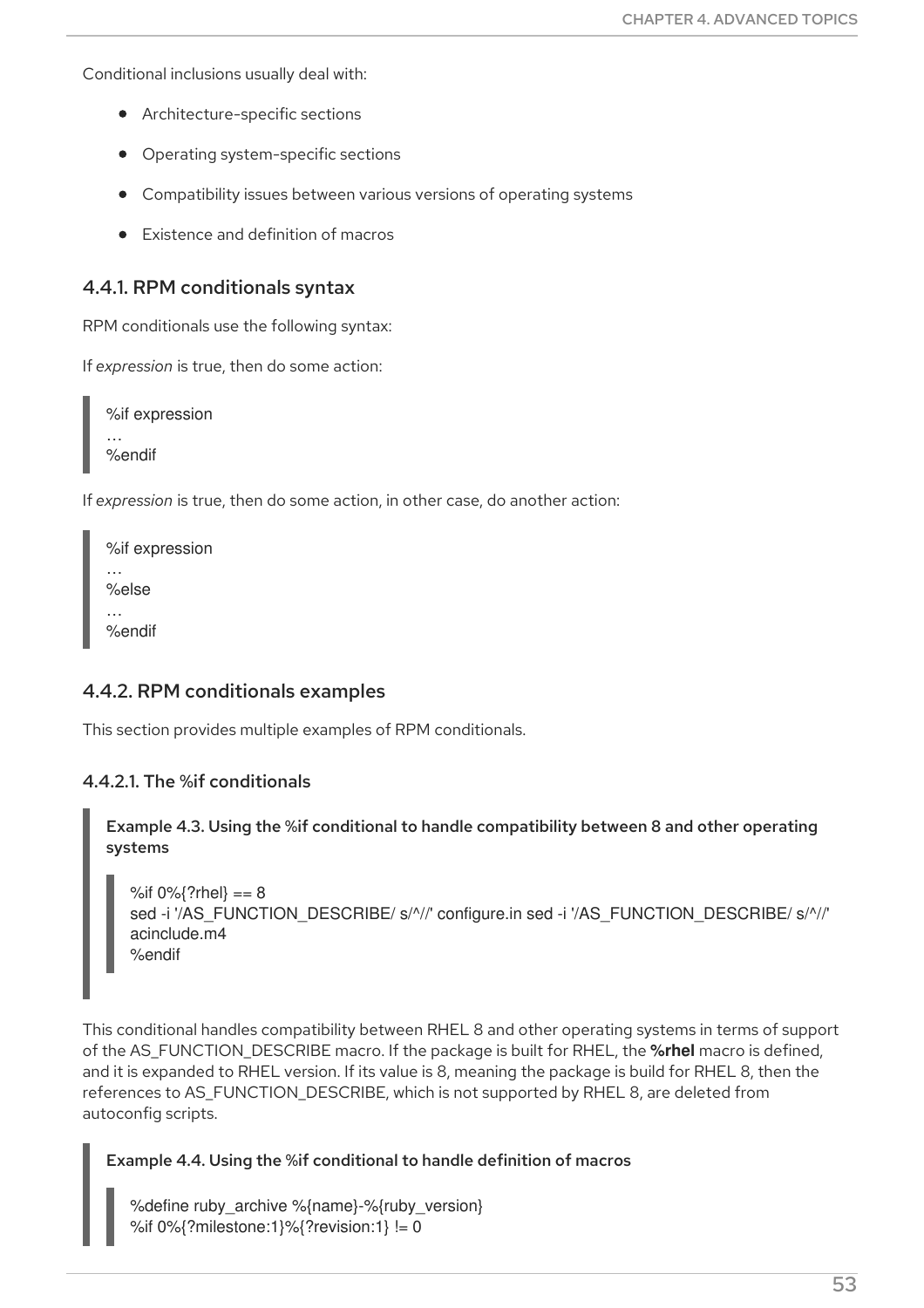Conditional inclusions usually deal with:

- Architecture-specific sections
- Operating system-specific sections
- Compatibility issues between various versions of operating systems
- Existence and definition of macros

### 4.4.1. RPM conditionals syntax

RPM conditionals use the following syntax:

If *expression* is true, then do some action:

```
%if expression
…
%endif
```

If *expression* is true, then do some action, in other case, do another action:

```
%if expression
…
%else
…
%endif
```

### 4.4.2. RPM conditionals examples

This section provides multiple examples of RPM conditionals.

#### 4.4.2.1. The %if conditionals

**Example 4.3. Using the %if conditional to handle compatibility between 8 and other operating systems**

```
%if 0%{?rhel} == 8
sed -i '/AS_FUNCTION_DESCRIBE/ s/^//' configure.in sed -i '/AS_FUNCTION_DESCRIBE/ s/^//'
acinclude.m4
%endif
```

This conditional handles compatibility between RHEL 8 and other operating systems in terms of support of the AS_FUNCTION_DESCRIBE macro. If the package is built for RHEL, the **%rhel** macro is defined, and it is expanded to RHEL version. If its value is 8, meaning the package is build for RHEL 8, then the references to AS_FUNCTION_DESCRIBE, which is not supported by RHEL 8, are deleted from autoconfig scripts.

**Example 4.4. Using the %if conditional to handle definition of macros**

```
%define ruby_archive %{name}-%{ruby_version}
%if 0%{?milestone:1}%{?revision:1} != 0
```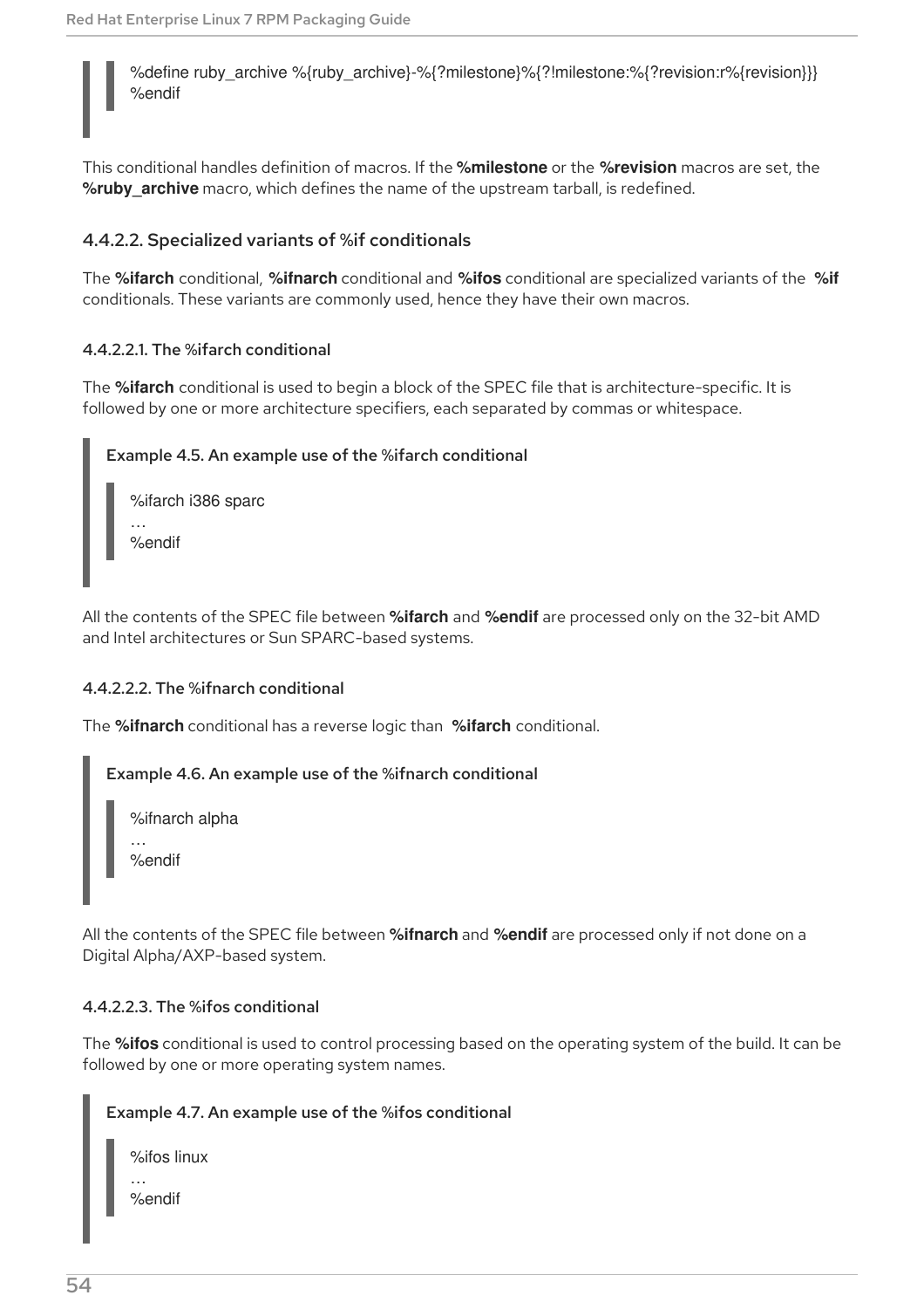```
%define ruby_archive %{ruby_archive}-%{?milestone}%{?!milestone:%{?revision:r%{revision}}}
%endif
```

This conditional handles definition of macros. If the **%milestone** or the **%revision** macros are set, the **%ruby_archive** macro, which defines the name of the upstream tarball, is redefined.

#### 4.4.2.2. Specialized variants of %if conditionals

The **%ifarch** conditional, **%ifnarch** conditional and **%ifos** conditional are specialized variants of the **%if** conditionals. These variants are commonly used, hence they have their own macros.

##### 4.4.2.2.1. The %ifarch conditional

The **%ifarch** conditional is used to begin a block of the SPEC file that is architecture-specific. It is followed by one or more architecture specifiers, each separated by commas or whitespace.

**Example 4.5. An example use of the %ifarch conditional**

```
%ifarch i386 sparc
…
%endif
```

All the contents of the SPEC file between **%ifarch** and **%endif** are processed only on the 32-bit AMD and Intel architectures or Sun SPARC-based systems.

##### 4.4.2.2.2. The %ifnarch conditional

The **%ifnarch** conditional has a reverse logic than **%ifarch** conditional.

**Example 4.6. An example use of the %ifnarch conditional**

```
%ifnarch alpha
…
%endif
```

All the contents of the SPEC file between **%ifnarch** and **%endif** are processed only if not done on a Digital Alpha/AXP-based system.

##### 4.4.2.2.3. The %ifos conditional

The **%ifos** conditional is used to control processing based on the operating system of the build. It can be followed by one or more operating system names.

**Example 4.7. An example use of the %ifos conditional**

```
%ifos linux
…
%endif
```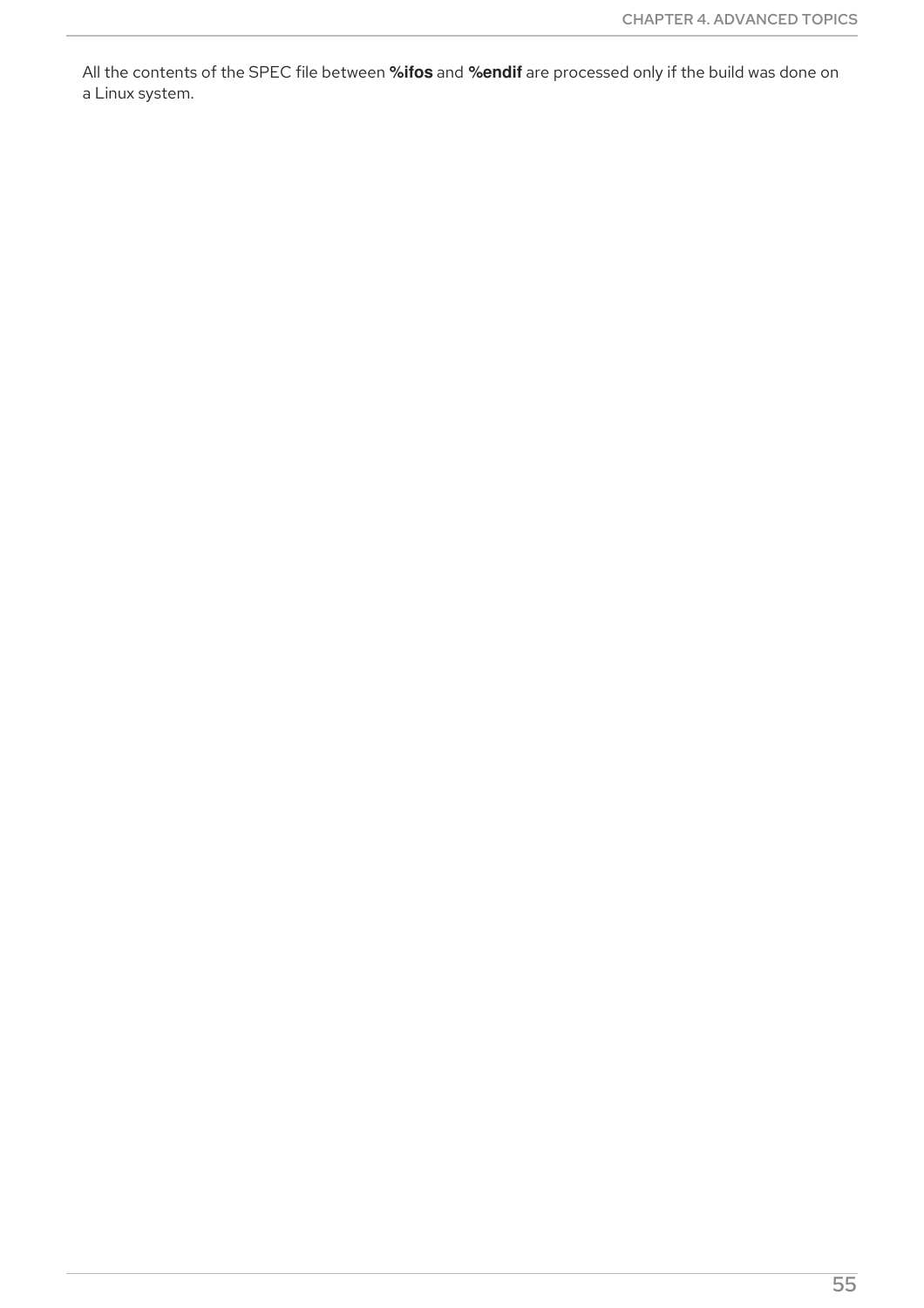All the contents of the SPEC file between **%ifos** and **%endif** are processed only if the build was done on a Linux system.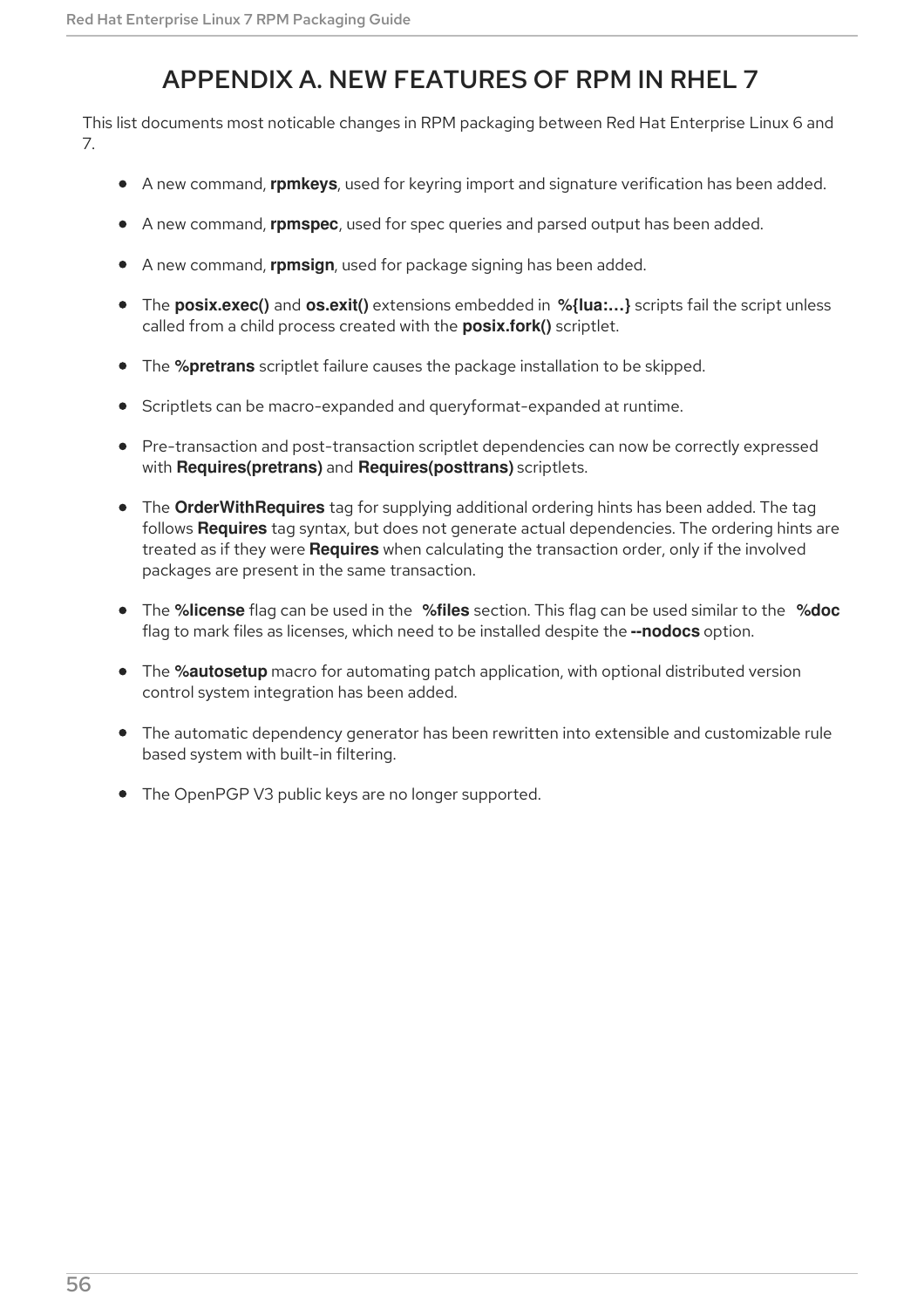# APPENDIX A. NEW FEATURES OF RPM IN RHEL 7

This list documents most noticable changes in RPM packaging between Red Hat Enterprise Linux 6 and 7.

- A new command, **rpmkeys**, used for keyring import and signature verification has been added.
- A new command, **rpmspec**, used for spec queries and parsed output has been added.
- A new command, **rpmsign**, used for package signing has been added.
- The **posix.exec()** and **os.exit()** extensions embedded in **%{lua:…}** scripts fail the script unless called from a child process created with the **posix.fork()** scriptlet.
- The **%pretrans** scriptlet failure causes the package installation to be skipped.
- Scriptlets can be macro-expanded and queryformat-expanded at runtime.
- Pre-transaction and post-transaction scriptlet dependencies can now be correctly expressed with **Requires(pretrans)** and **Requires(posttrans)** scriptlets.
- The **OrderWithRequires** tag for supplying additional ordering hints has been added. The tag follows **Requires** tag syntax, but does not generate actual dependencies. The ordering hints are treated as if they were **Requires** when calculating the transaction order, only if the involved packages are present in the same transaction.
- The **%license** flag can be used in the **%files** section. This flag can be used similar to the **%doc** flag to mark files as licenses, which need to be installed despite the **--nodocs** option.
- The **%autosetup** macro for automating patch application, with optional distributed version control system integration has been added.
- The automatic dependency generator has been rewritten into extensible and customizable rule based system with built-in filtering.
- The OpenPGP V3 public keys are no longer supported.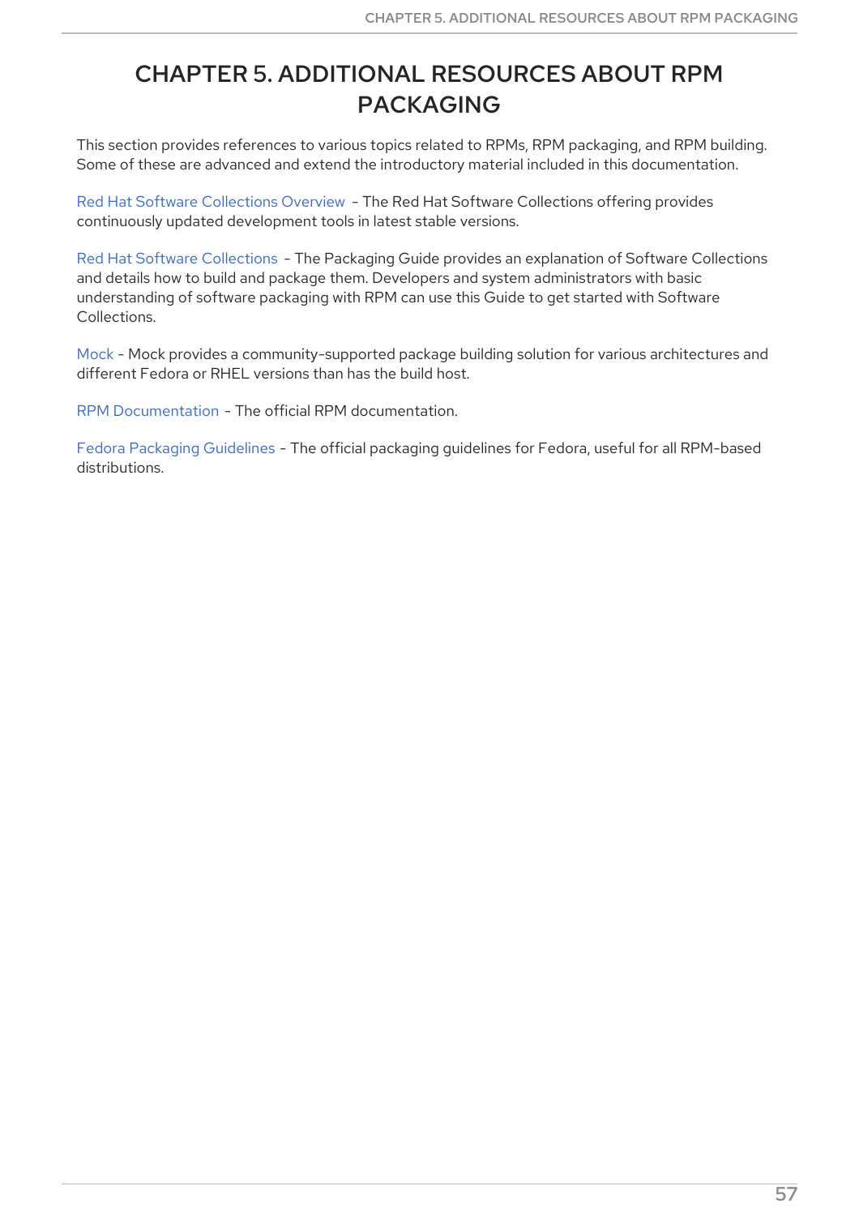# CHAPTER 5. ADDITIONAL RESOURCES ABOUT RPM PACKAGING

This section provides references to various topics related to RPMs, RPM packaging, and RPM building. Some of these are advanced and extend the introductory material included in this documentation.

Red Hat Software Collections Overview - The Red Hat Software Collections offering provides continuously updated development tools in latest stable versions.

Red Hat Software Collections - The Packaging Guide provides an explanation of Software Collections and details how to build and package them. Developers and system administrators with basic understanding of software packaging with RPM can use this Guide to get started with Software Collections.

Mock - Mock provides a community-supported package building solution for various architectures and different Fedora or RHEL versions than has the build host.

RPM Documentation - The official RPM documentation.

Fedora Packaging Guidelines - The official packaging guidelines for Fedora, useful for all RPM-based distributions.